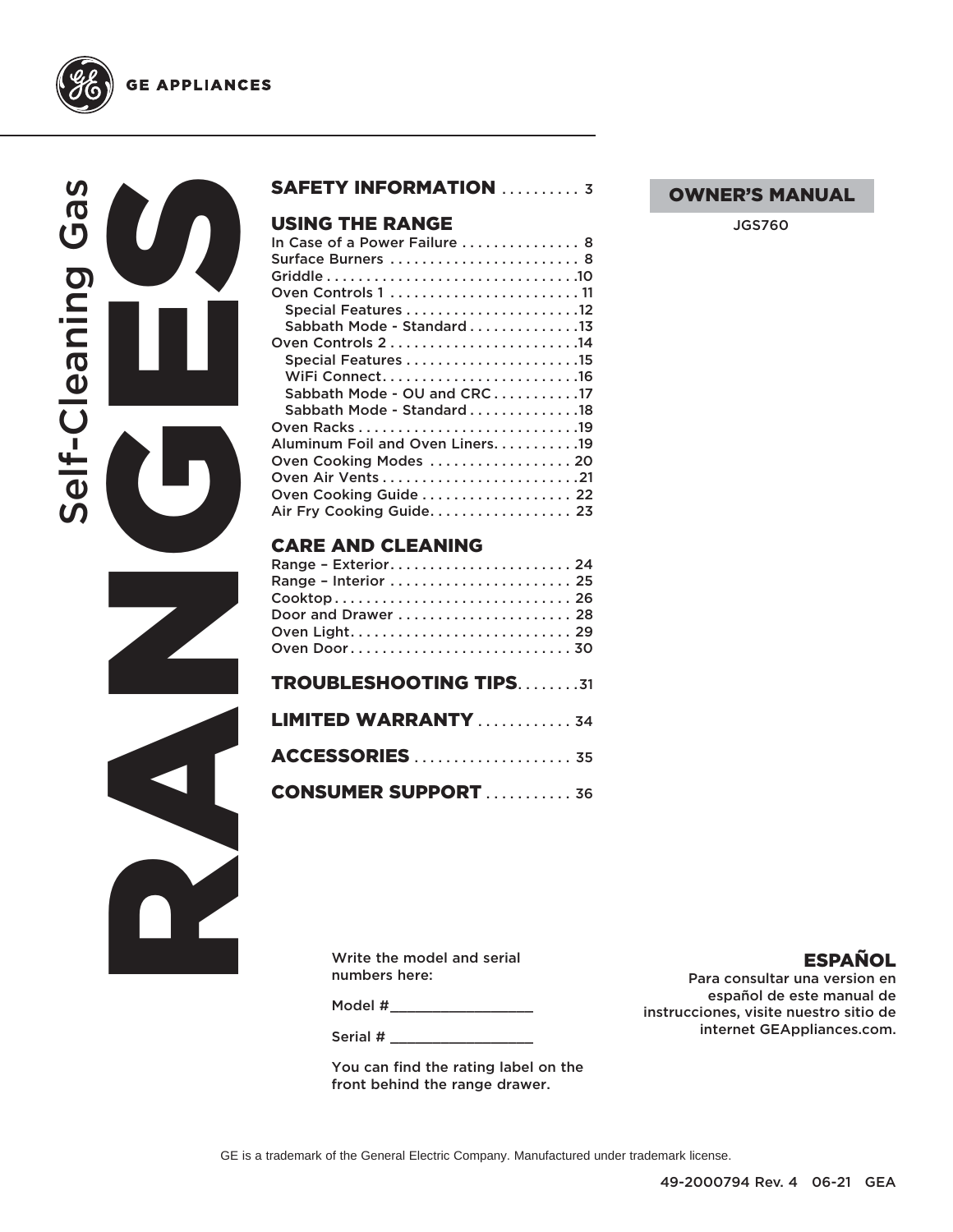GE APPLIANCES

# Self-Cleaning Gas RANGES

**OWNER'S MANUAL**

JGS760

## SAFETY INFORMATION . . . . . . . . . . 3

## USING THE RANGE

In Case of a Power Failure . . . . . . . . . . . . . . . 8
Surface Burners . . . . . . . . . . . . . . . . . . . . . . . 8
Griddle . . . . . . . . . . . . . . . . . . . . . . . . . . . . . . 10
Oven Controls 1 . . . . . . . . . . . . . . . . . . . . . . . 11
- Special Features . . . . . . . . . . . . . . . . . . . . . 12
- Sabbath Mode - Standard . . . . . . . . . . . . . 13

Oven Controls 2 . . . . . . . . . . . . . . . . . . . . . . . 14
- Special Features . . . . . . . . . . . . . . . . . . . . . 15
- WiFi Connect . . . . . . . . . . . . . . . . . . . . . . . . 16
- Sabbath Mode - OU and CRC . . . . . . . . . . . 17
- Sabbath Mode - Standard . . . . . . . . . . . . . 18

Oven Racks . . . . . . . . . . . . . . . . . . . . . . . . . . . 19
Aluminum Foil and Oven Liners . . . . . . . . . . . 19
Oven Cooking Modes . . . . . . . . . . . . . . . . . . 20
Oven Air Vents . . . . . . . . . . . . . . . . . . . . . . . . 21
Oven Cooking Guide . . . . . . . . . . . . . . . . . . . 22
Air Fry Cooking Guide . . . . . . . . . . . . . . . . . . 23

## CARE AND CLEANING

Range – Exterior . . . . . . . . . . . . . . . . . . . . . . 24
Range – Interior . . . . . . . . . . . . . . . . . . . . . . . 25
Cooktop . . . . . . . . . . . . . . . . . . . . . . . . . . . . . 26
Door and Drawer . . . . . . . . . . . . . . . . . . . . . . 28
Oven Light . . . . . . . . . . . . . . . . . . . . . . . . . . . 29
Oven Door . . . . . . . . . . . . . . . . . . . . . . . . . . . 30

## TROUBLESHOOTING TIPS . . . . . . . . 31

## LIMITED WARRANTY . . . . . . . . . . . . 34

## ACCESSORIES . . . . . . . . . . . . . . . . . . . . 35

## CONSUMER SUPPORT . . . . . . . . . . . 36

Write the model and serial numbers here:

Model #_________________

Serial # _________________

You can find the rating label on the front behind the range drawer.

## ESPAÑOL

Para consultar una version en español de este manual de instrucciones, visite nuestro sitio de internet GEAppliances.com.

GE is a trademark of the General Electric Company. Manufactured under trademark license.

49-2000794 Rev. 4 06-21 GEA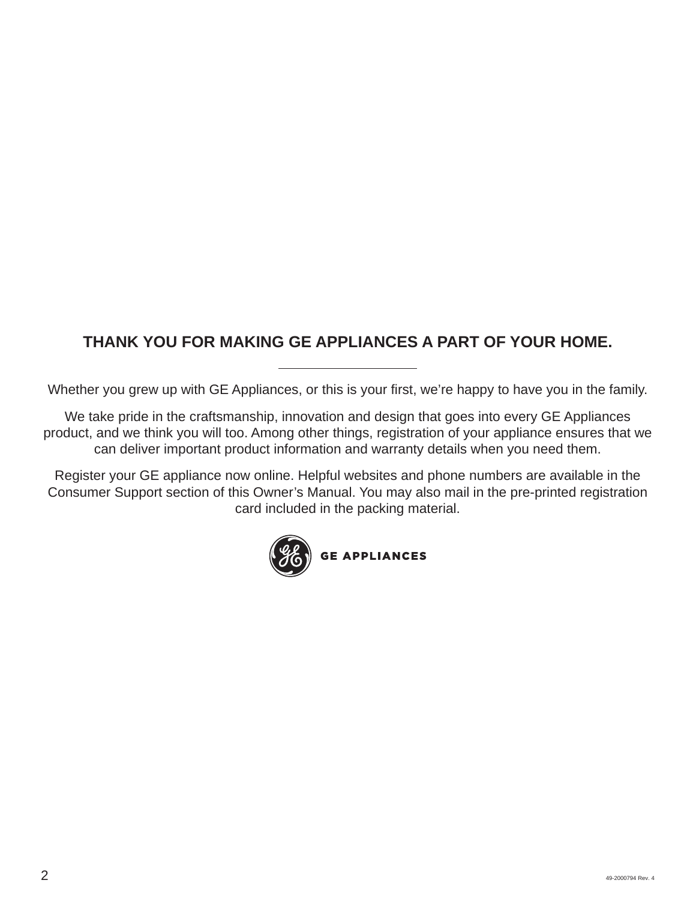## THANK YOU FOR MAKING GE APPLIANCES A PART OF YOUR HOME.

---

Whether you grew up with GE Appliances, or this is your first, we're happy to have you in the family.

We take pride in the craftsmanship, innovation and design that goes into every GE Appliances product, and we think you will too. Among other things, registration of your appliance ensures that we can deliver important product information and warranty details when you need them.

Register your GE appliance now online. Helpful websites and phone numbers are available in the Consumer Support section of this Owner's Manual. You may also mail in the pre-printed registration card included in the packing material.

GE APPLIANCES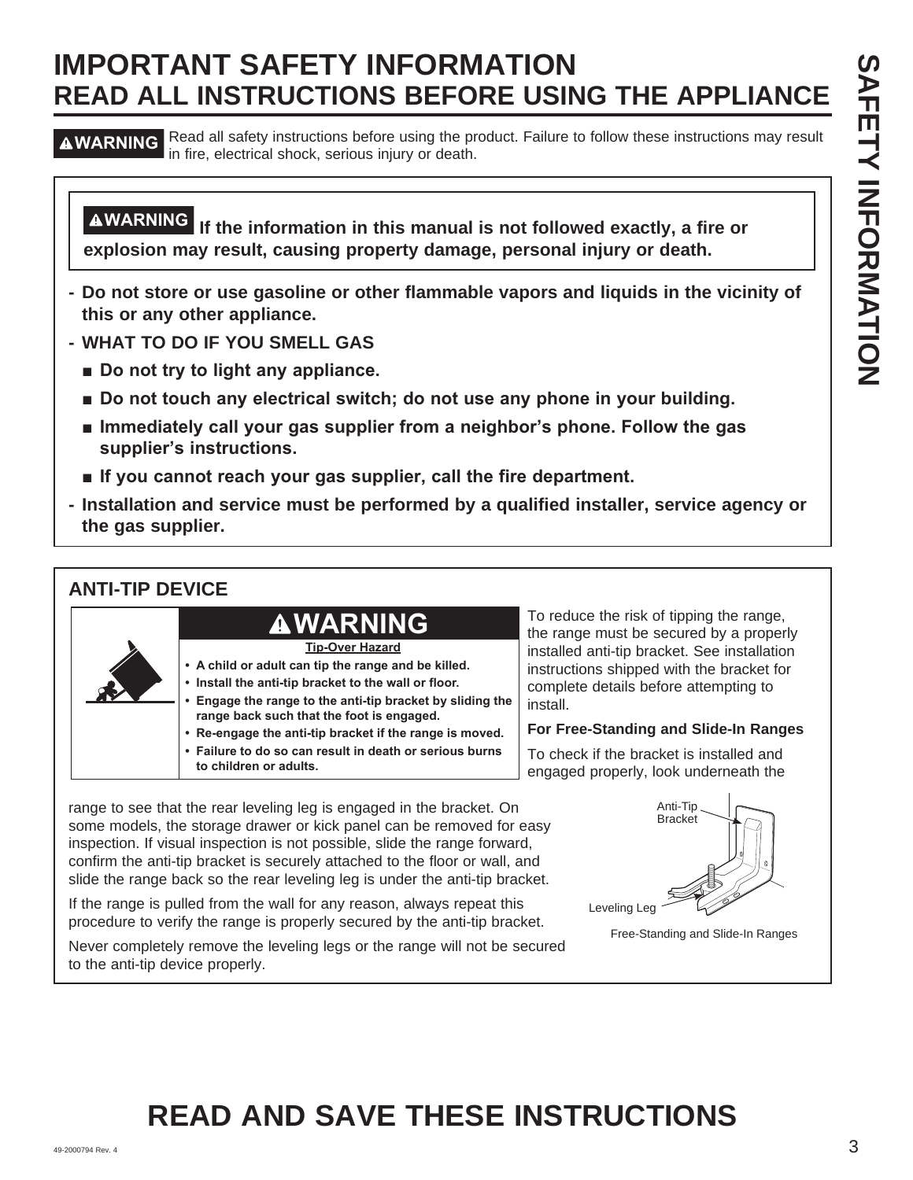# IMPORTANT SAFETY INFORMATION
## READ ALL INSTRUCTIONS BEFORE USING THE APPLIANCE

**⚠WARNING** Read all safety instructions before using the product. Failure to follow these instructions may result in fire, electrical shock, serious injury or death.

**⚠WARNING If the information in this manual is not followed exactly, a fire or explosion may result, causing property damage, personal injury or death.**

- **Do not store or use gasoline or other flammable vapors and liquids in the vicinity of this or any other appliance.**
- **WHAT TO DO IF YOU SMELL GAS**
  - **Do not try to light any appliance.**
  - **Do not touch any electrical switch; do not use any phone in your building.**
  - **Immediately call your gas supplier from a neighbor's phone. Follow the gas supplier's instructions.**
  - **If you cannot reach your gas supplier, call the fire department.**
- **Installation and service must be performed by a qualified installer, service agency or the gas supplier.**

### ANTI-TIP DEVICE

**⚠WARNING**

**Tip-Over Hazard**

- **A child or adult can tip the range and be killed.**
- **Install the anti-tip bracket to the wall or floor.**
- **Engage the range to the anti-tip bracket by sliding the range back such that the foot is engaged.**
- **Re-engage the anti-tip bracket if the range is moved.**
- **Failure to do so can result in death or serious burns to children or adults.**

To reduce the risk of tipping the range, the range must be secured by a properly installed anti-tip bracket. See installation instructions shipped with the bracket for complete details before attempting to install.

**For Free-Standing and Slide-In Ranges**

To check if the bracket is installed and engaged properly, look underneath the range to see that the rear leveling leg is engaged in the bracket. On some models, the storage drawer or kick panel can be removed for easy inspection. If visual inspection is not possible, slide the range forward, confirm the anti-tip bracket is securely attached to the floor or wall, and slide the range back so the rear leveling leg is under the anti-tip bracket.

If the range is pulled from the wall for any reason, always repeat this procedure to verify the range is properly secured by the anti-tip bracket.

Never completely remove the leveling legs or the range will not be secured to the anti-tip device properly.

Anti-Tip Bracket

Leveling Leg

Free-Standing and Slide-In Ranges

## READ AND SAVE THESE INSTRUCTIONS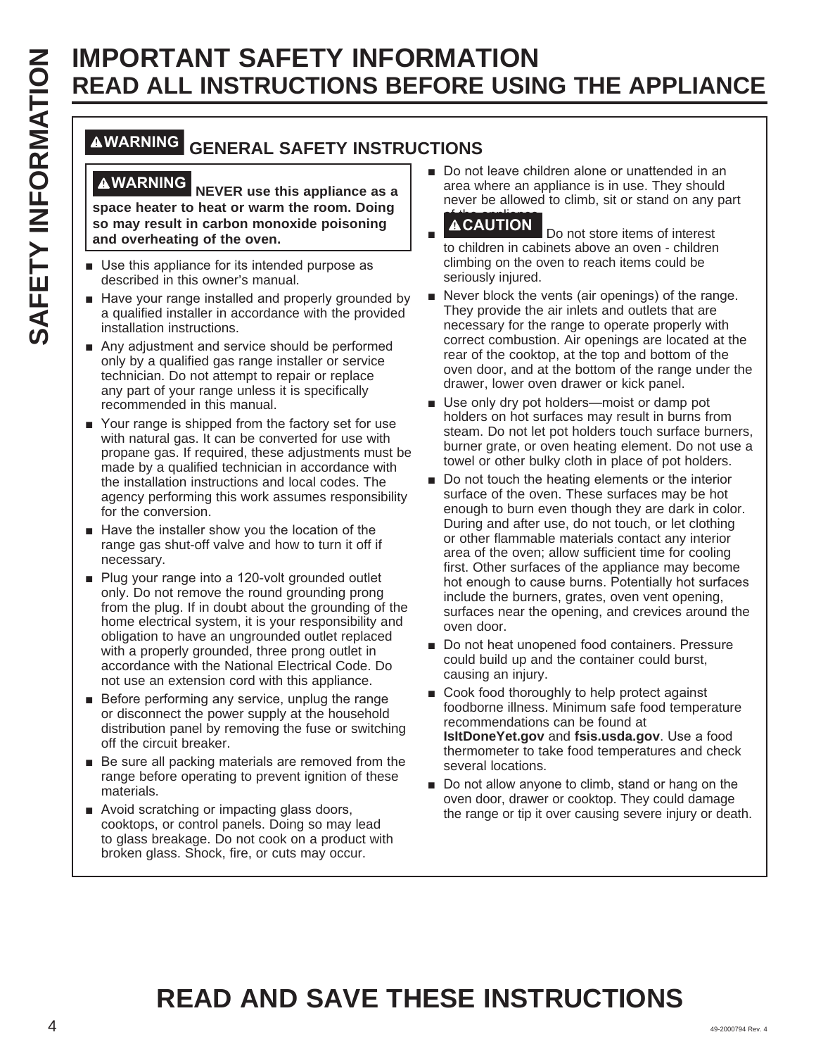# IMPORTANT SAFETY INFORMATION
## READ ALL INSTRUCTIONS BEFORE USING THE APPLIANCE

### ⚠WARNING GENERAL SAFETY INSTRUCTIONS

**⚠WARNING NEVER use this appliance as a space heater to heat or warm the room. Doing so may result in carbon monoxide poisoning and overheating of the oven.**

- Use this appliance for its intended purpose as described in this owner's manual.
- Have your range installed and properly grounded by a qualified installer in accordance with the provided installation instructions.
- Any adjustment and service should be performed only by a qualified gas range installer or service technician. Do not attempt to repair or replace any part of your range unless it is specifically recommended in this manual.
- Your range is shipped from the factory set for use with natural gas. It can be converted for use with propane gas. If required, these adjustments must be made by a qualified technician in accordance with the installation instructions and local codes. The agency performing this work assumes responsibility for the conversion.
- Have the installer show you the location of the range gas shut-off valve and how to turn it off if necessary.
- Plug your range into a 120-volt grounded outlet only. Do not remove the round grounding prong from the plug. If in doubt about the grounding of the home electrical system, it is your responsibility and obligation to have an ungrounded outlet replaced with a properly grounded, three prong outlet in accordance with the National Electrical Code. Do not use an extension cord with this appliance.
- Before performing any service, unplug the range or disconnect the power supply at the household distribution panel by removing the fuse or switching off the circuit breaker.
- Be sure all packing materials are removed from the range before operating to prevent ignition of these materials.
- Avoid scratching or impacting glass doors, cooktops, or control panels. Doing so may lead to glass breakage. Do not cook on a product with broken glass. Shock, fire, or cuts may occur.
- Do not leave children alone or unattended in an area where an appliance is in use. They should never be allowed to climb, sit or stand on any part of the appliance.
- **⚠CAUTION** Do not store items of interest to children in cabinets above an oven - children climbing on the oven to reach items could be seriously injured.
- Never block the vents (air openings) of the range. They provide the air inlets and outlets that are necessary for the range to operate properly with correct combustion. Air openings are located at the rear of the cooktop, at the top and bottom of the oven door, and at the bottom of the range under the drawer, lower oven drawer or kick panel.
- Use only dry pot holders—moist or damp pot holders on hot surfaces may result in burns from steam. Do not let pot holders touch surface burners, burner grate, or oven heating element. Do not use a towel or other bulky cloth in place of pot holders.
- Do not touch the heating elements or the interior surface of the oven. These surfaces may be hot enough to burn even though they are dark in color. During and after use, do not touch, or let clothing or other flammable materials contact any interior area of the oven; allow sufficient time for cooling first. Other surfaces of the appliance may become hot enough to cause burns. Potentially hot surfaces include the burners, grates, oven vent opening, surfaces near the opening, and crevices around the oven door.
- Do not heat unopened food containers. Pressure could build up and the container could burst, causing an injury.
- Cook food thoroughly to help protect against foodborne illness. Minimum safe food temperature recommendations can be found at **IsItDoneYet.gov** and **fsis.usda.gov**. Use a food thermometer to take food temperatures and check several locations.
- Do not allow anyone to climb, stand or hang on the oven door, drawer or cooktop. They could damage the range or tip it over causing severe injury or death.

# READ AND SAVE THESE INSTRUCTIONS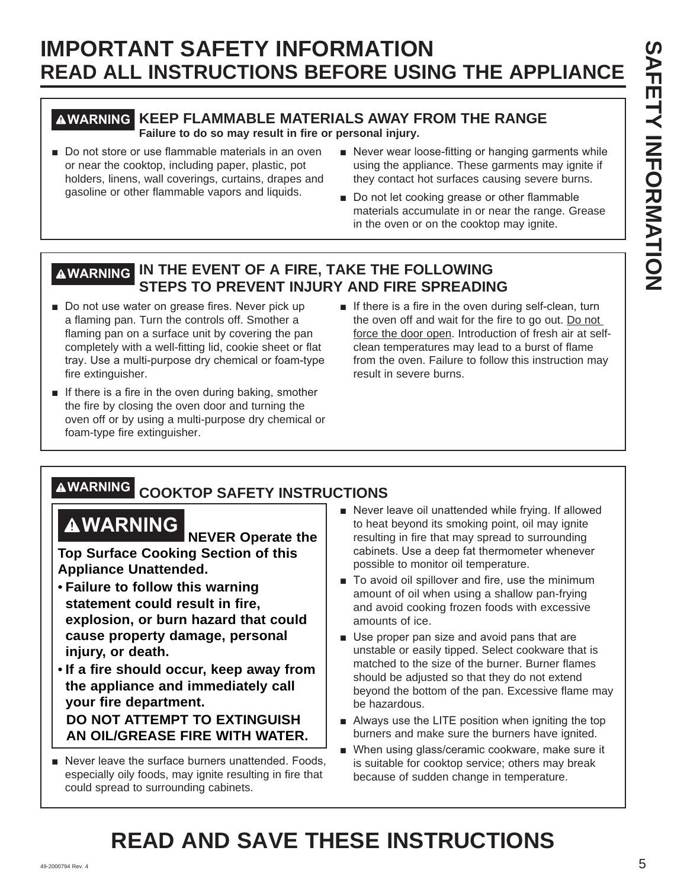# IMPORTANT SAFETY INFORMATION
## READ ALL INSTRUCTIONS BEFORE USING THE APPLIANCE

### ⚠WARNING KEEP FLAMMABLE MATERIALS AWAY FROM THE RANGE

**Failure to do so may result in fire or personal injury.**

- Do not store or use flammable materials in an oven or near the cooktop, including paper, plastic, pot holders, linens, wall coverings, curtains, drapes and gasoline or other flammable vapors and liquids.
- Never wear loose-fitting or hanging garments while using the appliance. These garments may ignite if they contact hot surfaces causing severe burns.
- Do not let cooking grease or other flammable materials accumulate in or near the range. Grease in the oven or on the cooktop may ignite.

### ⚠WARNING IN THE EVENT OF A FIRE, TAKE THE FOLLOWING STEPS TO PREVENT INJURY AND FIRE SPREADING

- Do not use water on grease fires. Never pick up a flaming pan. Turn the controls off. Smother a flaming pan on a surface unit by covering the pan completely with a well-fitting lid, cookie sheet or flat tray. Use a multi-purpose dry chemical or foam-type fire extinguisher.
- If there is a fire in the oven during baking, smother the fire by closing the oven door and turning the oven off or by using a multi-purpose dry chemical or foam-type fire extinguisher.
- If there is a fire in the oven during self-clean, turn the oven off and wait for the fire to go out. Do not force the door open. Introduction of fresh air at self-clean temperatures may lead to a burst of flame from the oven. Failure to follow this instruction may result in severe burns.

### ⚠WARNING COOKTOP SAFETY INSTRUCTIONS

**⚠WARNING NEVER Operate the Top Surface Cooking Section of this Appliance Unattended.**

- **Failure to follow this warning statement could result in fire, explosion, or burn hazard that could cause property damage, personal injury, or death.**
- **If a fire should occur, keep away from the appliance and immediately call your fire department.**

**DO NOT ATTEMPT TO EXTINGUISH AN OIL/GREASE FIRE WITH WATER.**

- Never leave the surface burners unattended. Foods, especially oily foods, may ignite resulting in fire that could spread to surrounding cabinets.
- Never leave oil unattended while frying. If allowed to heat beyond its smoking point, oil may ignite resulting in fire that may spread to surrounding cabinets. Use a deep fat thermometer whenever possible to monitor oil temperature.
- To avoid oil spillover and fire, use the minimum amount of oil when using a shallow pan-frying and avoid cooking frozen foods with excessive amounts of ice.
- Use proper pan size and avoid pans that are unstable or easily tipped. Select cookware that is matched to the size of the burner. Burner flames should be adjusted so that they do not extend beyond the bottom of the pan. Excessive flame may be hazardous.
- Always use the LITE position when igniting the top burners and make sure the burners have ignited.
- When using glass/ceramic cookware, make sure it is suitable for cooktop service; others may break because of sudden change in temperature.

## READ AND SAVE THESE INSTRUCTIONS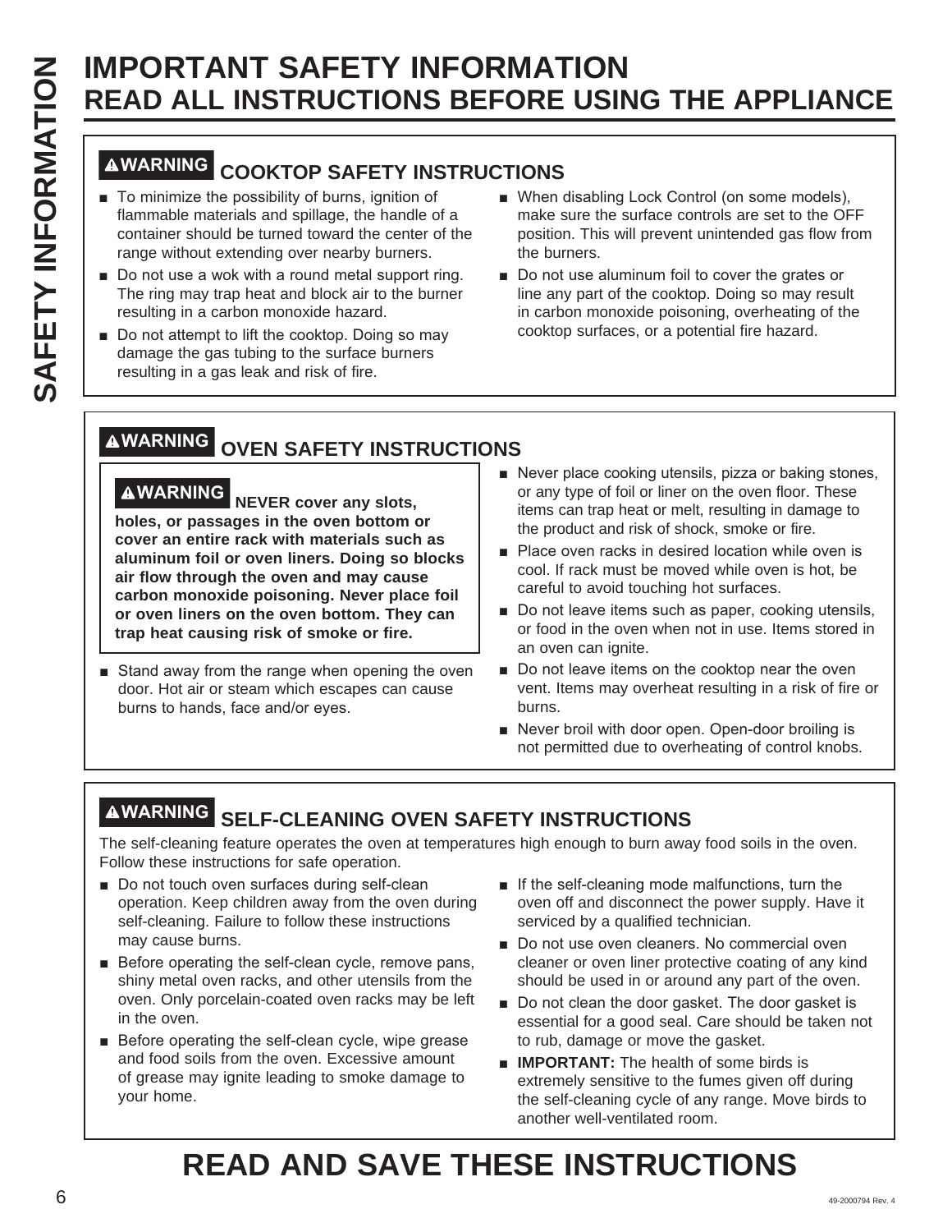# IMPORTANT SAFETY INFORMATION
# READ ALL INSTRUCTIONS BEFORE USING THE APPLIANCE

## ⚠WARNING COOKTOP SAFETY INSTRUCTIONS

- To minimize the possibility of burns, ignition of flammable materials and spillage, the handle of a container should be turned toward the center of the range without extending over nearby burners.
- Do not use a wok with a round metal support ring. The ring may trap heat and block air to the burner resulting in a carbon monoxide hazard.
- Do not attempt to lift the cooktop. Doing so may damage the gas tubing to the surface burners resulting in a gas leak and risk of fire.
- When disabling Lock Control (on some models), make sure the surface controls are set to the OFF position. This will prevent unintended gas flow from the burners.
- Do not use aluminum foil to cover the grates or line any part of the cooktop. Doing so may result in carbon monoxide poisoning, overheating of the cooktop surfaces, or a potential fire hazard.

## ⚠WARNING OVEN SAFETY INSTRUCTIONS

**⚠WARNING NEVER cover any slots, holes, or passages in the oven bottom or cover an entire rack with materials such as aluminum foil or oven liners. Doing so blocks air flow through the oven and may cause carbon monoxide poisoning. Never place foil or oven liners on the oven bottom. They can trap heat causing risk of smoke or fire.**

- Stand away from the range when opening the oven door. Hot air or steam which escapes can cause burns to hands, face and/or eyes.
- Never place cooking utensils, pizza or baking stones, or any type of foil or liner on the oven floor. These items can trap heat or melt, resulting in damage to the product and risk of shock, smoke or fire.
- Place oven racks in desired location while oven is cool. If rack must be moved while oven is hot, be careful to avoid touching hot surfaces.
- Do not leave items such as paper, cooking utensils, or food in the oven when not in use. Items stored in an oven can ignite.
- Do not leave items on the cooktop near the oven vent. Items may overheat resulting in a risk of fire or burns.
- Never broil with door open. Open-door broiling is not permitted due to overheating of control knobs.

## ⚠WARNING SELF-CLEANING OVEN SAFETY INSTRUCTIONS

The self-cleaning feature operates the oven at temperatures high enough to burn away food soils in the oven. Follow these instructions for safe operation.

- Do not touch oven surfaces during self-clean operation. Keep children away from the oven during self-cleaning. Failure to follow these instructions may cause burns.
- Before operating the self-clean cycle, remove pans, shiny metal oven racks, and other utensils from the oven. Only porcelain-coated oven racks may be left in the oven.
- Before operating the self-clean cycle, wipe grease and food soils from the oven. Excessive amount of grease may ignite leading to smoke damage to your home.
- If the self-cleaning mode malfunctions, turn the oven off and disconnect the power supply. Have it serviced by a qualified technician.
- Do not use oven cleaners. No commercial oven cleaner or oven liner protective coating of any kind should be used in or around any part of the oven.
- Do not clean the door gasket. The door gasket is essential for a good seal. Care should be taken not to rub, damage or move the gasket.
- **IMPORTANT:** The health of some birds is extremely sensitive to the fumes given off during the self-cleaning cycle of any range. Move birds to another well-ventilated room.

# READ AND SAVE THESE INSTRUCTIONS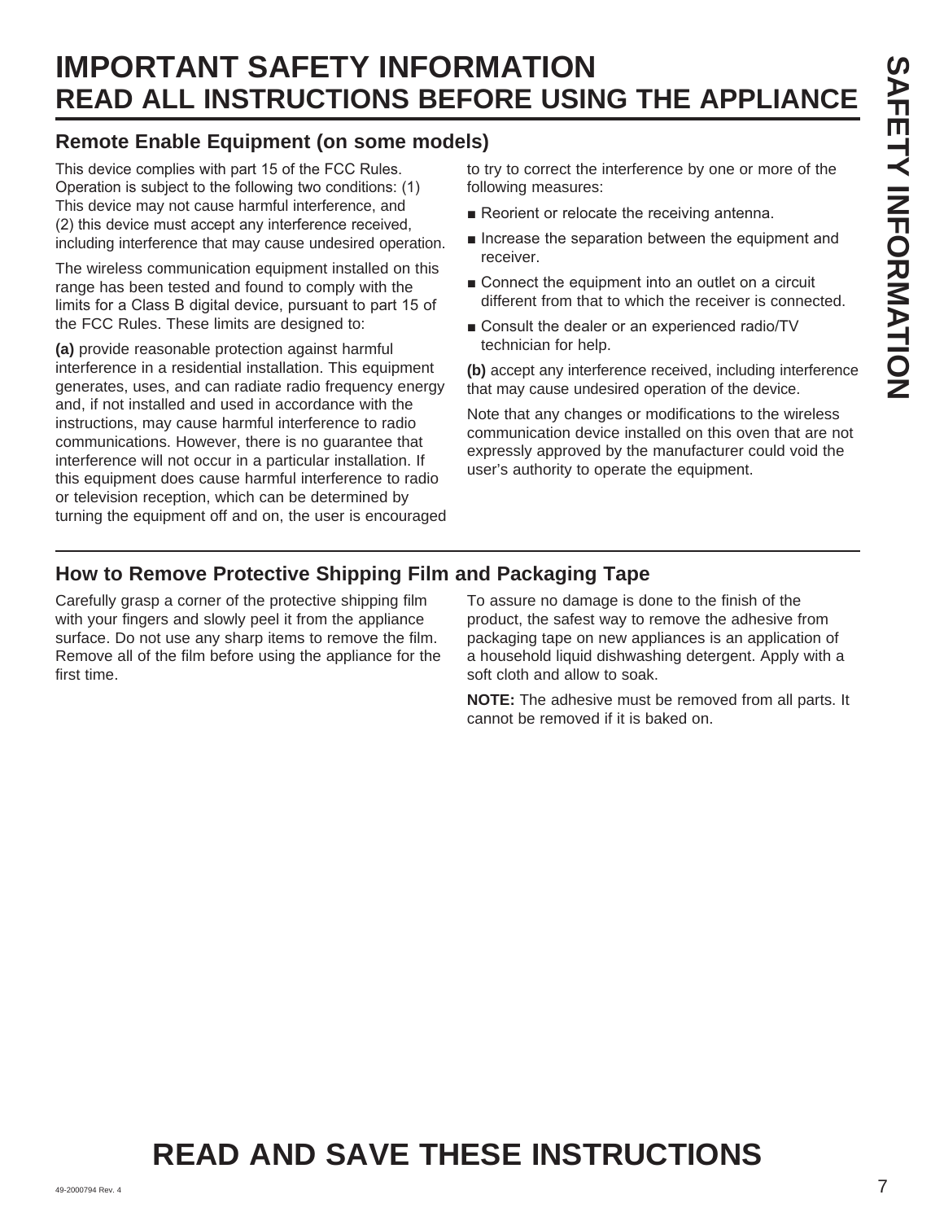# IMPORTANT SAFETY INFORMATION
## READ ALL INSTRUCTIONS BEFORE USING THE APPLIANCE

### Remote Enable Equipment (on some models)

This device complies with part 15 of the FCC Rules. Operation is subject to the following two conditions: (1) This device may not cause harmful interference, and (2) this device must accept any interference received, including interference that may cause undesired operation.

The wireless communication equipment installed on this range has been tested and found to comply with the limits for a Class B digital device, pursuant to part 15 of the FCC Rules. These limits are designed to:

**(a)** provide reasonable protection against harmful interference in a residential installation. This equipment generates, uses, and can radiate radio frequency energy and, if not installed and used in accordance with the instructions, may cause harmful interference to radio communications. However, there is no guarantee that interference will not occur in a particular installation. If this equipment does cause harmful interference to radio or television reception, which can be determined by turning the equipment off and on, the user is encouraged to try to correct the interference by one or more of the following measures:

- Reorient or relocate the receiving antenna.
- Increase the separation between the equipment and receiver.
- Connect the equipment into an outlet on a circuit different from that to which the receiver is connected.
- Consult the dealer or an experienced radio/TV technician for help.

**(b)** accept any interference received, including interference that may cause undesired operation of the device.

Note that any changes or modifications to the wireless communication device installed on this oven that are not expressly approved by the manufacturer could void the user's authority to operate the equipment.

### How to Remove Protective Shipping Film and Packaging Tape

Carefully grasp a corner of the protective shipping film with your fingers and slowly peel it from the appliance surface. Do not use any sharp items to remove the film. Remove all of the film before using the appliance for the first time.

To assure no damage is done to the finish of the product, the safest way to remove the adhesive from packaging tape on new appliances is an application of a household liquid dishwashing detergent. Apply with a soft cloth and allow to soak.

**NOTE:** The adhesive must be removed from all parts. It cannot be removed if it is baked on.

## READ AND SAVE THESE INSTRUCTIONS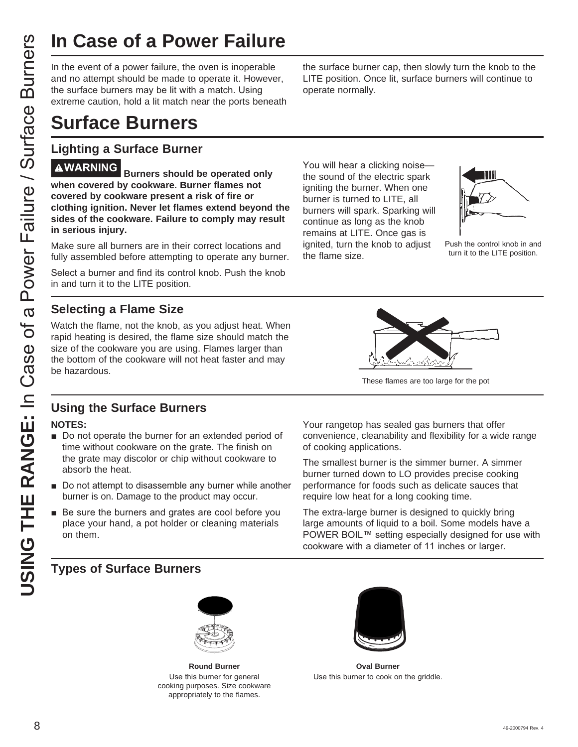# In Case of a Power Failure

In the event of a power failure, the oven is inoperable and no attempt should be made to operate it. However, the surface burners may be lit with a match. Using extreme caution, hold a lit match near the ports beneath the surface burner cap, then slowly turn the knob to the LITE position. Once lit, surface burners will continue to operate normally.

# Surface Burners

## Lighting a Surface Burner

**⚠WARNING Burners should be operated only when covered by cookware. Burner flames not covered by cookware present a risk of fire or clothing ignition. Never let flames extend beyond the sides of the cookware. Failure to comply may result in serious injury.**

Make sure all burners are in their correct locations and fully assembled before attempting to operate any burner.

Select a burner and find its control knob. Push the knob in and turn it to the LITE position.

You will hear a clicking noise—the sound of the electric spark igniting the burner. When one burner is turned to LITE, all burners will spark. Sparking will continue as long as the knob remains at LITE. Once gas is ignited, turn the knob to adjust the flame size.

Push the control knob in and turn it to the LITE position.

## Selecting a Flame Size

Watch the flame, not the knob, as you adjust heat. When rapid heating is desired, the flame size should match the size of the cookware you are using. Flames larger than the bottom of the cookware will not heat faster and may be hazardous.

These flames are too large for the pot

## Using the Surface Burners

**NOTES:**

- Do not operate the burner for an extended period of time without cookware on the grate. The finish on the grate may discolor or chip without cookware to absorb the heat.
- Do not attempt to disassemble any burner while another burner is on. Damage to the product may occur.
- Be sure the burners and grates are cool before you place your hand, a pot holder or cleaning materials on them.

Your rangetop has sealed gas burners that offer convenience, cleanability and flexibility for a wide range of cooking applications.

The smallest burner is the simmer burner. A simmer burner turned down to LO provides precise cooking performance for foods such as delicate sauces that require low heat for a long cooking time.

The extra-large burner is designed to quickly bring large amounts of liquid to a boil. Some models have a POWER BOIL™ setting especially designed for use with cookware with a diameter of 11 inches or larger.

## Types of Surface Burners

**Round Burner**
Use this burner for general cooking purposes. Size cookware appropriately to the flames.

**Oval Burner**
Use this burner to cook on the griddle.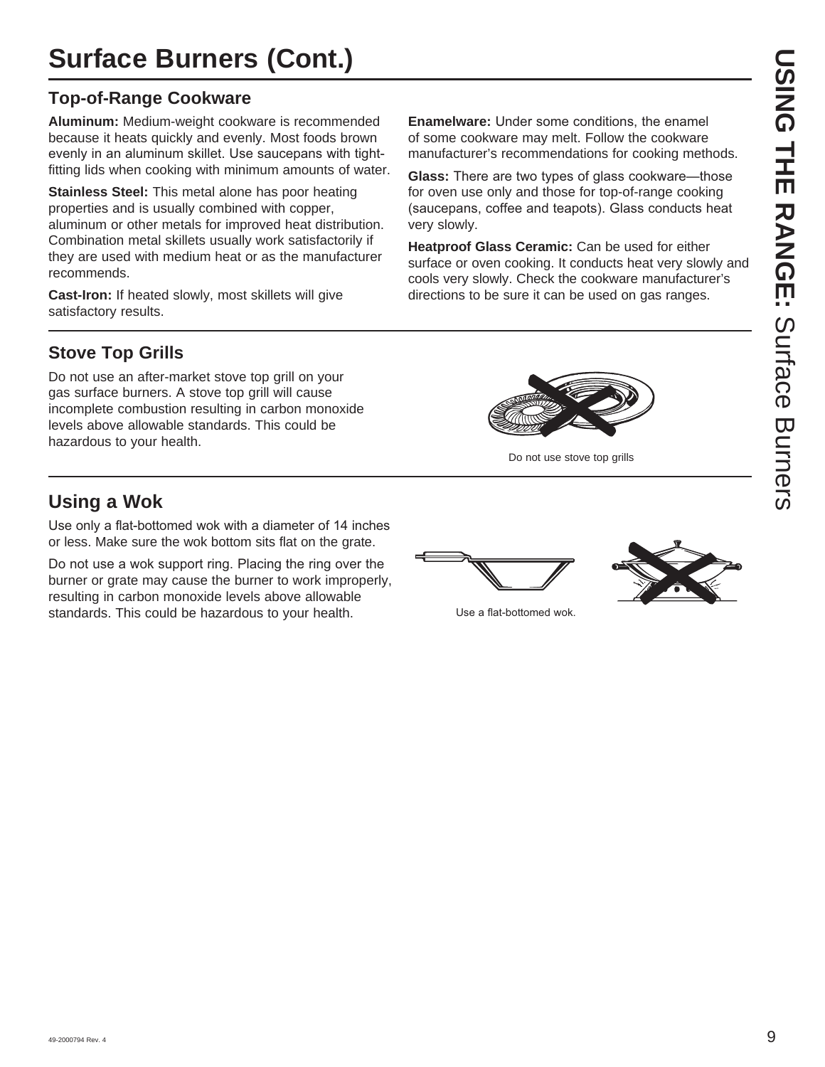# Surface Burners (Cont.)

## Top-of-Range Cookware

**Aluminum:** Medium-weight cookware is recommended because it heats quickly and evenly. Most foods brown evenly in an aluminum skillet. Use saucepans with tight-fitting lids when cooking with minimum amounts of water.

**Stainless Steel:** This metal alone has poor heating properties and is usually combined with copper, aluminum or other metals for improved heat distribution. Combination metal skillets usually work satisfactorily if they are used with medium heat or as the manufacturer recommends.

**Cast-Iron:** If heated slowly, most skillets will give satisfactory results.

**Enamelware:** Under some conditions, the enamel of some cookware may melt. Follow the cookware manufacturer's recommendations for cooking methods.

**Glass:** There are two types of glass cookware—those for oven use only and those for top-of-range cooking (saucepans, coffee and teapots). Glass conducts heat very slowly.

**Heatproof Glass Ceramic:** Can be used for either surface or oven cooking. It conducts heat very slowly and cools very slowly. Check the cookware manufacturer's directions to be sure it can be used on gas ranges.

## Stove Top Grills

Do not use an after-market stove top grill on your gas surface burners. A stove top grill will cause incomplete combustion resulting in carbon monoxide levels above allowable standards. This could be hazardous to your health.

Do not use stove top grills

## Using a Wok

Use only a flat-bottomed wok with a diameter of 14 inches or less. Make sure the wok bottom sits flat on the grate.

Do not use a wok support ring. Placing the ring over the burner or grate may cause the burner to work improperly, resulting in carbon monoxide levels above allowable standards. This could be hazardous to your health.

Use a flat-bottomed wok.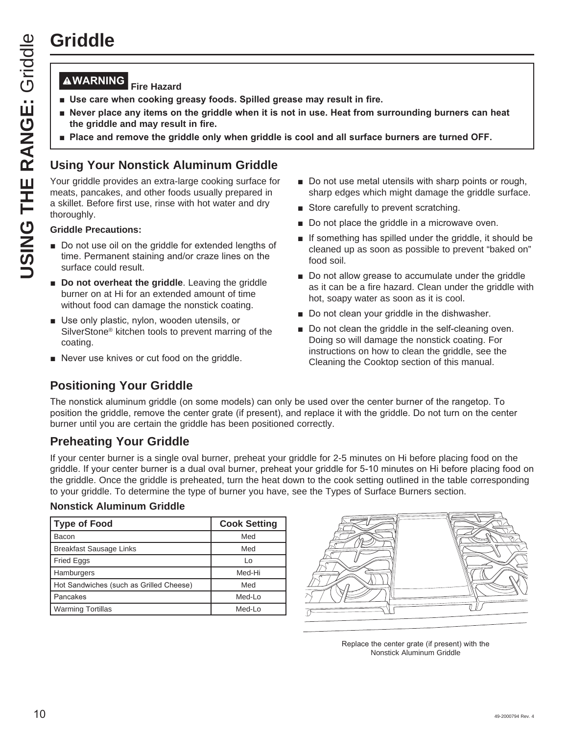# Griddle

**⚠WARNING Fire Hazard**

- **Use care when cooking greasy foods. Spilled grease may result in fire.**
- **Never place any items on the griddle when it is not in use. Heat from surrounding burners can heat the griddle and may result in fire.**
- **Place and remove the griddle only when griddle is cool and all surface burners are turned OFF.**

## Using Your Nonstick Aluminum Griddle

Your griddle provides an extra-large cooking surface for meats, pancakes, and other foods usually prepared in a skillet. Before first use, rinse with hot water and dry thoroughly.

**Griddle Precautions:**

- Do not use oil on the griddle for extended lengths of time. Permanent staining and/or craze lines on the surface could result.
- **Do not overheat the griddle**. Leaving the griddle burner on at Hi for an extended amount of time without food can damage the nonstick coating.
- Use only plastic, nylon, wooden utensils, or SilverStone® kitchen tools to prevent marring of the coating.
- Never use knives or cut food on the griddle.
- Do not use metal utensils with sharp points or rough, sharp edges which might damage the griddle surface.
- Store carefully to prevent scratching.
- Do not place the griddle in a microwave oven.
- If something has spilled under the griddle, it should be cleaned up as soon as possible to prevent "baked on" food soil.
- Do not allow grease to accumulate under the griddle as it can be a fire hazard. Clean under the griddle with hot, soapy water as soon as it is cool.
- Do not clean your griddle in the dishwasher.
- Do not clean the griddle in the self-cleaning oven. Doing so will damage the nonstick coating. For instructions on how to clean the griddle, see the Cleaning the Cooktop section of this manual.

## Positioning Your Griddle

The nonstick aluminum griddle (on some models) can only be used over the center burner of the rangetop. To position the griddle, remove the center grate (if present), and replace it with the griddle. Do not turn on the center burner until you are certain the griddle has been positioned correctly.

## Preheating Your Griddle

If your center burner is a single oval burner, preheat your griddle for 2-5 minutes on Hi before placing food on the griddle. If your center burner is a dual oval burner, preheat your griddle for 5-10 minutes on Hi before placing food on the griddle. Once the griddle is preheated, turn the heat down to the cook setting outlined in the table corresponding to your griddle. To determine the type of burner you have, see the Types of Surface Burners section.

### Nonstick Aluminum Griddle

| Type of Food | Cook Setting |
|---|---|
| Bacon | Med |
| Breakfast Sausage Links | Med |
| Fried Eggs | Lo |
| Hamburgers | Med-Hi |
| Hot Sandwiches (such as Grilled Cheese) | Med |
| Pancakes | Med-Lo |
| Warming Tortillas | Med-Lo |

Replace the center grate (if present) with the Nonstick Aluminum Griddle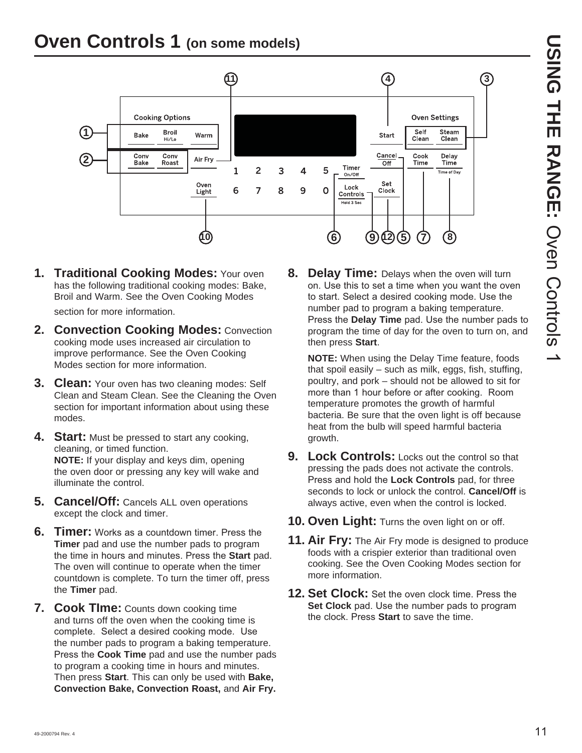# Oven Controls 1 (on some models)

1. **Traditional Cooking Modes:** Your oven has the following traditional cooking modes: Bake, Broil and Warm. See the Oven Cooking Modes section for more information.

2. **Convection Cooking Modes:** Convection cooking mode uses increased air circulation to improve performance. See the Oven Cooking Modes section for more information.

3. **Clean:** Your oven has two cleaning modes: Self Clean and Steam Clean. See the Cleaning the Oven section for important information about using these modes.

4. **Start:** Must be pressed to start any cooking, cleaning, or timed function.
**NOTE:** If your display and keys dim, opening the oven door or pressing any key will wake and illuminate the control.

5. **Cancel/Off:** Cancels ALL oven operations except the clock and timer.

6. **Timer:** Works as a countdown timer. Press the **Timer** pad and use the number pads to program the time in hours and minutes. Press the **Start** pad. The oven will continue to operate when the timer countdown is complete. To turn the timer off, press the **Timer** pad.

7. **Cook TIme:** Counts down cooking time and turns off the oven when the cooking time is complete. Select a desired cooking mode. Use the number pads to program a baking temperature. Press the **Cook Time** pad and use the number pads to program a cooking time in hours and minutes. Then press **Start**. This can only be used with **Bake, Convection Bake, Convection Roast,** and **Air Fry.**

8. **Delay Time:** Delays when the oven will turn on. Use this to set a time when you want the oven to start. Select a desired cooking mode. Use the number pad to program a baking temperature. Press the **Delay Time** pad. Use the number pads to program the time of day for the oven to turn on, and then press **Start**.

   **NOTE:** When using the Delay Time feature, foods that spoil easily – such as milk, eggs, fish, stuffing, poultry, and pork – should not be allowed to sit for more than 1 hour before or after cooking. Room temperature promotes the growth of harmful bacteria. Be sure that the oven light is off because heat from the bulb will speed harmful bacteria growth.

9. **Lock Controls:** Locks out the control so that pressing the pads does not activate the controls. Press and hold the **Lock Controls** pad, for three seconds to lock or unlock the control. **Cancel/Off** is always active, even when the control is locked.

10. **Oven Light:** Turns the oven light on or off.

11. **Air Fry:** The Air Fry mode is designed to produce foods with a crispier exterior than traditional oven cooking. See the Oven Cooking Modes section for more information.

12. **Set Clock:** Set the oven clock time. Press the **Set Clock** pad. Use the number pads to program the clock. Press **Start** to save the time.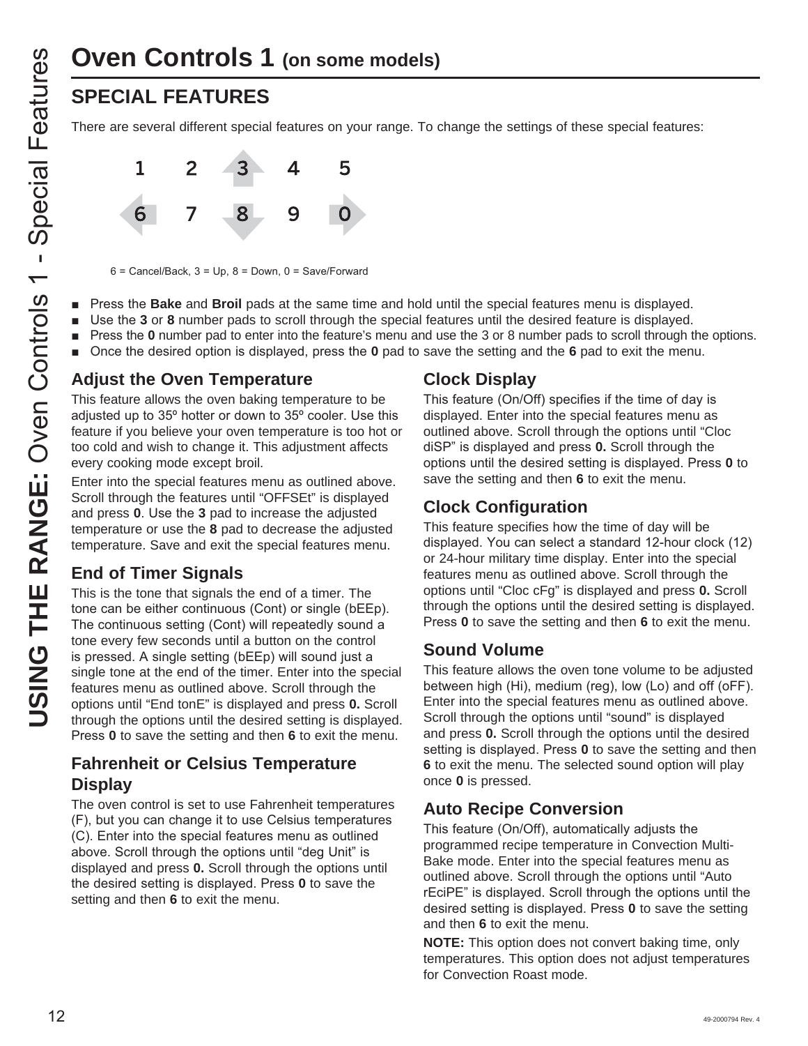# Oven Controls 1 (on some models)

## SPECIAL FEATURES

There are several different special features on your range. To change the settings of these special features:

1 2 3 4 5
6 7 8 9 0

6 = Cancel/Back, 3 = Up, 8 = Down, 0 = Save/Forward

- Press the **Bake** and **Broil** pads at the same time and hold until the special features menu is displayed.
- Use the **3** or **8** number pads to scroll through the special features until the desired feature is displayed.
- Press the **0** number pad to enter into the feature's menu and use the 3 or 8 number pads to scroll through the options.
- Once the desired option is displayed, press the **0** pad to save the setting and the **6** pad to exit the menu.

### Adjust the Oven Temperature

This feature allows the oven baking temperature to be adjusted up to 35º hotter or down to 35º cooler. Use this feature if you believe your oven temperature is too hot or too cold and wish to change it. This adjustment affects every cooking mode except broil.

Enter into the special features menu as outlined above. Scroll through the features until "OFFSEt" is displayed and press **0**. Use the **3** pad to increase the adjusted temperature or use the **8** pad to decrease the adjusted temperature. Save and exit the special features menu.

### End of Timer Signals

This is the tone that signals the end of a timer. The tone can be either continuous (Cont) or single (bEEp). The continuous setting (Cont) will repeatedly sound a tone every few seconds until a button on the control is pressed. A single setting (bEEp) will sound just a single tone at the end of the timer. Enter into the special features menu as outlined above. Scroll through the options until "End tonE" is displayed and press **0.** Scroll through the options until the desired setting is displayed. Press **0** to save the setting and then **6** to exit the menu.

### Fahrenheit or Celsius Temperature Display

The oven control is set to use Fahrenheit temperatures (F), but you can change it to use Celsius temperatures (C). Enter into the special features menu as outlined above. Scroll through the options until "deg Unit" is displayed and press **0.** Scroll through the options until the desired setting is displayed. Press **0** to save the setting and then **6** to exit the menu.

### Clock Display

This feature (On/Off) specifies if the time of day is displayed. Enter into the special features menu as outlined above. Scroll through the options until "Cloc diSP" is displayed and press **0.** Scroll through the options until the desired setting is displayed. Press **0** to save the setting and then **6** to exit the menu.

### Clock Configuration

This feature specifies how the time of day will be displayed. You can select a standard 12-hour clock (12) or 24-hour military time display. Enter into the special features menu as outlined above. Scroll through the options until "Cloc cFg" is displayed and press **0.** Scroll through the options until the desired setting is displayed. Press **0** to save the setting and then **6** to exit the menu.

### Sound Volume

This feature allows the oven tone volume to be adjusted between high (Hi), medium (reg), low (Lo) and off (oFF). Enter into the special features menu as outlined above. Scroll through the options until "sound" is displayed and press **0.** Scroll through the options until the desired setting is displayed. Press **0** to save the setting and then **6** to exit the menu. The selected sound option will play once **0** is pressed.

### Auto Recipe Conversion

This feature (On/Off), automatically adjusts the programmed recipe temperature in Convection Multi-Bake mode. Enter into the special features menu as outlined above. Scroll through the options until "Auto rEciPE" is displayed. Scroll through the options until the desired setting is displayed. Press **0** to save the setting and then **6** to exit the menu.

**NOTE:** This option does not convert baking time, only temperatures. This option does not adjust temperatures for Convection Roast mode.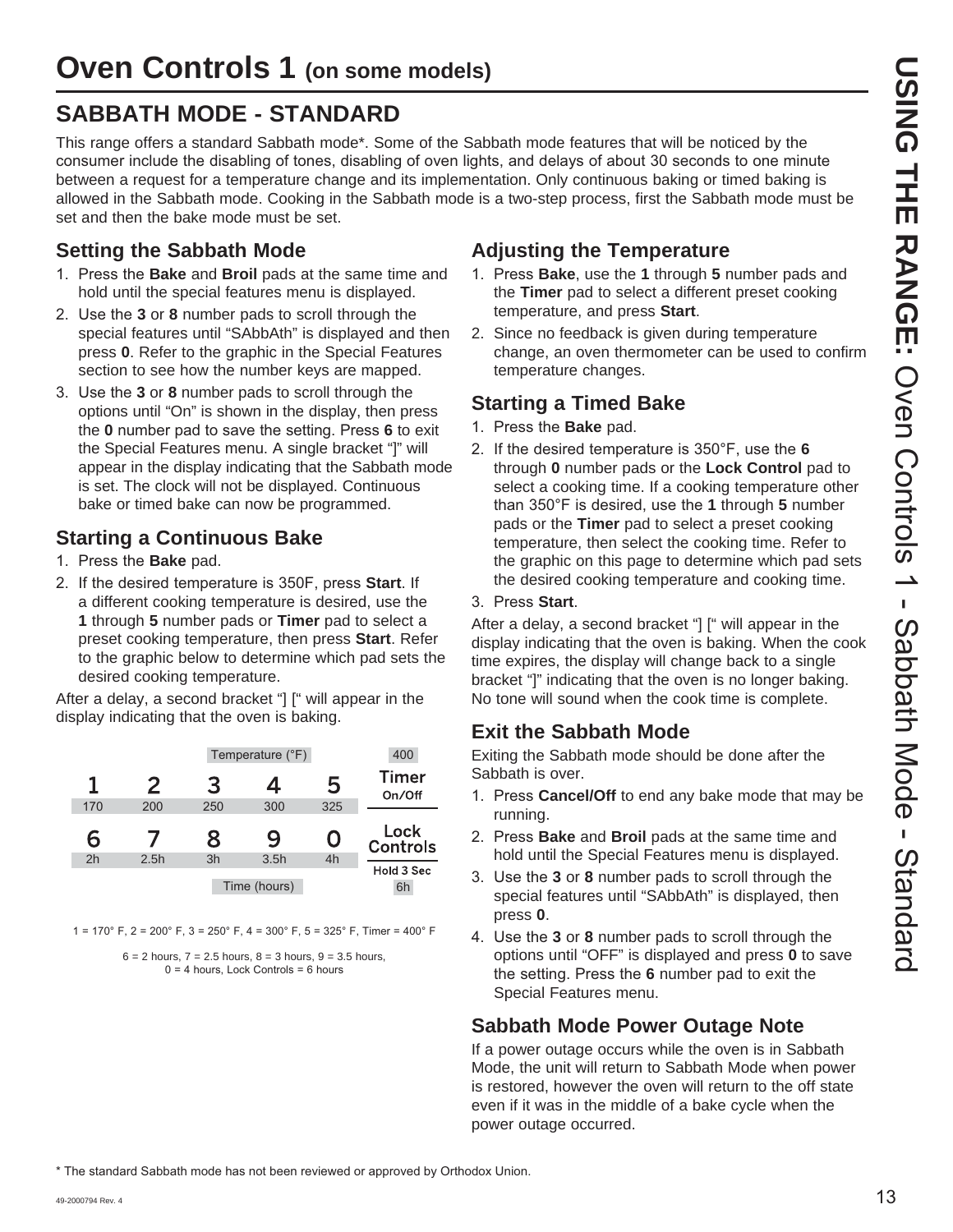# Oven Controls 1 (on some models)

## SABBATH MODE - STANDARD

This range offers a standard Sabbath mode*. Some of the Sabbath mode features that will be noticed by the consumer include the disabling of tones, disabling of oven lights, and delays of about 30 seconds to one minute between a request for a temperature change and its implementation. Only continuous baking or timed baking is allowed in the Sabbath mode. Cooking in the Sabbath mode is a two-step process, first the Sabbath mode must be set and then the bake mode must be set.

### Setting the Sabbath Mode

1. Press the **Bake** and **Broil** pads at the same time and hold until the special features menu is displayed.
2. Use the **3** or **8** number pads to scroll through the special features until "SAbbAth" is displayed and then press **0**. Refer to the graphic in the Special Features section to see how the number keys are mapped.
3. Use the **3** or **8** number pads to scroll through the options until "On" is shown in the display, then press the **0** number pad to save the setting. Press **6** to exit the Special Features menu. A single bracket "]" will appear in the display indicating that the Sabbath mode is set. The clock will not be displayed. Continuous bake or timed bake can now be programmed.

### Starting a Continuous Bake

1. Press the **Bake** pad.
2. If the desired temperature is 350F, press **Start**. If a different cooking temperature is desired, use the **1** through **5** number pads or **Timer** pad to select a preset cooking temperature, then press **Start**. Refer to the graphic below to determine which pad sets the desired cooking temperature.

After a delay, a second bracket "] [" will appear in the display indicating that the oven is baking.

| Temperature (°F) | | | | | |
|---|---|---|---|---|---|
| 1 | 2 | 3 | 4 | 5 | Timer On/Off |
| 170 | 200 | 250 | 300 | 325 | 400 |
| 6 | 7 | 8 | 9 | 0 | Lock Controls Hold 3 Sec |
| 2h | 2.5h | 3h | 3.5h | 4h | 6h |
| Time (hours) | | | | | |

1 = 170° F, 2 = 200° F, 3 = 250° F, 4 = 300° F, 5 = 325° F, Timer = 400° F

6 = 2 hours, 7 = 2.5 hours, 8 = 3 hours, 9 = 3.5 hours, 0 = 4 hours, Lock Controls = 6 hours

### Adjusting the Temperature

1. Press **Bake**, use the **1** through **5** number pads and the **Timer** pad to select a different preset cooking temperature, and press **Start**.
2. Since no feedback is given during temperature change, an oven thermometer can be used to confirm temperature changes.

### Starting a Timed Bake

1. Press the **Bake** pad.
2. If the desired temperature is 350°F, use the **6** through **0** number pads or the **Lock Control** pad to select a cooking time. If a cooking temperature other than 350°F is desired, use the **1** through **5** number pads or the **Timer** pad to select a preset cooking temperature, then select the cooking time. Refer to the graphic on this page to determine which pad sets the desired cooking temperature and cooking time.
3. Press **Start**.

After a delay, a second bracket "] [" will appear in the display indicating that the oven is baking. When the cook time expires, the display will change back to a single bracket "]" indicating that the oven is no longer baking. No tone will sound when the cook time is complete.

### Exit the Sabbath Mode

Exiting the Sabbath mode should be done after the Sabbath is over.

1. Press **Cancel/Off** to end any bake mode that may be running.
2. Press **Bake** and **Broil** pads at the same time and hold until the Special Features menu is displayed.
3. Use the **3** or **8** number pads to scroll through the special features until "SAbbAth" is displayed, then press **0**.
4. Use the **3** or **8** number pads to scroll through the options until "OFF" is displayed and press **0** to save the setting. Press the **6** number pad to exit the Special Features menu.

### Sabbath Mode Power Outage Note

If a power outage occurs while the oven is in Sabbath Mode, the unit will return to Sabbath Mode when power is restored, however the oven will return to the off state even if it was in the middle of a bake cycle when the power outage occurred.

* The standard Sabbath mode has not been reviewed or approved by Orthodox Union.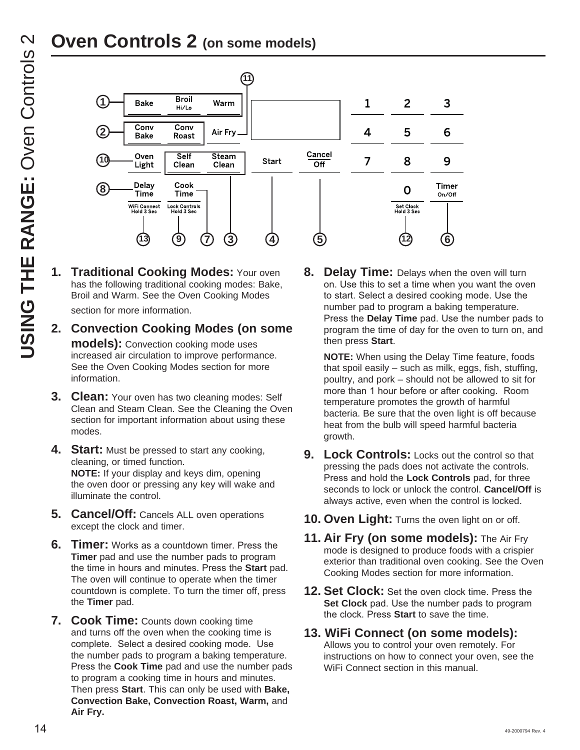# Oven Controls 2 (on some models)

1. **Traditional Cooking Modes:** Your oven has the following traditional cooking modes: Bake, Broil and Warm. See the Oven Cooking Modes section for more information.

2. **Convection Cooking Modes (on some models):** Convection cooking mode uses increased air circulation to improve performance. See the Oven Cooking Modes section for more information.

3. **Clean:** Your oven has two cleaning modes: Self Clean and Steam Clean. See the Cleaning the Oven section for important information about using these modes.

4. **Start:** Must be pressed to start any cooking, cleaning, or timed function.
   **NOTE:** If your display and keys dim, opening the oven door or pressing any key will wake and illuminate the control.

5. **Cancel/Off:** Cancels ALL oven operations except the clock and timer.

6. **Timer:** Works as a countdown timer. Press the **Timer** pad and use the number pads to program the time in hours and minutes. Press the **Start** pad. The oven will continue to operate when the timer countdown is complete. To turn the timer off, press the **Timer** pad.

7. **Cook Time:** Counts down cooking time and turns off the oven when the cooking time is complete. Select a desired cooking mode. Use the number pads to program a baking temperature. Press the **Cook Time** pad and use the number pads to program a cooking time in hours and minutes. Then press **Start**. This can only be used with **Bake, Convection Bake, Convection Roast, Warm,** and **Air Fry.**

8. **Delay Time:** Delays when the oven will turn on. Use this to set a time when you want the oven to start. Select a desired cooking mode. Use the number pad to program a baking temperature. Press the **Delay Time** pad. Use the number pads to program the time of day for the oven to turn on, and then press **Start**.

   **NOTE:** When using the Delay Time feature, foods that spoil easily – such as milk, eggs, fish, stuffing, poultry, and pork – should not be allowed to sit for more than 1 hour before or after cooking. Room temperature promotes the growth of harmful bacteria. Be sure that the oven light is off because heat from the bulb will speed harmful bacteria growth.

9. **Lock Controls:** Locks out the control so that pressing the pads does not activate the controls. Press and hold the **Lock Controls** pad, for three seconds to lock or unlock the control. **Cancel/Off** is always active, even when the control is locked.

10. **Oven Light:** Turns the oven light on or off.

11. **Air Fry (on some models):** The Air Fry mode is designed to produce foods with a crispier exterior than traditional oven cooking. See the Oven Cooking Modes section for more information.

12. **Set Clock:** Set the oven clock time. Press the **Set Clock** pad. Use the number pads to program the clock. Press **Start** to save the time.

13. **WiFi Connect (on some models):** Allows you to control your oven remotely. For instructions on how to connect your oven, see the WiFi Connect section in this manual.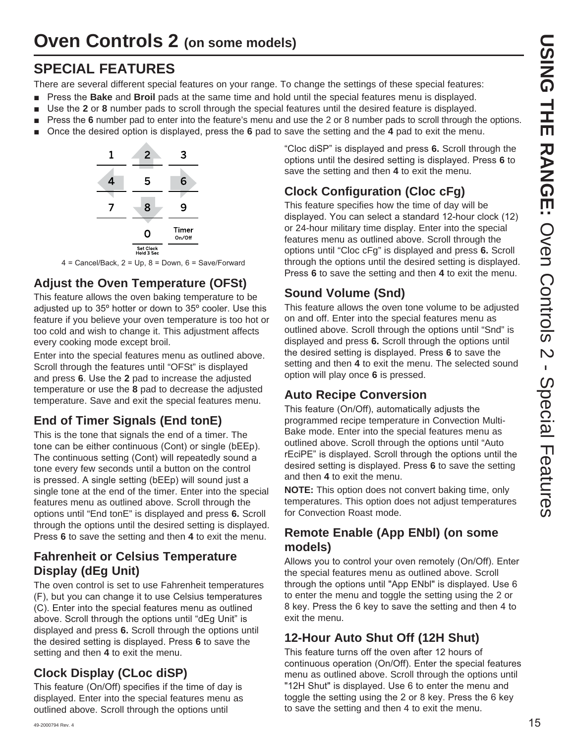# Oven Controls 2 (on some models)

## SPECIAL FEATURES

There are several different special features on your range. To change the settings of these special features:

- Press the **Bake** and **Broil** pads at the same time and hold until the special features menu is displayed.
- Use the **2** or **8** number pads to scroll through the special features until the desired feature is displayed.
- Press the **6** number pad to enter into the feature's menu and use the 2 or 8 number pads to scroll through the options.
- Once the desired option is displayed, press the **6** pad to save the setting and the **4** pad to exit the menu.

| 1 | 2 | 3 |
|---|---|---|
| 4 | 5 | 6 |
| 7 | 8 | 9 |
| | 0 Set Clock Hold 3 Sec | Timer On/Off |

4 = Cancel/Back, 2 = Up, 8 = Down, 6 = Save/Forward

### Adjust the Oven Temperature (OFSt)

This feature allows the oven baking temperature to be adjusted up to 35º hotter or down to 35º cooler. Use this feature if you believe your oven temperature is too hot or too cold and wish to change it. This adjustment affects every cooking mode except broil.

Enter into the special features menu as outlined above. Scroll through the features until "OFSt" is displayed and press **6**. Use the **2** pad to increase the adjusted temperature or use the **8** pad to decrease the adjusted temperature. Save and exit the special features menu.

### End of Timer Signals (End tonE)

This is the tone that signals the end of a timer. The tone can be either continuous (Cont) or single (bEEp). The continuous setting (Cont) will repeatedly sound a tone every few seconds until a button on the control is pressed. A single setting (bEEp) will sound just a single tone at the end of the timer. Enter into the special features menu as outlined above. Scroll through the options until "End tonE" is displayed and press **6.** Scroll through the options until the desired setting is displayed. Press **6** to save the setting and then **4** to exit the menu.

### Fahrenheit or Celsius Temperature Display (dEg Unit)

The oven control is set to use Fahrenheit temperatures (F), but you can change it to use Celsius temperatures (C). Enter into the special features menu as outlined above. Scroll through the options until "dEg Unit" is displayed and press **6.** Scroll through the options until the desired setting is displayed. Press **6** to save the setting and then **4** to exit the menu.

### Clock Display (CLoc diSP)

This feature (On/Off) specifies if the time of day is displayed. Enter into the special features menu as outlined above. Scroll through the options until "Cloc diSP" is displayed and press **6.** Scroll through the options until the desired setting is displayed. Press **6** to save the setting and then **4** to exit the menu.

### Clock Configuration (Cloc cFg)

This feature specifies how the time of day will be displayed. You can select a standard 12-hour clock (12) or 24-hour military time display. Enter into the special features menu as outlined above. Scroll through the options until "Cloc cFg" is displayed and press **6.** Scroll through the options until the desired setting is displayed. Press **6** to save the setting and then **4** to exit the menu.

### Sound Volume (Snd)

This feature allows the oven tone volume to be adjusted on and off. Enter into the special features menu as outlined above. Scroll through the options until "Snd" is displayed and press **6.** Scroll through the options until the desired setting is displayed. Press **6** to save the setting and then **4** to exit the menu. The selected sound option will play once **6** is pressed.

### Auto Recipe Conversion

This feature (On/Off), automatically adjusts the programmed recipe temperature in Convection Multi-Bake mode. Enter into the special features menu as outlined above. Scroll through the options until "Auto rEciPE" is displayed. Scroll through the options until the desired setting is displayed. Press **6** to save the setting and then **4** to exit the menu.

**NOTE:** This option does not convert baking time, only temperatures. This option does not adjust temperatures for Convection Roast mode.

### Remote Enable (App ENbl) (on some models)

Allows you to control your oven remotely (On/Off). Enter the special features menu as outlined above. Scroll through the options until "App ENbl" is displayed. Use 6 to enter the menu and toggle the setting using the 2 or 8 key. Press the 6 key to save the setting and then 4 to exit the menu.

### 12-Hour Auto Shut Off (12H Shut)

This feature turns off the oven after 12 hours of continuous operation (On/Off). Enter the special features menu as outlined above. Scroll through the options until "12H Shut" is displayed. Use 6 to enter the menu and toggle the setting using the 2 or 8 key. Press the 6 key to save the setting and then 4 to exit the menu.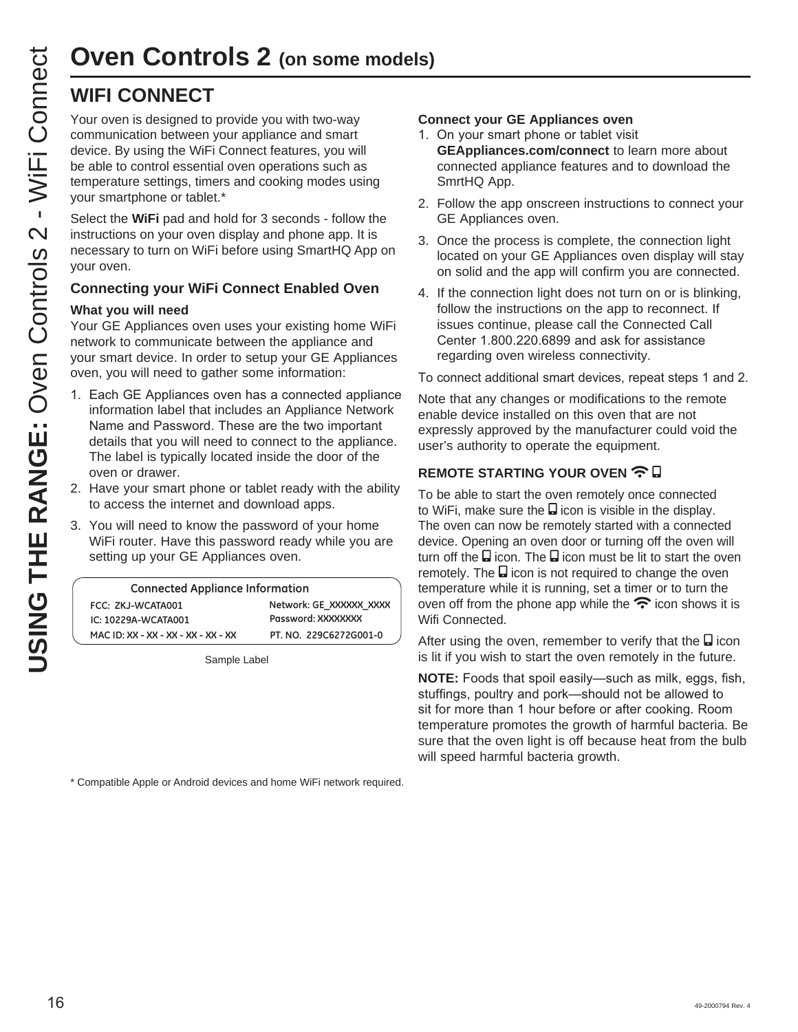# Oven Controls 2 (on some models)

## WIFI CONNECT

Your oven is designed to provide you with two-way communication between your appliance and smart device. By using the WiFi Connect features, you will be able to control essential oven operations such as temperature settings, timers and cooking modes using your smartphone or tablet.*

Select the **WiFi** pad and hold for 3 seconds - follow the instructions on your oven display and phone app. It is necessary to turn on WiFi before using SmartHQ App on your oven.

### Connecting your WiFi Connect Enabled Oven

**What you will need**

Your GE Appliances oven uses your existing home WiFi network to communicate between the appliance and your smart device. In order to setup your GE Appliances oven, you will need to gather some information:

1. Each GE Appliances oven has a connected appliance information label that includes an Appliance Network Name and Password. These are the two important details that you will need to connect to the appliance. The label is typically located inside the door of the oven or drawer.
2. Have your smart phone or tablet ready with the ability to access the internet and download apps.
3. You will need to know the password of your home WiFi router. Have this password ready while you are setting up your GE Appliances oven.

| Connected Appliance Information | |
|---|---|
| FCC: ZKJ-WCATA001 | Network: GE_XXXXXX_XXXX |
| IC: 10229A-WCATA001 | Password: XXXXXXXX |
| MAC ID: XX - XX - XX - XX - XX - XX | PT. NO. 229C6272G001-0 |

Sample Label

**Connect your GE Appliances oven**

1. On your smart phone or tablet visit **GEAppliances.com/connect** to learn more about connected appliance features and to download the SmrtHQ App.
2. Follow the app onscreen instructions to connect your GE Appliances oven.
3. Once the process is complete, the connection light located on your GE Appliances oven display will stay on solid and the app will confirm you are connected.
4. If the connection light does not turn on or is blinking, follow the instructions on the app to reconnect. If issues continue, please call the Connected Call Center 1.800.220.6899 and ask for assistance regarding oven wireless connectivity.

To connect additional smart devices, repeat steps 1 and 2.

Note that any changes or modifications to the remote enable device installed on this oven that are not expressly approved by the manufacturer could void the user's authority to operate the equipment.

### REMOTE STARTING YOUR OVEN

To be able to start the oven remotely once connected to WiFi, make sure the icon is visible in the display. The oven can now be remotely started with a connected device. Opening an oven door or turning off the oven will turn off the icon. The icon must be lit to start the oven remotely. The icon is not required to change the oven temperature while it is running, set a timer or to turn the oven off from the phone app while the icon shows it is Wifi Connected.

After using the oven, remember to verify that the icon is lit if you wish to start the oven remotely in the future.

**NOTE:** Foods that spoil easily—such as milk, eggs, fish, stuffings, poultry and pork—should not be allowed to sit for more than 1 hour before or after cooking. Room temperature promotes the growth of harmful bacteria. Be sure that the oven light is off because heat from the bulb will speed harmful bacteria growth.

* Compatible Apple or Android devices and home WiFi network required.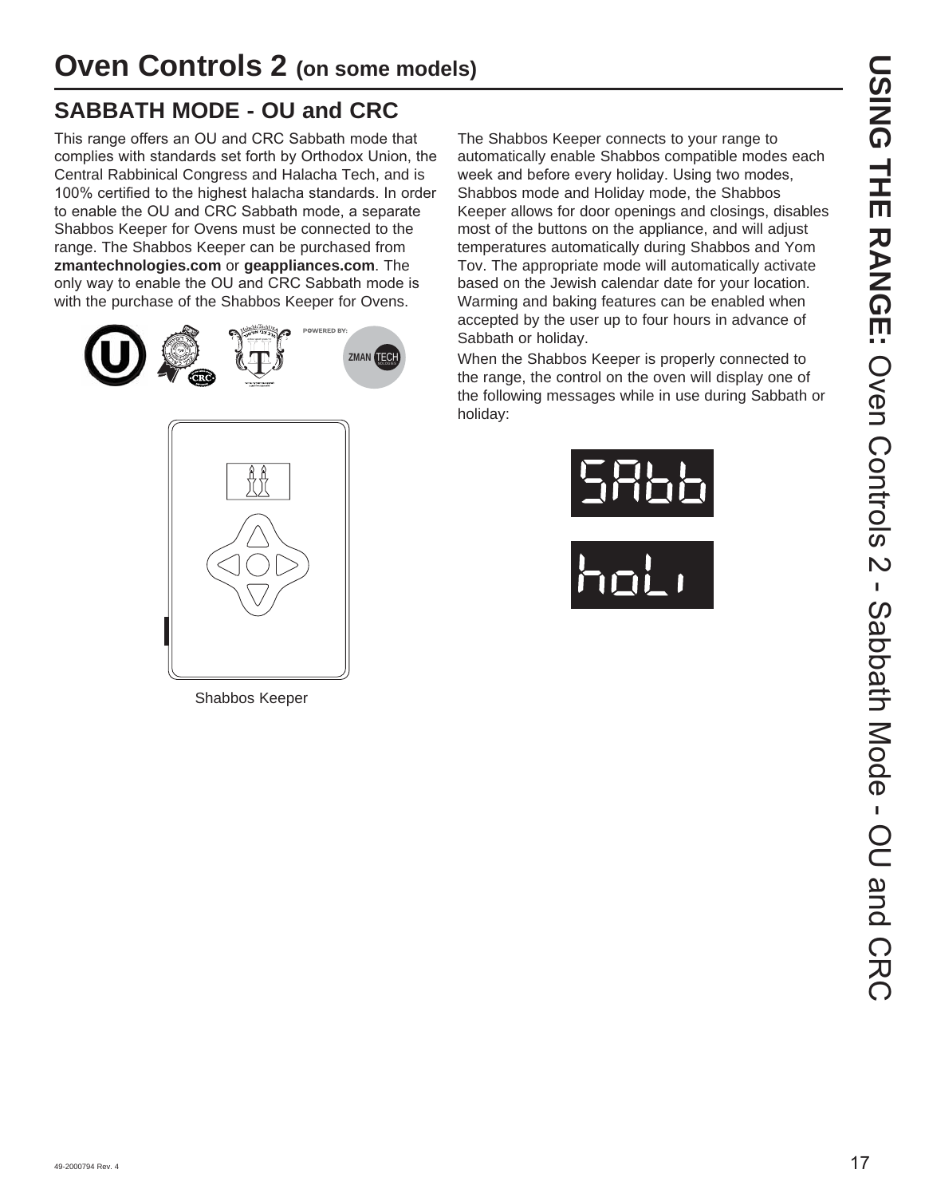# Oven Controls 2 (on some models)

## SABBATH MODE - OU and CRC

This range offers an OU and CRC Sabbath mode that complies with standards set forth by Orthodox Union, the Central Rabbinical Congress and Halacha Tech, and is 100% certified to the highest halacha standards. In order to enable the OU and CRC Sabbath mode, a separate Shabbos Keeper for Ovens must be connected to the range. The Shabbos Keeper can be purchased from **zmantechnologies.com** or **geappliances.com**. The only way to enable the OU and CRC Sabbath mode is with the purchase of the Shabbos Keeper for Ovens.

POWERED BY: ZMAN TECH

Shabbos Keeper

The Shabbos Keeper connects to your range to automatically enable Shabbos compatible modes each week and before every holiday. Using two modes, Shabbos mode and Holiday mode, the Shabbos Keeper allows for door openings and closings, disables most of the buttons on the appliance, and will adjust temperatures automatically during Shabbos and Yom Tov. The appropriate mode will automatically activate based on the Jewish calendar date for your location. Warming and baking features can be enabled when accepted by the user up to four hours in advance of Sabbath or holiday.

When the Shabbos Keeper is properly connected to the range, the control on the oven will display one of the following messages while in use during Sabbath or holiday:

SAbb

holi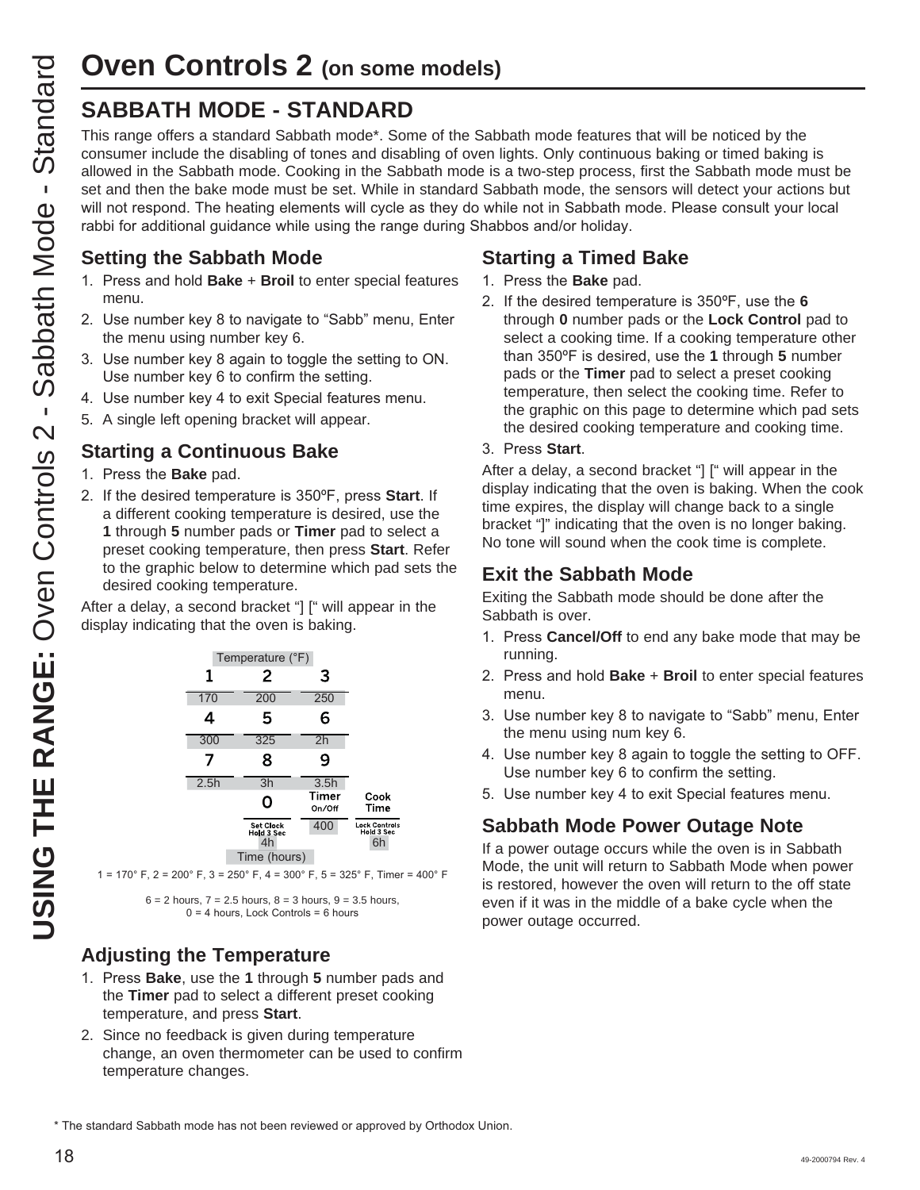# Oven Controls 2 (on some models)

## SABBATH MODE - STANDARD

This range offers a standard Sabbath mode*. Some of the Sabbath mode features that will be noticed by the consumer include the disabling of tones and disabling of oven lights. Only continuous baking or timed baking is allowed in the Sabbath mode. Cooking in the Sabbath mode is a two-step process, first the Sabbath mode must be set and then the bake mode must be set. While in standard Sabbath mode, the sensors will detect your actions but will not respond. The heating elements will cycle as they do while not in Sabbath mode. Please consult your local rabbi for additional guidance while using the range during Shabbos and/or holiday.

### Setting the Sabbath Mode

1. Press and hold **Bake** + **Broil** to enter special features menu.
2. Use number key 8 to navigate to "Sabb" menu, Enter the menu using number key 6.
3. Use number key 8 again to toggle the setting to ON. Use number key 6 to confirm the setting.
4. Use number key 4 to exit Special features menu.
5. A single left opening bracket will appear.

### Starting a Continuous Bake

1. Press the **Bake** pad.
2. If the desired temperature is 350ºF, press **Start**. If a different cooking temperature is desired, use the **1** through **5** number pads or **Timer** pad to select a preset cooking temperature, then press **Start**. Refer to the graphic below to determine which pad sets the desired cooking temperature.

After a delay, a second bracket "] [" will appear in the display indicating that the oven is baking.

Temperature (°F)

| 1 | 2 | 3 | |
|---|---|---|---|
| 170 | 200 | 250 | |
| 4 | 5 | 6 | |
| 300 | 325 | 2h | |
| 7 | 8 | 9 | |
| 2.5h | 3h | 3.5h | |
| | 0 | Timer On/Off | Cook Time |
| | Set Clock Hold 3 Sec | 400 | Lock Controls Hold 3 Sec |
| | 4h | | 6h |

Time (hours)

1 = 170° F, 2 = 200° F, 3 = 250° F, 4 = 300° F, 5 = 325° F, Timer = 400° F

6 = 2 hours, 7 = 2.5 hours, 8 = 3 hours, 9 = 3.5 hours, 0 = 4 hours, Lock Controls = 6 hours

### Adjusting the Temperature

1. Press **Bake**, use the **1** through **5** number pads and the **Timer** pad to select a different preset cooking temperature, and press **Start**.
2. Since no feedback is given during temperature change, an oven thermometer can be used to confirm temperature changes.

### Starting a Timed Bake

1. Press the **Bake** pad.
2. If the desired temperature is 350ºF, use the **6** through **0** number pads or the **Lock Control** pad to select a cooking time. If a cooking temperature other than 350ºF is desired, use the **1** through **5** number pads or the **Timer** pad to select a preset cooking temperature, then select the cooking time. Refer to the graphic on this page to determine which pad sets the desired cooking temperature and cooking time.
3. Press **Start**.

After a delay, a second bracket "] [" will appear in the display indicating that the oven is baking. When the cook time expires, the display will change back to a single bracket "]" indicating that the oven is no longer baking. No tone will sound when the cook time is complete.

### Exit the Sabbath Mode

Exiting the Sabbath mode should be done after the Sabbath is over.

1. Press **Cancel/Off** to end any bake mode that may be running.
2. Press and hold **Bake** + **Broil** to enter special features menu.
3. Use number key 8 to navigate to "Sabb" menu, Enter the menu using num key 6.
4. Use number key 8 again to toggle the setting to OFF. Use number key 6 to confirm the setting.
5. Use number key 4 to exit Special features menu.

### Sabbath Mode Power Outage Note

If a power outage occurs while the oven is in Sabbath Mode, the unit will return to Sabbath Mode when power is restored, however the oven will return to the off state even if it was in the middle of a bake cycle when the power outage occurred.

* The standard Sabbath mode has not been reviewed or approved by Orthodox Union.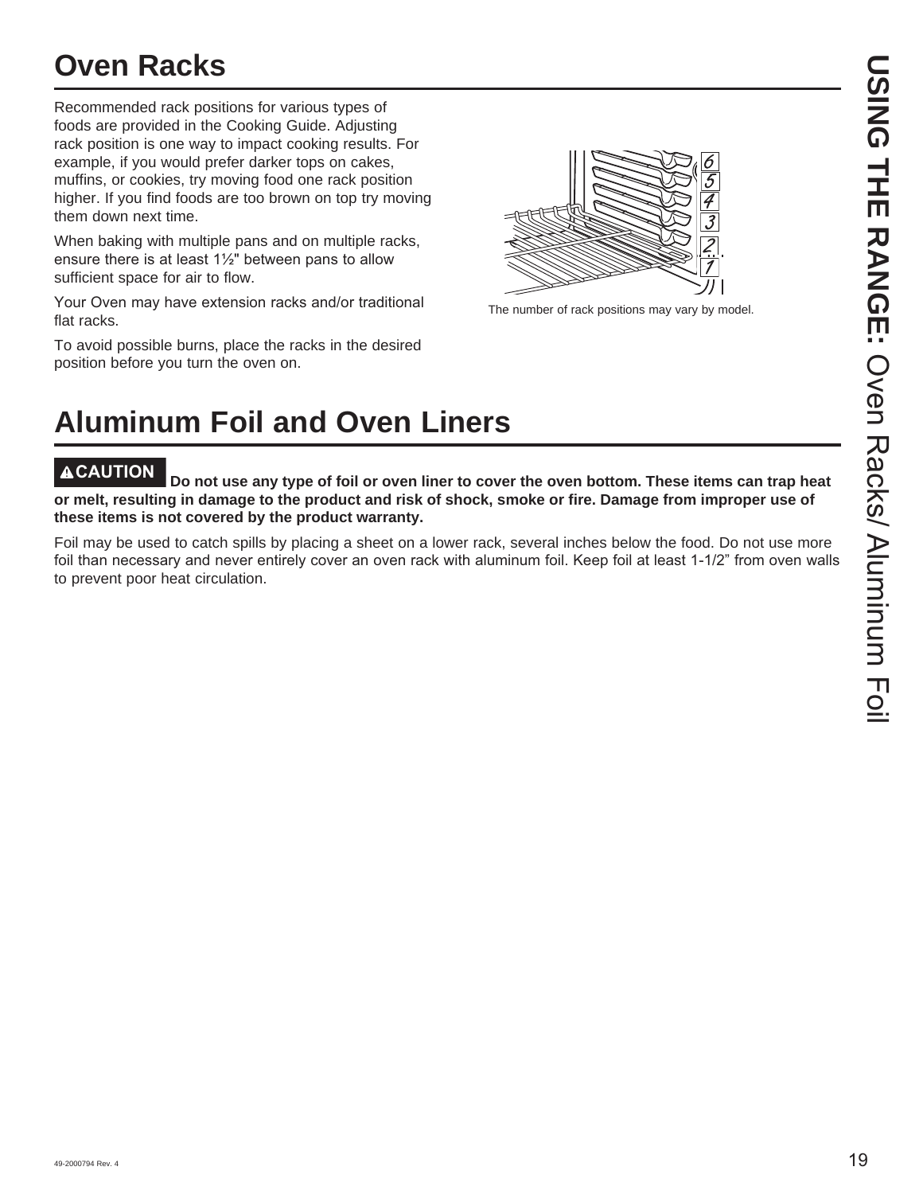# Oven Racks

Recommended rack positions for various types of foods are provided in the Cooking Guide. Adjusting rack position is one way to impact cooking results. For example, if you would prefer darker tops on cakes, muffins, or cookies, try moving food one rack position higher. If you find foods are too brown on top try moving them down next time.

When baking with multiple pans and on multiple racks, ensure there is at least 1½" between pans to allow sufficient space for air to flow.

Your Oven may have extension racks and/or traditional flat racks.

To avoid possible burns, place the racks in the desired position before you turn the oven on.

The number of rack positions may vary by model.

# Aluminum Foil and Oven Liners

**⚠CAUTION** **Do not use any type of foil or oven liner to cover the oven bottom. These items can trap heat or melt, resulting in damage to the product and risk of shock, smoke or fire. Damage from improper use of these items is not covered by the product warranty.**

Foil may be used to catch spills by placing a sheet on a lower rack, several inches below the food. Do not use more foil than necessary and never entirely cover an oven rack with aluminum foil. Keep foil at least 1-1/2" from oven walls to prevent poor heat circulation.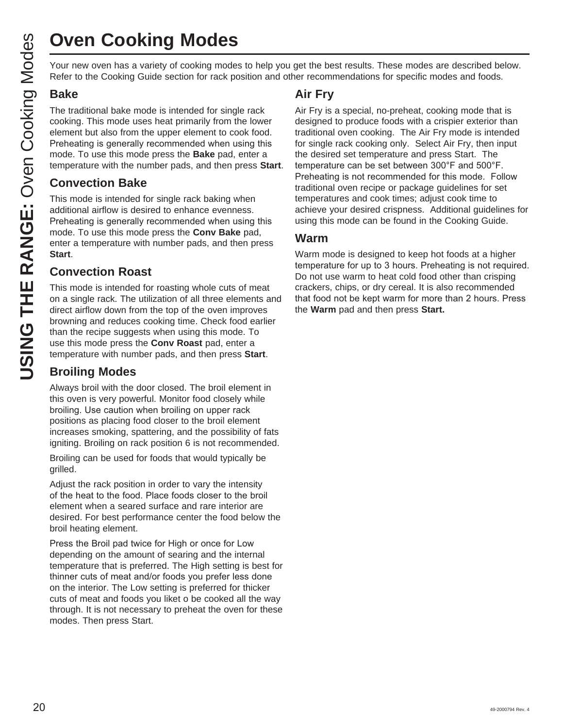# Oven Cooking Modes

Your new oven has a variety of cooking modes to help you get the best results. These modes are described below. Refer to the Cooking Guide section for rack position and other recommendations for specific modes and foods.

## Bake

The traditional bake mode is intended for single rack cooking. This mode uses heat primarily from the lower element but also from the upper element to cook food. Preheating is generally recommended when using this mode. To use this mode press the **Bake** pad, enter a temperature with the number pads, and then press **Start**.

## Convection Bake

This mode is intended for single rack baking when additional airflow is desired to enhance evenness. Preheating is generally recommended when using this mode. To use this mode press the **Conv Bake** pad, enter a temperature with number pads, and then press **Start**.

## Convection Roast

This mode is intended for roasting whole cuts of meat on a single rack. The utilization of all three elements and direct airflow down from the top of the oven improves browning and reduces cooking time. Check food earlier than the recipe suggests when using this mode. To use this mode press the **Conv Roast** pad, enter a temperature with number pads, and then press **Start**.

## Broiling Modes

Always broil with the door closed. The broil element in this oven is very powerful. Monitor food closely while broiling. Use caution when broiling on upper rack positions as placing food closer to the broil element increases smoking, spattering, and the possibility of fats igniting. Broiling on rack position 6 is not recommended.

Broiling can be used for foods that would typically be grilled.

Adjust the rack position in order to vary the intensity of the heat to the food. Place foods closer to the broil element when a seared surface and rare interior are desired. For best performance center the food below the broil heating element.

Press the Broil pad twice for High or once for Low depending on the amount of searing and the internal temperature that is preferred. The High setting is best for thinner cuts of meat and/or foods you prefer less done on the interior. The Low setting is preferred for thicker cuts of meat and foods you liket o be cooked all the way through. It is not necessary to preheat the oven for these modes. Then press Start.

## Air Fry

Air Fry is a special, no-preheat, cooking mode that is designed to produce foods with a crispier exterior than traditional oven cooking. The Air Fry mode is intended for single rack cooking only. Select Air Fry, then input the desired set temperature and press Start. The temperature can be set between 300°F and 500°F. Preheating is not recommended for this mode. Follow traditional oven recipe or package guidelines for set temperatures and cook times; adjust cook time to achieve your desired crispness. Additional guidelines for using this mode can be found in the Cooking Guide.

## Warm

Warm mode is designed to keep hot foods at a higher temperature for up to 3 hours. Preheating is not required. Do not use warm to heat cold food other than crisping crackers, chips, or dry cereal. It is also recommended that food not be kept warm for more than 2 hours. Press the **Warm** pad and then press **Start.**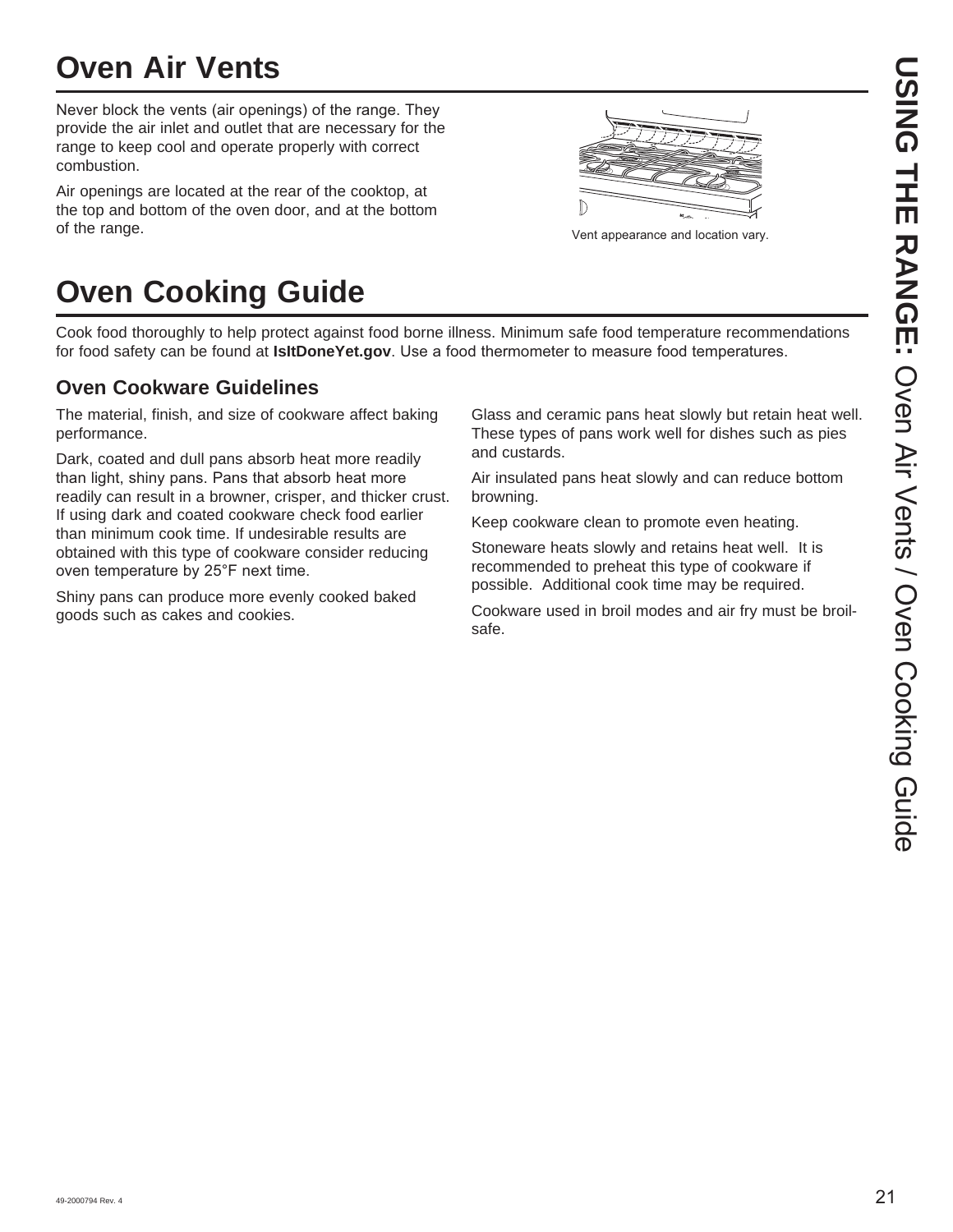# Oven Air Vents

Never block the vents (air openings) of the range. They provide the air inlet and outlet that are necessary for the range to keep cool and operate properly with correct combustion.

Air openings are located at the rear of the cooktop, at the top and bottom of the oven door, and at the bottom of the range.

Vent appearance and location vary.

# Oven Cooking Guide

Cook food thoroughly to help protect against food borne illness. Minimum safe food temperature recommendations for food safety can be found at **IsItDoneYet.gov**. Use a food thermometer to measure food temperatures.

## Oven Cookware Guidelines

The material, finish, and size of cookware affect baking performance.

Dark, coated and dull pans absorb heat more readily than light, shiny pans. Pans that absorb heat more readily can result in a browner, crisper, and thicker crust. If using dark and coated cookware check food earlier than minimum cook time. If undesirable results are obtained with this type of cookware consider reducing oven temperature by 25°F next time.

Shiny pans can produce more evenly cooked baked goods such as cakes and cookies.

Glass and ceramic pans heat slowly but retain heat well. These types of pans work well for dishes such as pies and custards.

Air insulated pans heat slowly and can reduce bottom browning.

Keep cookware clean to promote even heating.

Stoneware heats slowly and retains heat well. It is recommended to preheat this type of cookware if possible. Additional cook time may be required.

Cookware used in broil modes and air fry must be broil-safe.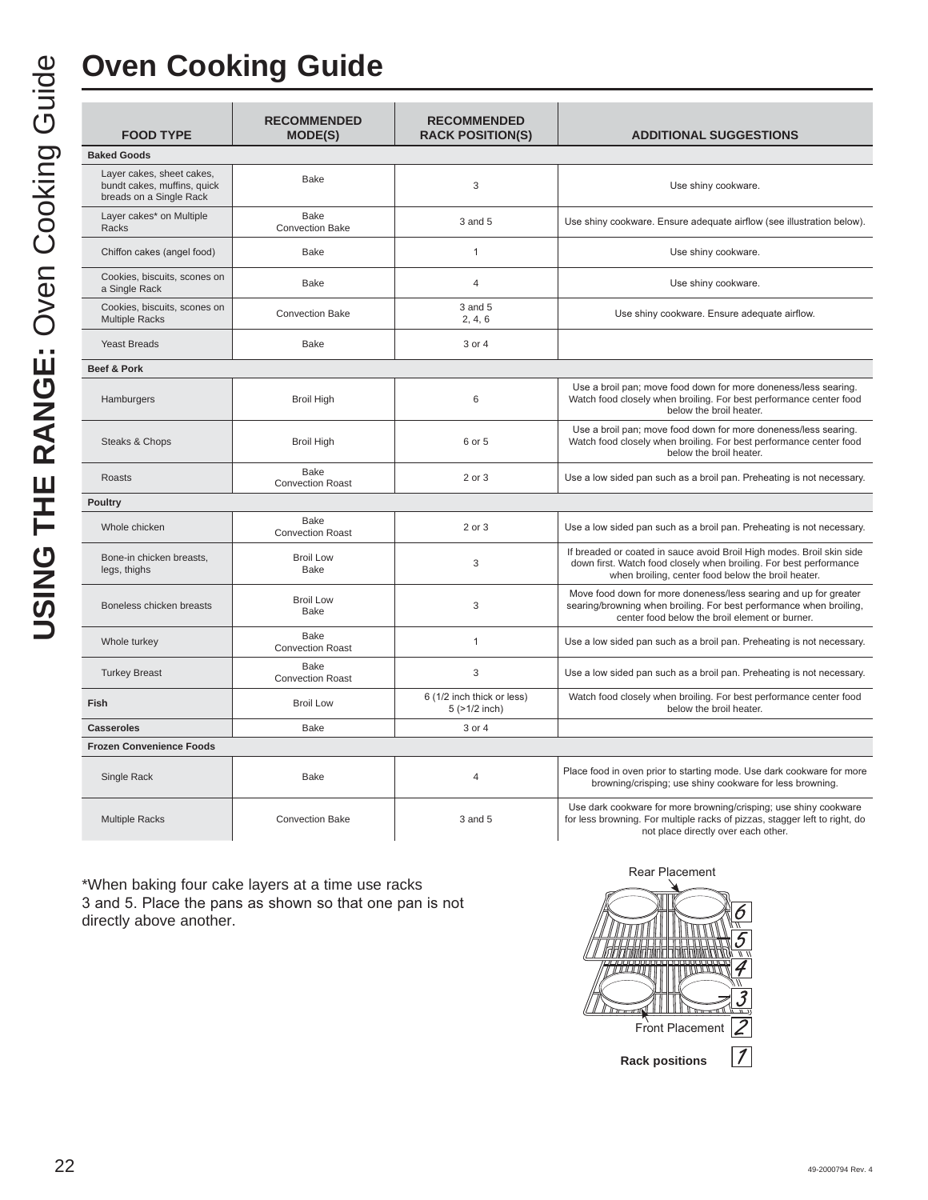# Oven Cooking Guide

| FOOD TYPE | RECOMMENDED MODE(S) | RECOMMENDED RACK POSITION(S) | ADDITIONAL SUGGESTIONS |
|---|---|---|---|
| **Baked Goods** | | | |
| Layer cakes, sheet cakes, bundt cakes, muffins, quick breads on a Single Rack | Bake | 3 | Use shiny cookware. |
| Layer cakes* on Multiple Racks | Bake<br>Convection Bake | 3 and 5 | Use shiny cookware. Ensure adequate airflow (see illustration below). |
| Chiffon cakes (angel food) | Bake | 1 | Use shiny cookware. |
| Cookies, biscuits, scones on a Single Rack | Bake | 4 | Use shiny cookware. |
| Cookies, biscuits, scones on Multiple Racks | Convection Bake | 3 and 5<br>2, 4, 6 | Use shiny cookware. Ensure adequate airflow. |
| Yeast Breads | Bake | 3 or 4 | |
| **Beef & Pork** | | | |
| Hamburgers | Broil High | 6 | Use a broil pan; move food down for more doneness/less searing. Watch food closely when broiling. For best performance center food below the broil heater. |
| Steaks & Chops | Broil High | 6 or 5 | Use a broil pan; move food down for more doneness/less searing. Watch food closely when broiling. For best performance center food below the broil heater. |
| Roasts | Bake<br>Convection Roast | 2 or 3 | Use a low sided pan such as a broil pan. Preheating is not necessary. |
| **Poultry** | | | |
| Whole chicken | Bake<br>Convection Roast | 2 or 3 | Use a low sided pan such as a broil pan. Preheating is not necessary. |
| Bone-in chicken breasts, legs, thighs | Broil Low<br>Bake | 3 | If breaded or coated in sauce avoid Broil High modes. Broil skin side down first. Watch food closely when broiling. For best performance when broiling, center food below the broil heater. |
| Boneless chicken breasts | Broil Low<br>Bake | 3 | Move food down for more doneness/less searing and up for greater searing/browning when broiling. For best performance when broiling, center food below the broil element or burner. |
| Whole turkey | Bake<br>Convection Roast | 1 | Use a low sided pan such as a broil pan. Preheating is not necessary. |
| Turkey Breast | Bake<br>Convection Roast | 3 | Use a low sided pan such as a broil pan. Preheating is not necessary. |
| **Fish** | Broil Low | 6 (1/2 inch thick or less)<br>5 (>1/2 inch) | Watch food closely when broiling. For best performance center food below the broil heater. |
| **Casseroles** | Bake | 3 or 4 | |
| **Frozen Convenience Foods** | | | |
| Single Rack | Bake | 4 | Place food in oven prior to starting mode. Use dark cookware for more browning/crisping; use shiny cookware for less browning. |
| Multiple Racks | Convection Bake | 3 and 5 | Use dark cookware for more browning/crisping; use shiny cookware for less browning. For multiple racks of pizzas, stagger left to right, do not place directly over each other. |

*When baking four cake layers at a time use racks 3 and 5. Place the pans as shown so that one pan is not directly above another.

Rear Placement

Front Placement

**Rack positions**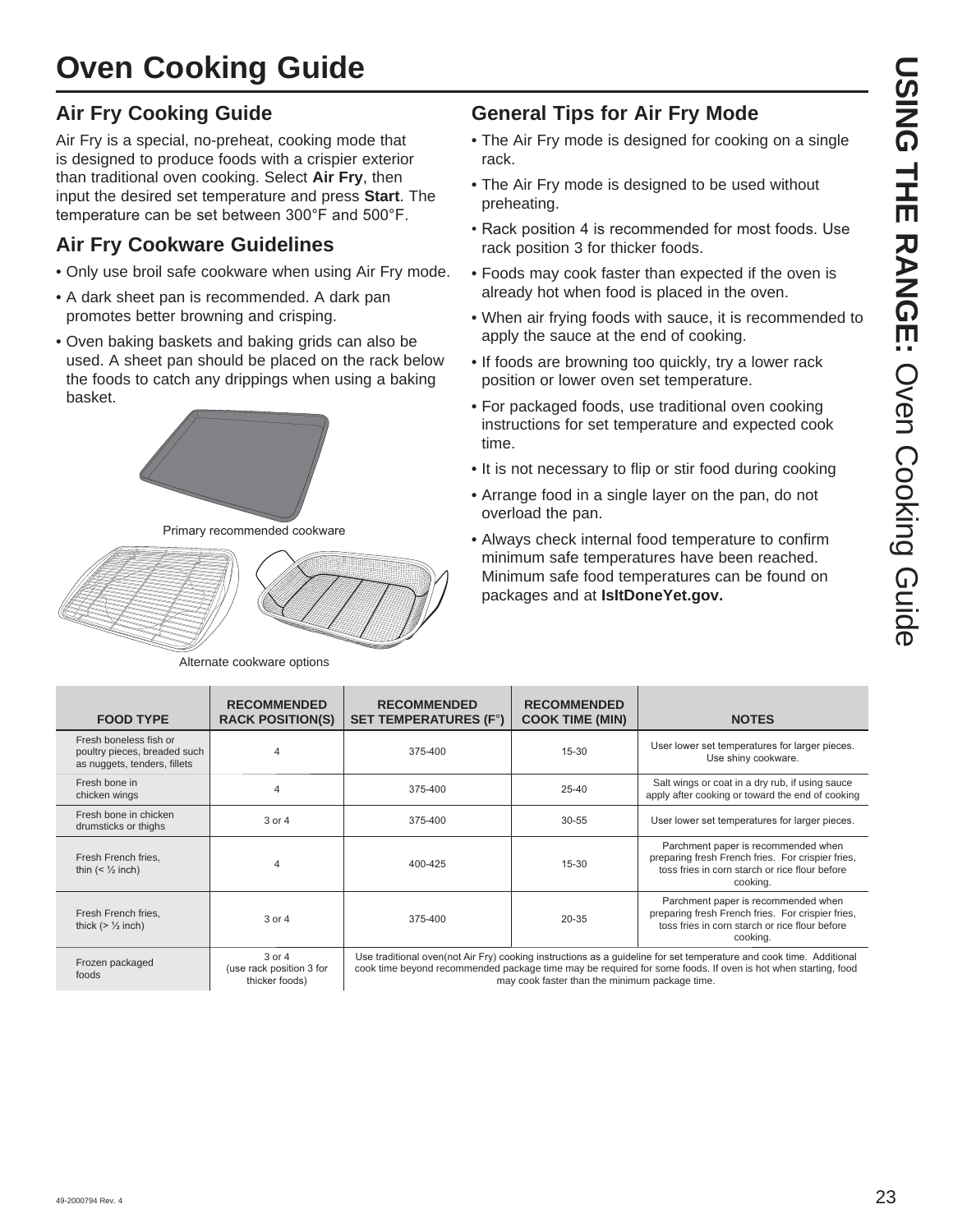# Oven Cooking Guide

## Air Fry Cooking Guide

Air Fry is a special, no-preheat, cooking mode that is designed to produce foods with a crispier exterior than traditional oven cooking. Select **Air Fry**, then input the desired set temperature and press **Start**. The temperature can be set between 300°F and 500°F.

## Air Fry Cookware Guidelines

- Only use broil safe cookware when using Air Fry mode.
- A dark sheet pan is recommended. A dark pan promotes better browning and crisping.
- Oven baking baskets and baking grids can also be used. A sheet pan should be placed on the rack below the foods to catch any drippings when using a baking basket.

Primary recommended cookware

Alternate cookware options

## General Tips for Air Fry Mode

- The Air Fry mode is designed for cooking on a single rack.
- The Air Fry mode is designed to be used without preheating.
- Rack position 4 is recommended for most foods. Use rack position 3 for thicker foods.
- Foods may cook faster than expected if the oven is already hot when food is placed in the oven.
- When air frying foods with sauce, it is recommended to apply the sauce at the end of cooking.
- If foods are browning too quickly, try a lower rack position or lower oven set temperature.
- For packaged foods, use traditional oven cooking instructions for set temperature and expected cook time.
- It is not necessary to flip or stir food during cooking
- Arrange food in a single layer on the pan, do not overload the pan.
- Always check internal food temperature to confirm minimum safe temperatures have been reached. Minimum safe food temperatures can be found on packages and at **IsItDoneYet.gov.**

| FOOD TYPE | RECOMMENDED RACK POSITION(S) | RECOMMENDED SET TEMPERATURES (F°) | RECOMMENDED COOK TIME (MIN) | NOTES |
|---|---|---|---|---|
| Fresh boneless fish or poultry pieces, breaded such as nuggets, tenders, fillets | 4 | 375-400 | 15-30 | User lower set temperatures for larger pieces. Use shiny cookware. |
| Fresh bone in chicken wings | 4 | 375-400 | 25-40 | Salt wings or coat in a dry rub, if using sauce apply after cooking or toward the end of cooking |
| Fresh bone in chicken drumsticks or thighs | 3 or 4 | 375-400 | 30-55 | User lower set temperatures for larger pieces. |
| Fresh French fries, thin (< ½ inch) | 4 | 400-425 | 15-30 | Parchment paper is recommended when preparing fresh French fries. For crispier fries, toss fries in corn starch or rice flour before cooking. |
| Fresh French fries, thick (> ½ inch) | 3 or 4 | 375-400 | 20-35 | Parchment paper is recommended when preparing fresh French fries. For crispier fries, toss fries in corn starch or rice flour before cooking. |
| Frozen packaged foods | 3 or 4 (use rack position 3 for thicker foods) | Use traditional oven(not Air Fry) cooking instructions as a guideline for set temperature and cook time. Additional cook time beyond recommended package time may be required for some foods. If oven is hot when starting, food may cook faster than the minimum package time. | | |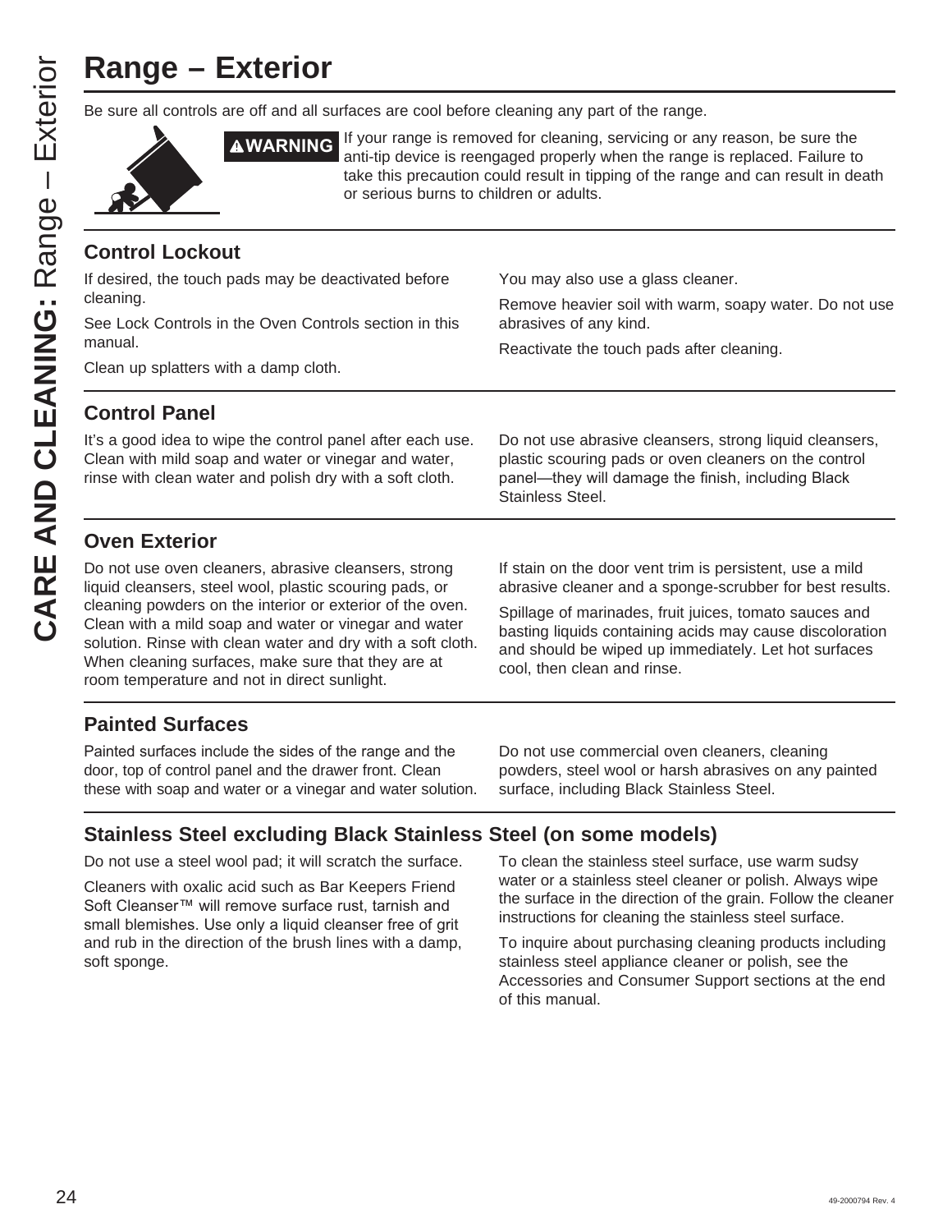# Range – Exterior

Be sure all controls are off and all surfaces are cool before cleaning any part of the range.

**⚠WARNING** If your range is removed for cleaning, servicing or any reason, be sure the anti-tip device is reengaged properly when the range is replaced. Failure to take this precaution could result in tipping of the range and can result in death or serious burns to children or adults.

## Control Lockout

If desired, the touch pads may be deactivated before cleaning.

See Lock Controls in the Oven Controls section in this manual.

Clean up splatters with a damp cloth.

You may also use a glass cleaner.

Remove heavier soil with warm, soapy water. Do not use abrasives of any kind.

Reactivate the touch pads after cleaning.

## Control Panel

It's a good idea to wipe the control panel after each use. Clean with mild soap and water or vinegar and water, rinse with clean water and polish dry with a soft cloth.

Do not use abrasive cleansers, strong liquid cleansers, plastic scouring pads or oven cleaners on the control panel—they will damage the finish, including Black Stainless Steel.

## Oven Exterior

Do not use oven cleaners, abrasive cleansers, strong liquid cleansers, steel wool, plastic scouring pads, or cleaning powders on the interior or exterior of the oven. Clean with a mild soap and water or vinegar and water solution. Rinse with clean water and dry with a soft cloth. When cleaning surfaces, make sure that they are at room temperature and not in direct sunlight.

If stain on the door vent trim is persistent, use a mild abrasive cleaner and a sponge-scrubber for best results.

Spillage of marinades, fruit juices, tomato sauces and basting liquids containing acids may cause discoloration and should be wiped up immediately. Let hot surfaces cool, then clean and rinse.

## Painted Surfaces

Painted surfaces include the sides of the range and the door, top of control panel and the drawer front. Clean these with soap and water or a vinegar and water solution.

Do not use commercial oven cleaners, cleaning powders, steel wool or harsh abrasives on any painted surface, including Black Stainless Steel.

## Stainless Steel excluding Black Stainless Steel (on some models)

Do not use a steel wool pad; it will scratch the surface.

Cleaners with oxalic acid such as Bar Keepers Friend Soft Cleanser™ will remove surface rust, tarnish and small blemishes. Use only a liquid cleanser free of grit and rub in the direction of the brush lines with a damp, soft sponge.

To clean the stainless steel surface, use warm sudsy water or a stainless steel cleaner or polish. Always wipe the surface in the direction of the grain. Follow the cleaner instructions for cleaning the stainless steel surface.

To inquire about purchasing cleaning products including stainless steel appliance cleaner or polish, see the Accessories and Consumer Support sections at the end of this manual.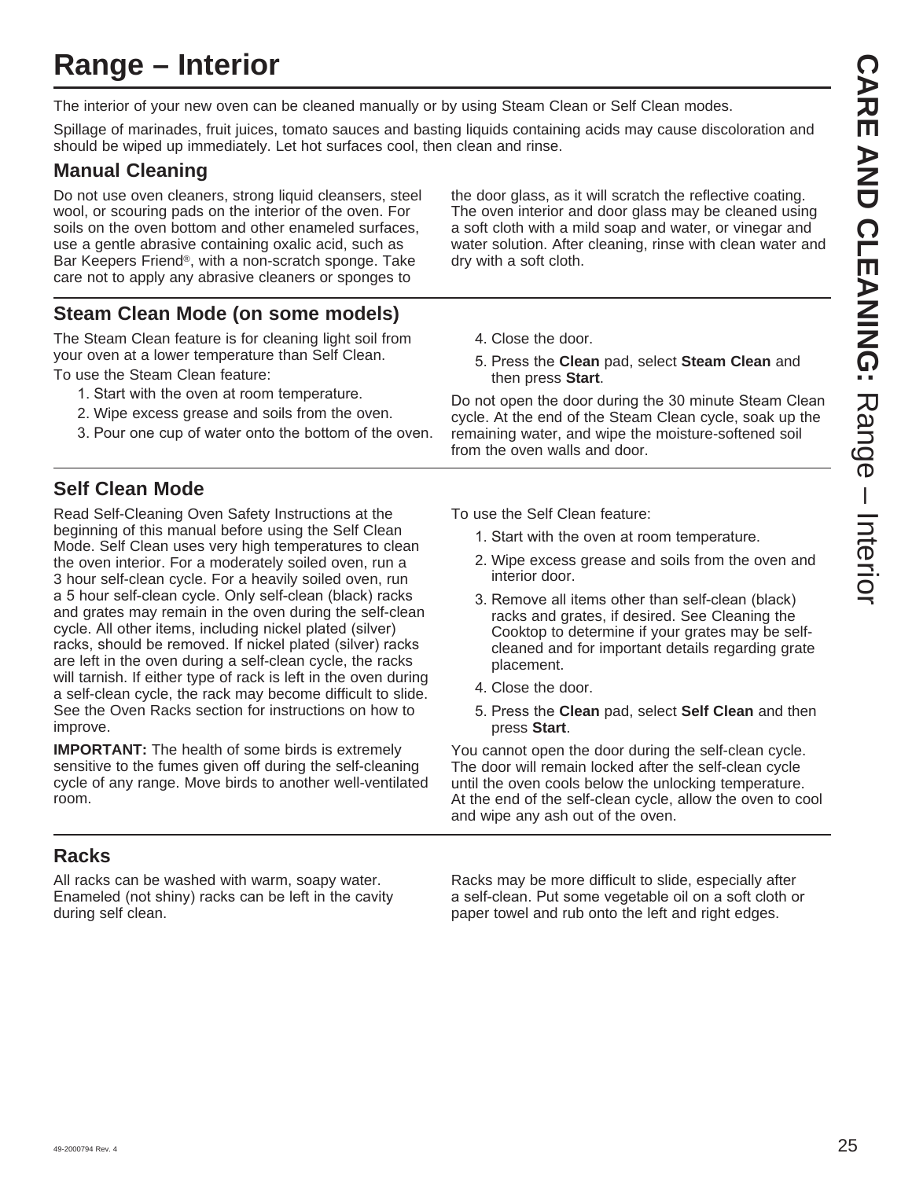# Range – Interior

The interior of your new oven can be cleaned manually or by using Steam Clean or Self Clean modes.

Spillage of marinades, fruit juices, tomato sauces and basting liquids containing acids may cause discoloration and should be wiped up immediately. Let hot surfaces cool, then clean and rinse.

## Manual Cleaning

Do not use oven cleaners, strong liquid cleansers, steel wool, or scouring pads on the interior of the oven. For soils on the oven bottom and other enameled surfaces, use a gentle abrasive containing oxalic acid, such as Bar Keepers Friend®, with a non-scratch sponge. Take care not to apply any abrasive cleaners or sponges to the door glass, as it will scratch the reflective coating. The oven interior and door glass may be cleaned using a soft cloth with a mild soap and water, or vinegar and water solution. After cleaning, rinse with clean water and dry with a soft cloth.

## Steam Clean Mode (on some models)

The Steam Clean feature is for cleaning light soil from your oven at a lower temperature than Self Clean.

To use the Steam Clean feature:

1. Start with the oven at room temperature.
2. Wipe excess grease and soils from the oven.
3. Pour one cup of water onto the bottom of the oven.
4. Close the door.
5. Press the **Clean** pad, select **Steam Clean** and then press **Start**.

Do not open the door during the 30 minute Steam Clean cycle. At the end of the Steam Clean cycle, soak up the remaining water, and wipe the moisture-softened soil from the oven walls and door.

## Self Clean Mode

Read Self-Cleaning Oven Safety Instructions at the beginning of this manual before using the Self Clean Mode. Self Clean uses very high temperatures to clean the oven interior. For a moderately soiled oven, run a 3 hour self-clean cycle. For a heavily soiled oven, run a 5 hour self-clean cycle. Only self-clean (black) racks and grates may remain in the oven during the self-clean cycle. All other items, including nickel plated (silver) racks, should be removed. If nickel plated (silver) racks are left in the oven during a self-clean cycle, the racks will tarnish. If either type of rack is left in the oven during a self-clean cycle, the rack may become difficult to slide. See the Oven Racks section for instructions on how to improve.

**IMPORTANT:** The health of some birds is extremely sensitive to the fumes given off during the self-cleaning cycle of any range. Move birds to another well-ventilated room.

To use the Self Clean feature:

1. Start with the oven at room temperature.
2. Wipe excess grease and soils from the oven and interior door.
3. Remove all items other than self-clean (black) racks and grates, if desired. See Cleaning the Cooktop to determine if your grates may be self-cleaned and for important details regarding grate placement.
4. Close the door.
5. Press the **Clean** pad, select **Self Clean** and then press **Start**.

You cannot open the door during the self-clean cycle. The door will remain locked after the self-clean cycle until the oven cools below the unlocking temperature. At the end of the self-clean cycle, allow the oven to cool and wipe any ash out of the oven.

## Racks

All racks can be washed with warm, soapy water. Enameled (not shiny) racks can be left in the cavity during self clean.

Racks may be more difficult to slide, especially after a self-clean. Put some vegetable oil on a soft cloth or paper towel and rub onto the left and right edges.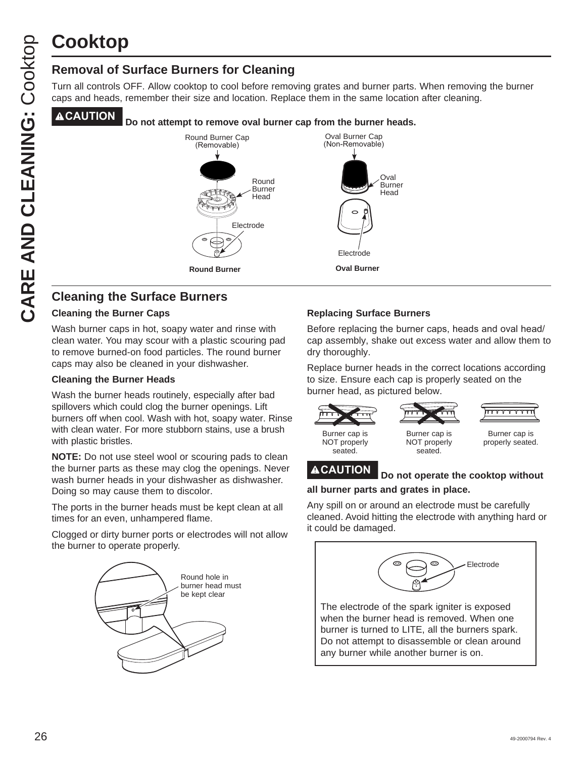# Cooktop

## Removal of Surface Burners for Cleaning

Turn all controls OFF. Allow cooktop to cool before removing grates and burner parts. When removing the burner caps and heads, remember their size and location. Replace them in the same location after cleaning.

**⚠CAUTION Do not attempt to remove oval burner cap from the burner heads.**

Round Burner Cap (Removable)

Round Burner Head

Electrode

**Round Burner**

Oval Burner Cap (Non-Removable)

Oval Burner Head

Electrode

**Oval Burner**

## Cleaning the Surface Burners

### Cleaning the Burner Caps

Wash burner caps in hot, soapy water and rinse with clean water. You may scour with a plastic scouring pad to remove burned-on food particles. The round burner caps may also be cleaned in your dishwasher.

### Cleaning the Burner Heads

Wash the burner heads routinely, especially after bad spillovers which could clog the burner openings. Lift burners off when cool. Wash with hot, soapy water. Rinse with clean water. For more stubborn stains, use a brush with plastic bristles.

**NOTE:** Do not use steel wool or scouring pads to clean the burner parts as these may clog the openings. Never wash burner heads in your dishwasher as dishwasher. Doing so may cause them to discolor.

The ports in the burner heads must be kept clean at all times for an even, unhampered flame.

Clogged or dirty burner ports or electrodes will not allow the burner to operate properly.

Round hole in burner head must be kept clear

### Replacing Surface Burners

Before replacing the burner caps, heads and oval head/cap assembly, shake out excess water and allow them to dry thoroughly.

Replace burner heads in the correct locations according to size. Ensure each cap is properly seated on the burner head, as pictured below.

Burner cap is NOT properly seated.

Burner cap is NOT properly seated.

Burner cap is properly seated.

**⚠CAUTION Do not operate the cooktop without all burner parts and grates in place.**

Any spill on or around an electrode must be carefully cleaned. Avoid hitting the electrode with anything hard or it could be damaged.

Electrode

The electrode of the spark igniter is exposed when the burner head is removed. When one burner is turned to LITE, all the burners spark. Do not attempt to disassemble or clean around any burner while another burner is on.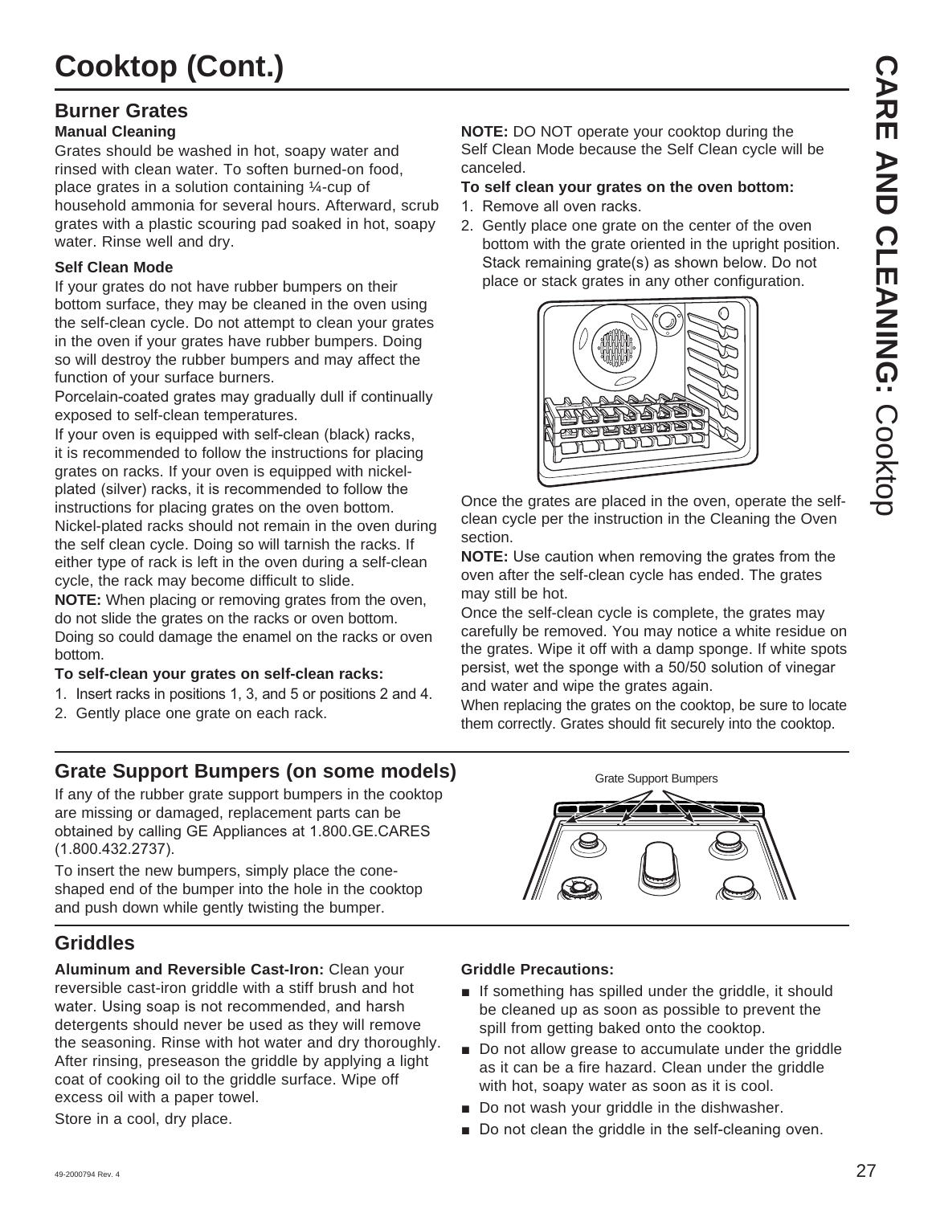# Cooktop (Cont.)

## Burner Grates

### Manual Cleaning

Grates should be washed in hot, soapy water and rinsed with clean water. To soften burned-on food, place grates in a solution containing ¼-cup of household ammonia for several hours. Afterward, scrub grates with a plastic scouring pad soaked in hot, soapy water. Rinse well and dry.

### Self Clean Mode

If your grates do not have rubber bumpers on their bottom surface, they may be cleaned in the oven using the self-clean cycle. Do not attempt to clean your grates in the oven if your grates have rubber bumpers. Doing so will destroy the rubber bumpers and may affect the function of your surface burners.

Porcelain-coated grates may gradually dull if continually exposed to self-clean temperatures.

If your oven is equipped with self-clean (black) racks, it is recommended to follow the instructions for placing grates on racks. If your oven is equipped with nickel-plated (silver) racks, it is recommended to follow the instructions for placing grates on the oven bottom. Nickel-plated racks should not remain in the oven during the self clean cycle. Doing so will tarnish the racks. If either type of rack is left in the oven during a self-clean cycle, the rack may become difficult to slide.

**NOTE:** When placing or removing grates from the oven, do not slide the grates on the racks or oven bottom. Doing so could damage the enamel on the racks or oven bottom.

**To self-clean your grates on self-clean racks:**

1. Insert racks in positions 1, 3, and 5 or positions 2 and 4.
2. Gently place one grate on each rack.

**NOTE:** DO NOT operate your cooktop during the Self Clean Mode because the Self Clean cycle will be canceled.

**To self clean your grates on the oven bottom:**

1. Remove all oven racks.
2. Gently place one grate on the center of the oven bottom with the grate oriented in the upright position. Stack remaining grate(s) as shown below. Do not place or stack grates in any other configuration.

Once the grates are placed in the oven, operate the self-clean cycle per the instruction in the Cleaning the Oven section.

**NOTE:** Use caution when removing the grates from the oven after the self-clean cycle has ended. The grates may still be hot.

Once the self-clean cycle is complete, the grates may carefully be removed. You may notice a white residue on the grates. Wipe it off with a damp sponge. If white spots persist, wet the sponge with a 50/50 solution of vinegar and water and wipe the grates again.

When replacing the grates on the cooktop, be sure to locate them correctly. Grates should fit securely into the cooktop.

## Grate Support Bumpers (on some models)

If any of the rubber grate support bumpers in the cooktop are missing or damaged, replacement parts can be obtained by calling GE Appliances at 1.800.GE.CARES (1.800.432.2737).

To insert the new bumpers, simply place the cone-shaped end of the bumper into the hole in the cooktop and push down while gently twisting the bumper.

Grate Support Bumpers

## Griddles

**Aluminum and Reversible Cast-Iron:** Clean your reversible cast-iron griddle with a stiff brush and hot water. Using soap is not recommended, and harsh detergents should never be used as they will remove the seasoning. Rinse with hot water and dry thoroughly. After rinsing, preseason the griddle by applying a light coat of cooking oil to the griddle surface. Wipe off excess oil with a paper towel.

Store in a cool, dry place.

**Griddle Precautions:**

- If something has spilled under the griddle, it should be cleaned up as soon as possible to prevent the spill from getting baked onto the cooktop.
- Do not allow grease to accumulate under the griddle as it can be a fire hazard. Clean under the griddle with hot, soapy water as soon as it is cool.
- Do not wash your griddle in the dishwasher.
- Do not clean the griddle in the self-cleaning oven.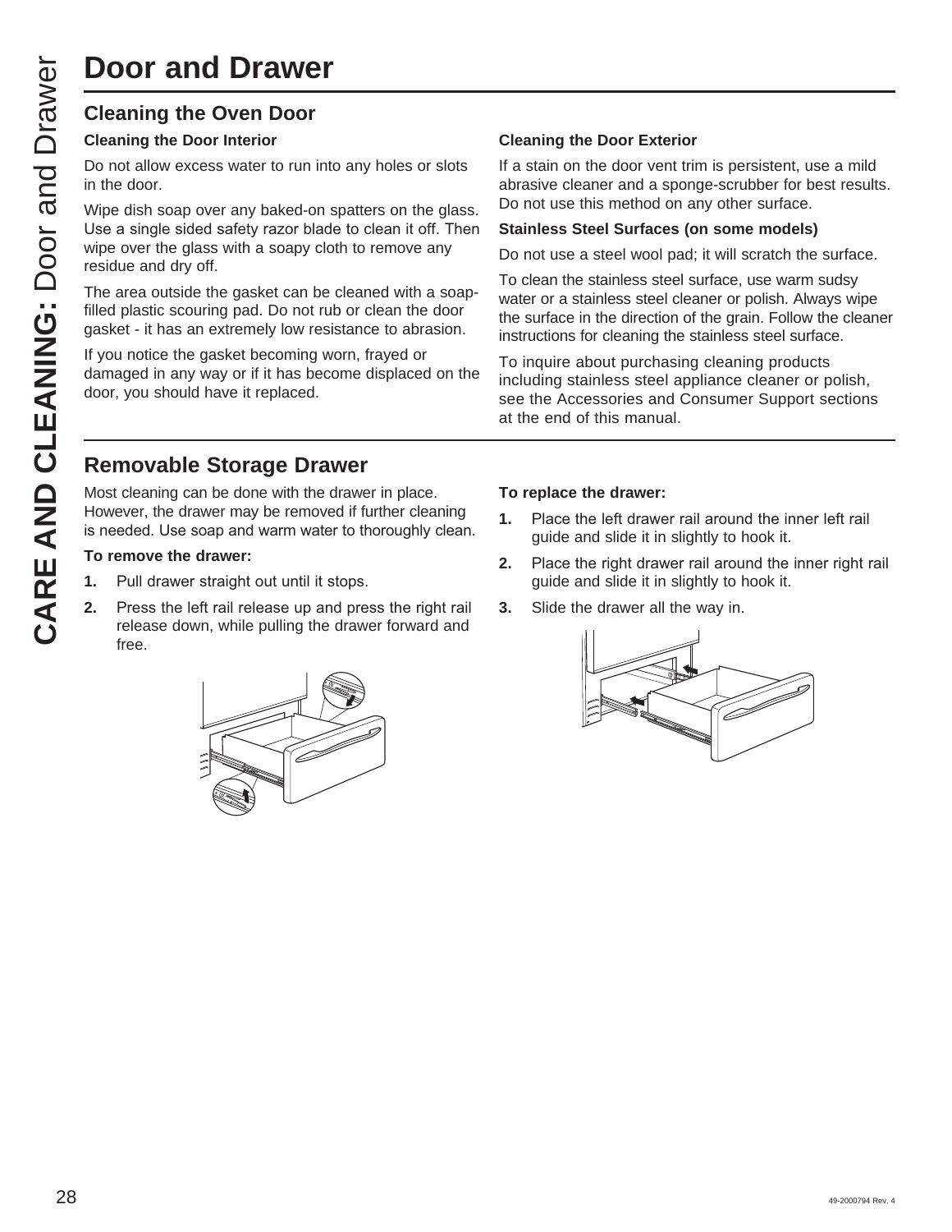# Door and Drawer

## Cleaning the Oven Door

### Cleaning the Door Interior

Do not allow excess water to run into any holes or slots in the door.

Wipe dish soap over any baked-on spatters on the glass. Use a single sided safety razor blade to clean it off. Then wipe over the glass with a soapy cloth to remove any residue and dry off.

The area outside the gasket can be cleaned with a soap-filled plastic scouring pad. Do not rub or clean the door gasket - it has an extremely low resistance to abrasion.

If you notice the gasket becoming worn, frayed or damaged in any way or if it has become displaced on the door, you should have it replaced.

### Cleaning the Door Exterior

If a stain on the door vent trim is persistent, use a mild abrasive cleaner and a sponge-scrubber for best results. Do not use this method on any other surface.

**Stainless Steel Surfaces (on some models)**

Do not use a steel wool pad; it will scratch the surface.

To clean the stainless steel surface, use warm sudsy water or a stainless steel cleaner or polish. Always wipe the surface in the direction of the grain. Follow the cleaner instructions for cleaning the stainless steel surface.

To inquire about purchasing cleaning products including stainless steel appliance cleaner or polish, see the Accessories and Consumer Support sections at the end of this manual.

## Removable Storage Drawer

Most cleaning can be done with the drawer in place. However, the drawer may be removed if further cleaning is needed. Use soap and warm water to thoroughly clean.

**To remove the drawer:**

1. Pull drawer straight out until it stops.
2. Press the left rail release up and press the right rail release down, while pulling the drawer forward and free.

**To replace the drawer:**

1. Place the left drawer rail around the inner left rail guide and slide it in slightly to hook it.
2. Place the right drawer rail around the inner right rail guide and slide it in slightly to hook it.
3. Slide the drawer all the way in.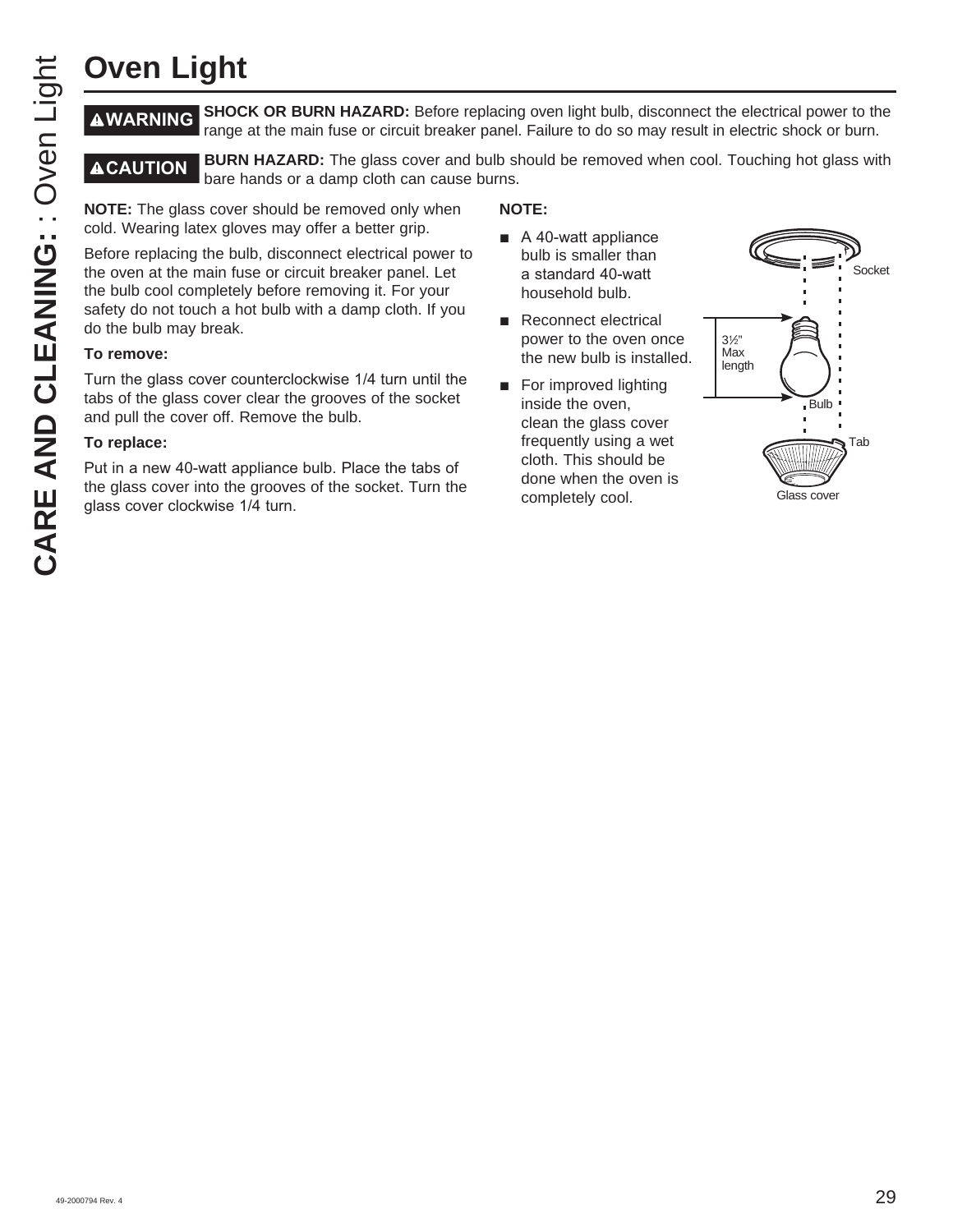# Oven Light

**⚠WARNING** **SHOCK OR BURN HAZARD:** Before replacing oven light bulb, disconnect the electrical power to the range at the main fuse or circuit breaker panel. Failure to do so may result in electric shock or burn.

**⚠CAUTION** **BURN HAZARD:** The glass cover and bulb should be removed when cool. Touching hot glass with bare hands or a damp cloth can cause burns.

**NOTE:** The glass cover should be removed only when cold. Wearing latex gloves may offer a better grip.

Before replacing the bulb, disconnect electrical power to the oven at the main fuse or circuit breaker panel. Let the bulb cool completely before removing it. For your safety do not touch a hot bulb with a damp cloth. If you do the bulb may break.

**To remove:**

Turn the glass cover counterclockwise 1/4 turn until the tabs of the glass cover clear the grooves of the socket and pull the cover off. Remove the bulb.

**To replace:**

Put in a new 40-watt appliance bulb. Place the tabs of the glass cover into the grooves of the socket. Turn the glass cover clockwise 1/4 turn.

**NOTE:**

- A 40-watt appliance bulb is smaller than a standard 40-watt household bulb.
- Reconnect electrical power to the oven once the new bulb is installed.
- For improved lighting inside the oven, clean the glass cover frequently using a wet cloth. This should be done when the oven is completely cool.

Socket

3½" Max length

Bulb

Tab

Glass cover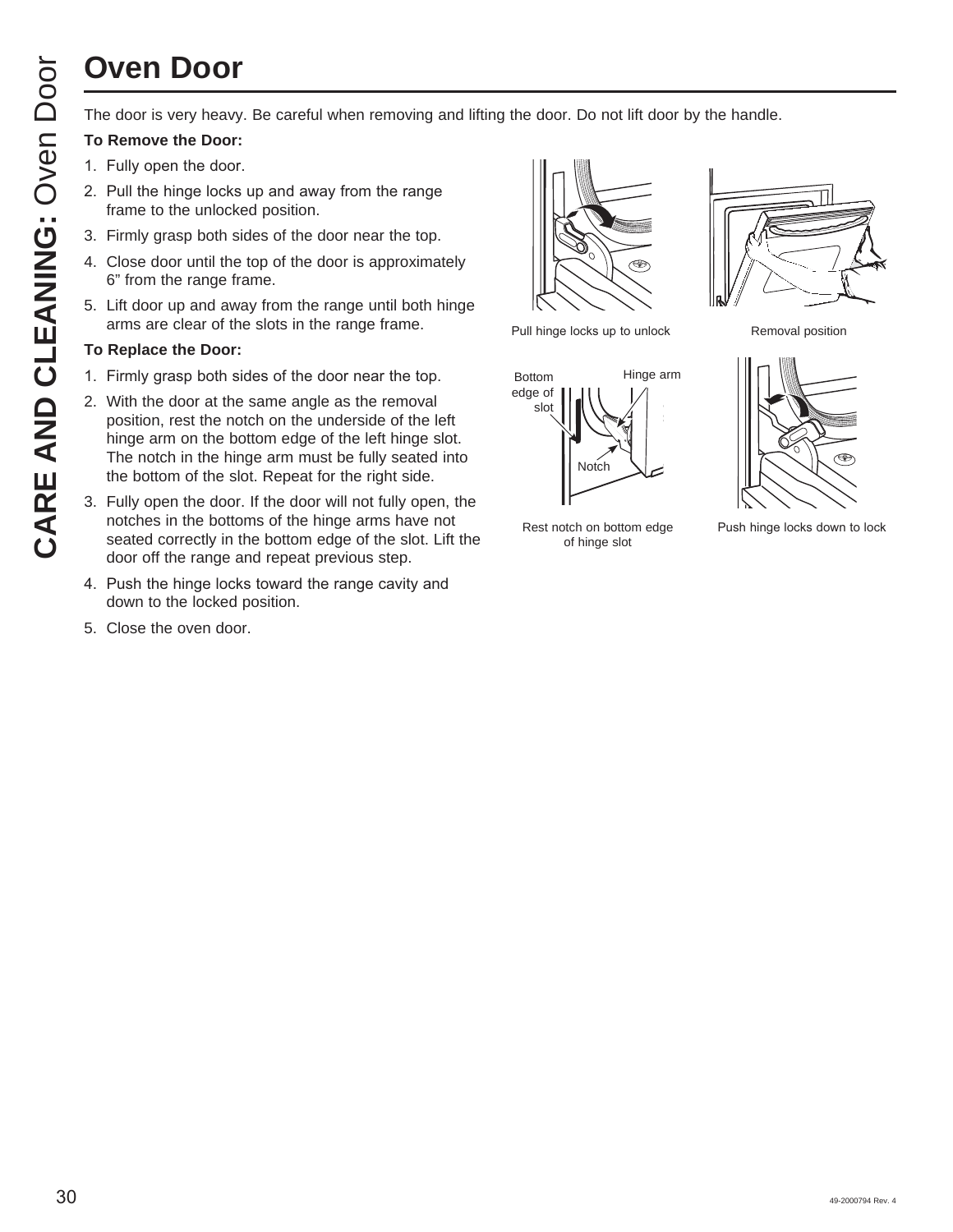# Oven Door

The door is very heavy. Be careful when removing and lifting the door. Do not lift door by the handle.

**To Remove the Door:**

1. Fully open the door.
2. Pull the hinge locks up and away from the range frame to the unlocked position.
3. Firmly grasp both sides of the door near the top.
4. Close door until the top of the door is approximately 6" from the range frame.
5. Lift door up and away from the range until both hinge arms are clear of the slots in the range frame.

**To Replace the Door:**

1. Firmly grasp both sides of the door near the top.
2. With the door at the same angle as the removal position, rest the notch on the underside of the left hinge arm on the bottom edge of the left hinge slot. The notch in the hinge arm must be fully seated into the bottom of the slot. Repeat for the right side.
3. Fully open the door. If the door will not fully open, the notches in the bottoms of the hinge arms have not seated correctly in the bottom edge of the slot. Lift the door off the range and repeat previous step.
4. Push the hinge locks toward the range cavity and down to the locked position.
5. Close the oven door.

Pull hinge locks up to unlock

Removal position

Bottom edge of slot

Hinge arm

Notch

Rest notch on bottom edge of hinge slot

Push hinge locks down to lock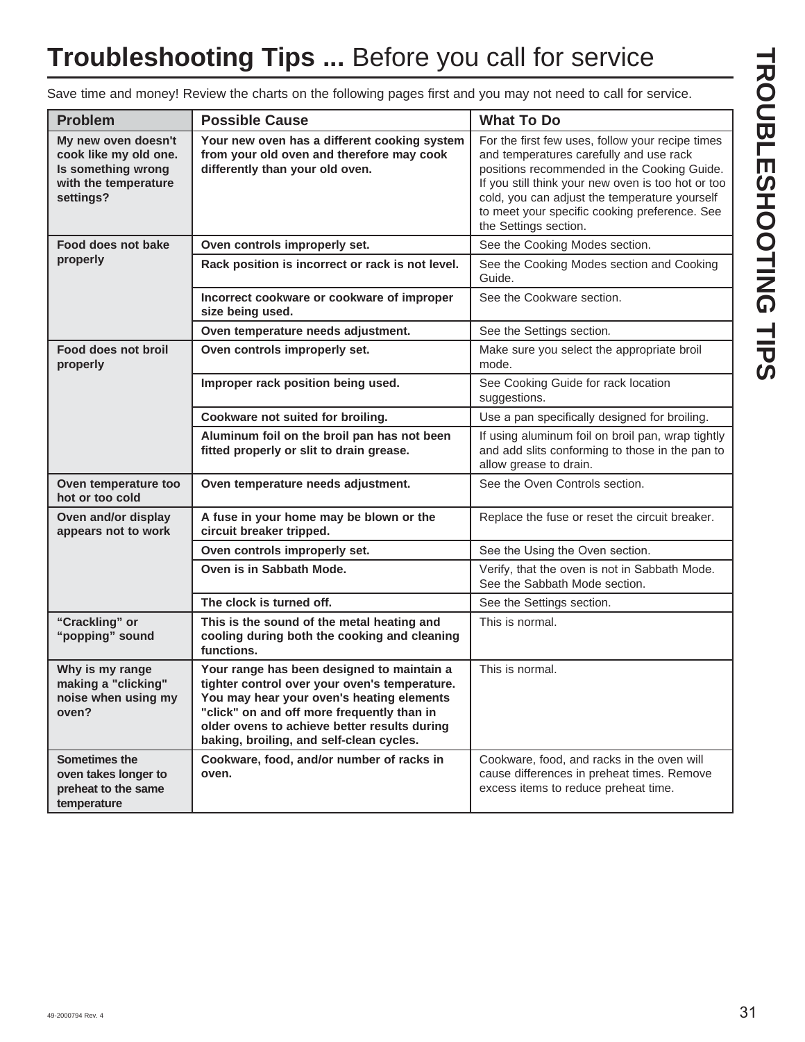# **Troubleshooting Tips ...** Before you call for service

Save time and money! Review the charts on the following pages first and you may not need to call for service.

| Problem | Possible Cause | What To Do |
|---|---|---|
| **My new oven doesn't cook like my old one. Is something wrong with the temperature settings?** | **Your new oven has a different cooking system from your old oven and therefore may cook differently than your old oven.** | For the first few uses, follow your recipe times and temperatures carefully and use rack positions recommended in the Cooking Guide. If you still think your new oven is too hot or too cold, you can adjust the temperature yourself to meet your specific cooking preference. See the Settings section. |
| **Food does not bake properly** | **Oven controls improperly set.** | See the Cooking Modes section. |
| | **Rack position is incorrect or rack is not level.** | See the Cooking Modes section and Cooking Guide. |
| | **Incorrect cookware or cookware of improper size being used.** | See the Cookware section. |
| | **Oven temperature needs adjustment.** | See the Settings section. |
| **Food does not broil properly** | **Oven controls improperly set.** | Make sure you select the appropriate broil mode. |
| | **Improper rack position being used.** | See Cooking Guide for rack location suggestions. |
| | **Cookware not suited for broiling.** | Use a pan specifically designed for broiling. |
| | **Aluminum foil on the broil pan has not been fitted properly or slit to drain grease.** | If using aluminum foil on broil pan, wrap tightly and add slits conforming to those in the pan to allow grease to drain. |
| **Oven temperature too hot or too cold** | **Oven temperature needs adjustment.** | See the Oven Controls section. |
| **Oven and/or display appears not to work** | **A fuse in your home may be blown or the circuit breaker tripped.** | Replace the fuse or reset the circuit breaker. |
| | **Oven controls improperly set.** | See the Using the Oven section. |
| | **Oven is in Sabbath Mode.** | Verify, that the oven is not in Sabbath Mode. See the Sabbath Mode section. |
| | **The clock is turned off.** | See the Settings section. |
| **"Crackling" or "popping" sound** | **This is the sound of the metal heating and cooling during both the cooking and cleaning functions.** | This is normal. |
| **Why is my range making a "clicking" noise when using my oven?** | **Your range has been designed to maintain a tighter control over your oven's temperature. You may hear your oven's heating elements "click" on and off more frequently than in older ovens to achieve better results during baking, broiling, and self-clean cycles.** | This is normal. |
| **Sometimes the oven takes longer to preheat to the same temperature** | **Cookware, food, and/or number of racks in oven.** | Cookware, food, and racks in the oven will cause differences in preheat times. Remove excess items to reduce preheat time. |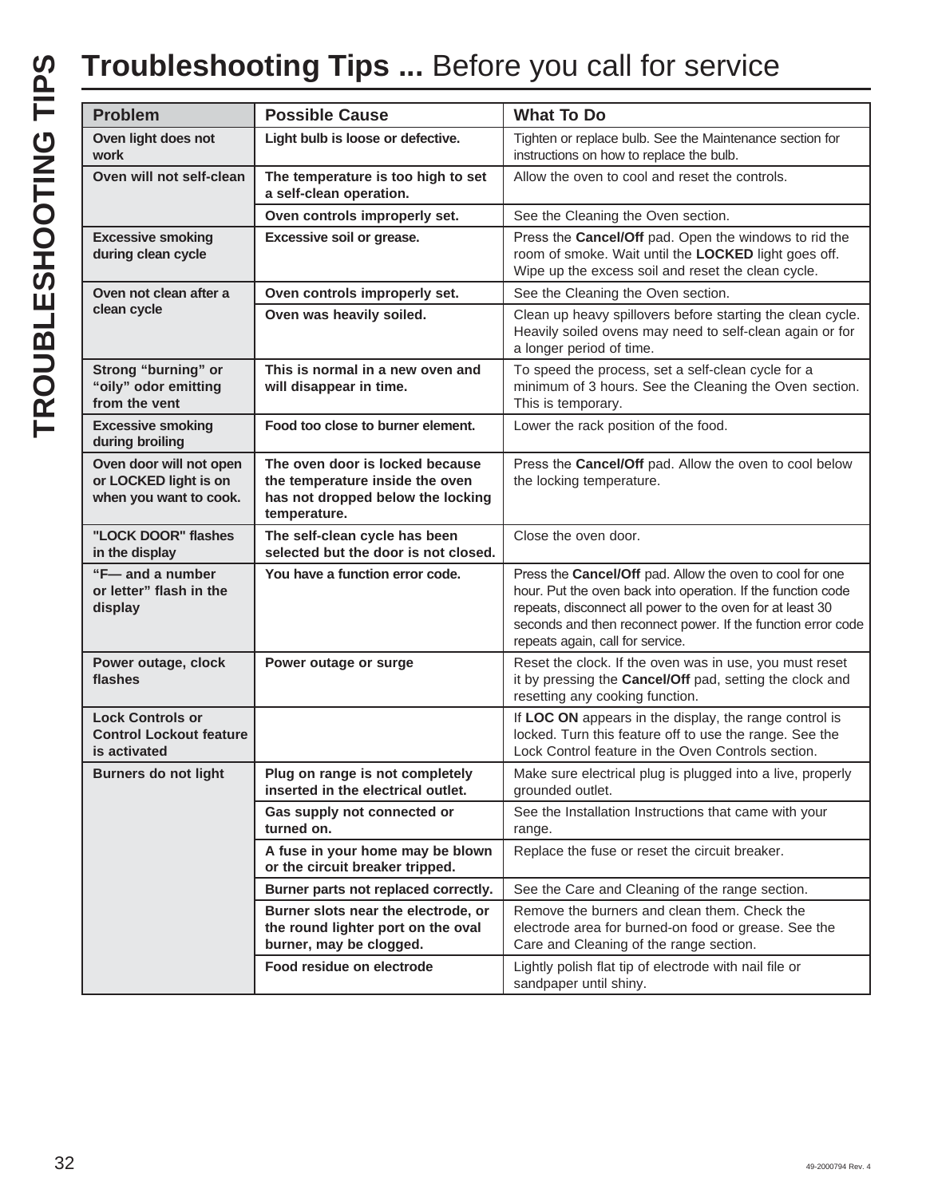# Troubleshooting Tips ... Before you call for service

| Problem | Possible Cause | What To Do |
|---|---|---|
| **Oven light does not work** | **Light bulb is loose or defective.** | Tighten or replace bulb. See the Maintenance section for instructions on how to replace the bulb. |
| **Oven will not self-clean** | **The temperature is too high to set a self-clean operation.** | Allow the oven to cool and reset the controls. |
| | **Oven controls improperly set.** | See the Cleaning the Oven section. |
| **Excessive smoking during clean cycle** | **Excessive soil or grease.** | Press the **Cancel/Off** pad. Open the windows to rid the room of smoke. Wait until the **LOCKED** light goes off. Wipe up the excess soil and reset the clean cycle. |
| **Oven not clean after a clean cycle** | **Oven controls improperly set.** | See the Cleaning the Oven section. |
| | **Oven was heavily soiled.** | Clean up heavy spillovers before starting the clean cycle. Heavily soiled ovens may need to self-clean again or for a longer period of time. |
| **Strong "burning" or "oily" odor emitting from the vent** | **This is normal in a new oven and will disappear in time.** | To speed the process, set a self-clean cycle for a minimum of 3 hours. See the Cleaning the Oven section. This is temporary. |
| **Excessive smoking during broiling** | **Food too close to burner element.** | Lower the rack position of the food. |
| **Oven door will not open or LOCKED light is on when you want to cook.** | **The oven door is locked because the temperature inside the oven has not dropped below the locking temperature.** | Press the **Cancel/Off** pad. Allow the oven to cool below the locking temperature. |
| **"LOCK DOOR" flashes in the display** | **The self-clean cycle has been selected but the door is not closed.** | Close the oven door. |
| **"F— and a number or letter" flash in the display** | **You have a function error code.** | Press the **Cancel/Off** pad. Allow the oven to cool for one hour. Put the oven back into operation. If the function code repeats, disconnect all power to the oven for at least 30 seconds and then reconnect power. If the function error code repeats again, call for service. |
| **Power outage, clock flashes** | **Power outage or surge** | Reset the clock. If the oven was in use, you must reset it by pressing the **Cancel/Off** pad, setting the clock and resetting any cooking function. |
| **Lock Controls or Control Lockout feature is activated** | | If **LOC ON** appears in the display, the range control is locked. Turn this feature off to use the range. See the Lock Control feature in the Oven Controls section. |
| **Burners do not light** | **Plug on range is not completely inserted in the electrical outlet.** | Make sure electrical plug is plugged into a live, properly grounded outlet. |
| | **Gas supply not connected or turned on.** | See the Installation Instructions that came with your range. |
| | **A fuse in your home may be blown or the circuit breaker tripped.** | Replace the fuse or reset the circuit breaker. |
| | **Burner parts not replaced correctly.** | See the Care and Cleaning of the range section. |
| | **Burner slots near the electrode, or the round lighter port on the oval burner, may be clogged.** | Remove the burners and clean them. Check the electrode area for burned-on food or grease. See the Care and Cleaning of the range section. |
| | **Food residue on electrode** | Lightly polish flat tip of electrode with nail file or sandpaper until shiny. |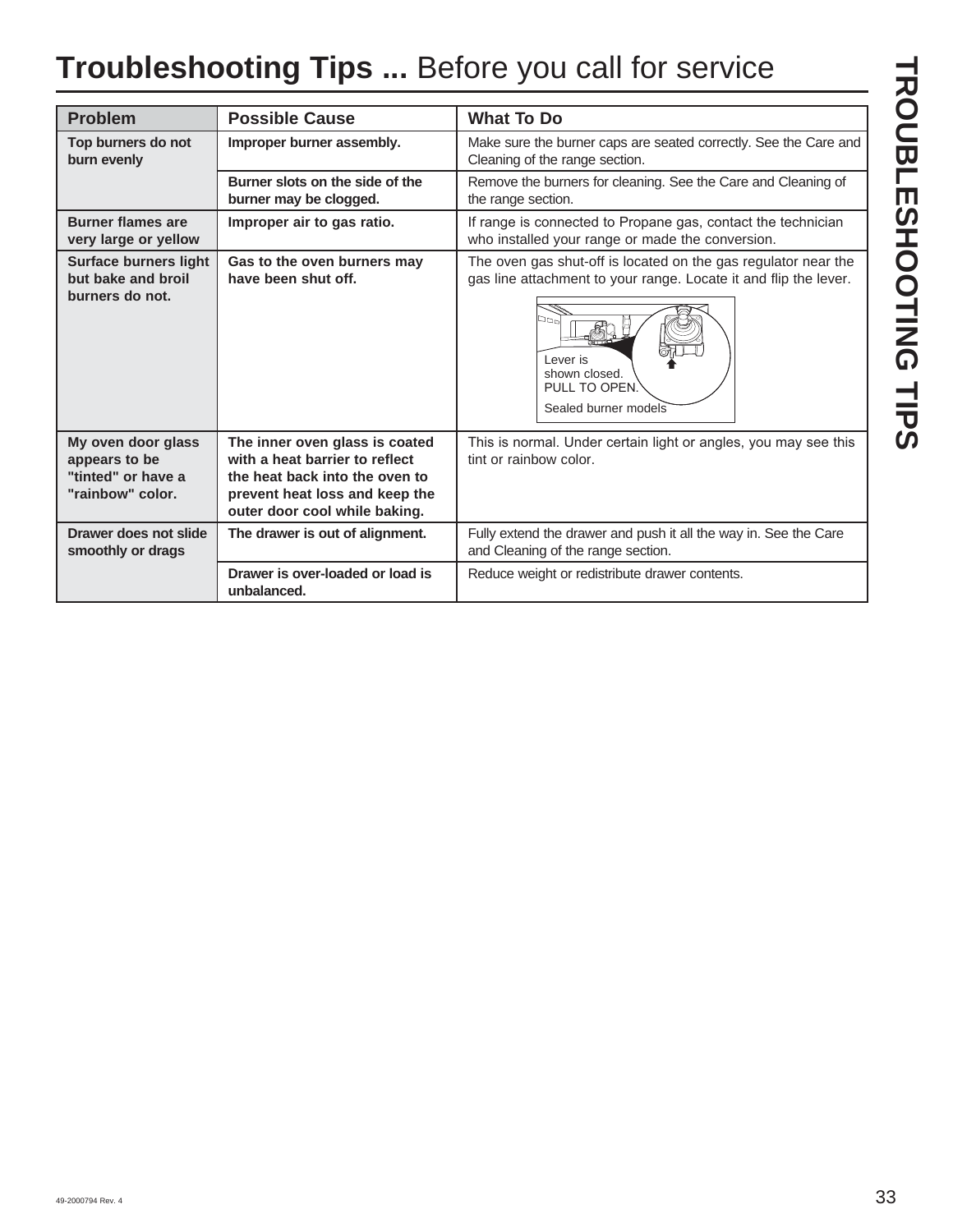# Troubleshooting Tips ... Before you call for service

| Problem | Possible Cause | What To Do |
|---|---|---|
| **Top burners do not burn evenly** | **Improper burner assembly.** | Make sure the burner caps are seated correctly. See the Care and Cleaning of the range section. |
| | **Burner slots on the side of the burner may be clogged.** | Remove the burners for cleaning. See the Care and Cleaning of the range section. |
| **Burner flames are very large or yellow** | **Improper air to gas ratio.** | If range is connected to Propane gas, contact the technician who installed your range or made the conversion. |
| **Surface burners light but bake and broil burners do not.** | **Gas to the oven burners may have been shut off.** | The oven gas shut-off is located on the gas regulator near the gas line attachment to your range. Locate it and flip the lever. Lever is shown closed. PULL TO OPEN. Sealed burner models |
| **My oven door glass appears to be "tinted" or have a "rainbow" color.** | **The inner oven glass is coated with a heat barrier to reflect the heat back into the oven to prevent heat loss and keep the outer door cool while baking.** | This is normal. Under certain light or angles, you may see this tint or rainbow color. |
| **Drawer does not slide smoothly or drags** | **The drawer is out of alignment.** | Fully extend the drawer and push it all the way in. See the Care and Cleaning of the range section. |
| | **Drawer is over-loaded or load is unbalanced.** | Reduce weight or redistribute drawer contents. |

49-2000794 Rev. 4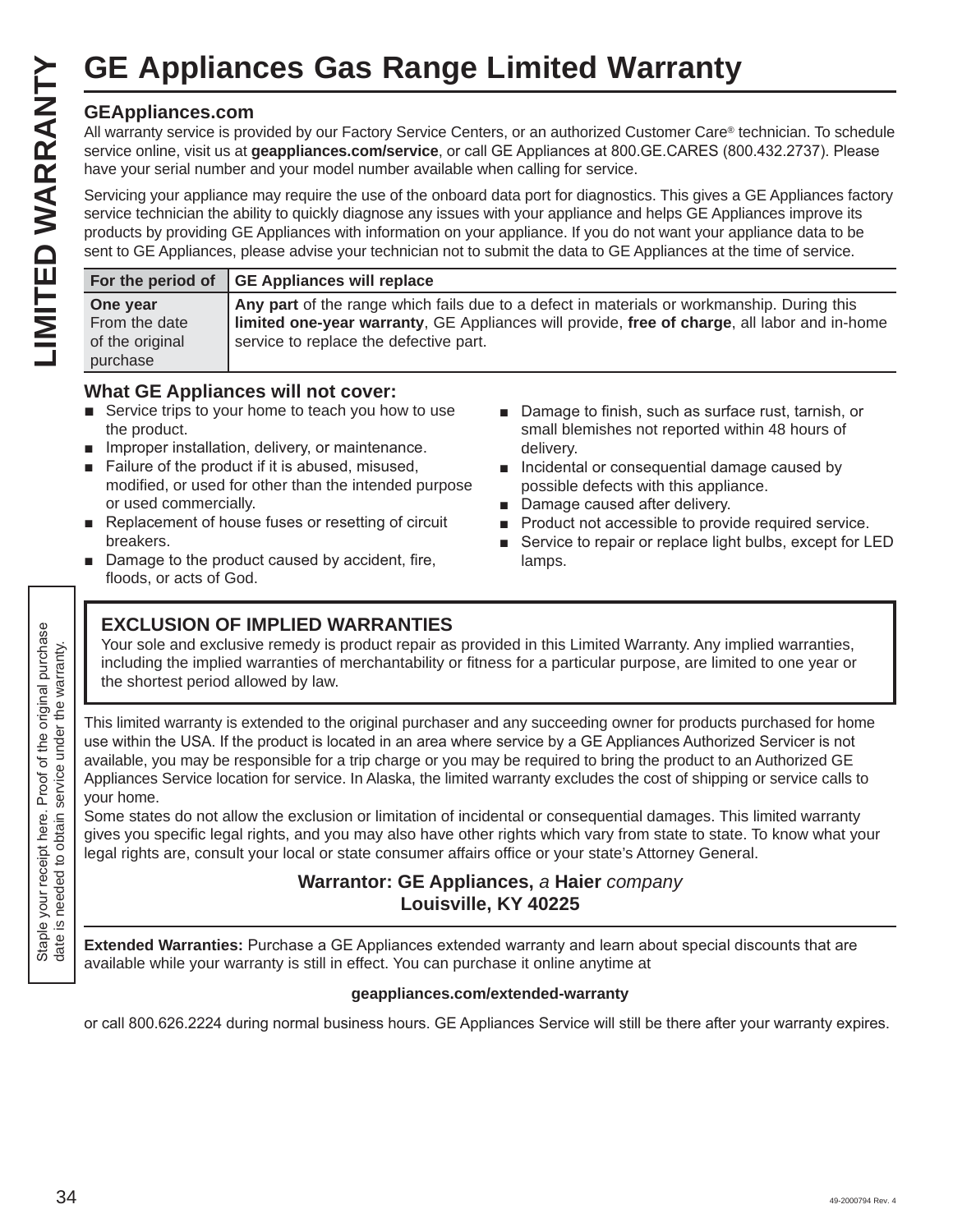# GE Appliances Gas Range Limited Warranty

### GEAppliances.com

All warranty service is provided by our Factory Service Centers, or an authorized Customer Care® technician. To schedule service online, visit us at **geappliances.com/service**, or call GE Appliances at 800.GE.CARES (800.432.2737). Please have your serial number and your model number available when calling for service.

Servicing your appliance may require the use of the onboard data port for diagnostics. This gives a GE Appliances factory service technician the ability to quickly diagnose any issues with your appliance and helps GE Appliances improve its products by providing GE Appliances with information on your appliance. If you do not want your appliance data to be sent to GE Appliances, please advise your technician not to submit the data to GE Appliances at the time of service.

| For the period of | GE Appliances will replace |
|---|---|
| **One year** From the date of the original purchase | **Any part** of the range which fails due to a defect in materials or workmanship. During this **limited one-year warranty**, GE Appliances will provide, **free of charge**, all labor and in-home service to replace the defective part. |

### What GE Appliances will not cover:

- Service trips to your home to teach you how to use the product.
- Improper installation, delivery, or maintenance.
- Failure of the product if it is abused, misused, modified, or used for other than the intended purpose or used commercially.
- Replacement of house fuses or resetting of circuit breakers.
- Damage to the product caused by accident, fire, floods, or acts of God.
- Damage to finish, such as surface rust, tarnish, or small blemishes not reported within 48 hours of delivery.
- Incidental or consequential damage caused by possible defects with this appliance.
- Damage caused after delivery.
- Product not accessible to provide required service.
- Service to repair or replace light bulbs, except for LED lamps.

### EXCLUSION OF IMPLIED WARRANTIES

Your sole and exclusive remedy is product repair as provided in this Limited Warranty. Any implied warranties, including the implied warranties of merchantability or fitness for a particular purpose, are limited to one year or the shortest period allowed by law.

This limited warranty is extended to the original purchaser and any succeeding owner for products purchased for home use within the USA. If the product is located in an area where service by a GE Appliances Authorized Servicer is not available, you may be responsible for a trip charge or you may be required to bring the product to an Authorized GE Appliances Service location for service. In Alaska, the limited warranty excludes the cost of shipping or service calls to your home.

Some states do not allow the exclusion or limitation of incidental or consequential damages. This limited warranty gives you specific legal rights, and you may also have other rights which vary from state to state. To know what your legal rights are, consult your local or state consumer affairs office or your state's Attorney General.

**Warrantor: GE Appliances,** *a* **Haier** *company*
**Louisville, KY 40225**

**Extended Warranties:** Purchase a GE Appliances extended warranty and learn about special discounts that are available while your warranty is still in effect. You can purchase it online anytime at

**geappliances.com/extended-warranty**

or call 800.626.2224 during normal business hours. GE Appliances Service will still be there after your warranty expires.

Staple your receipt here. Proof of the original purchase date is needed to obtain service under the warranty.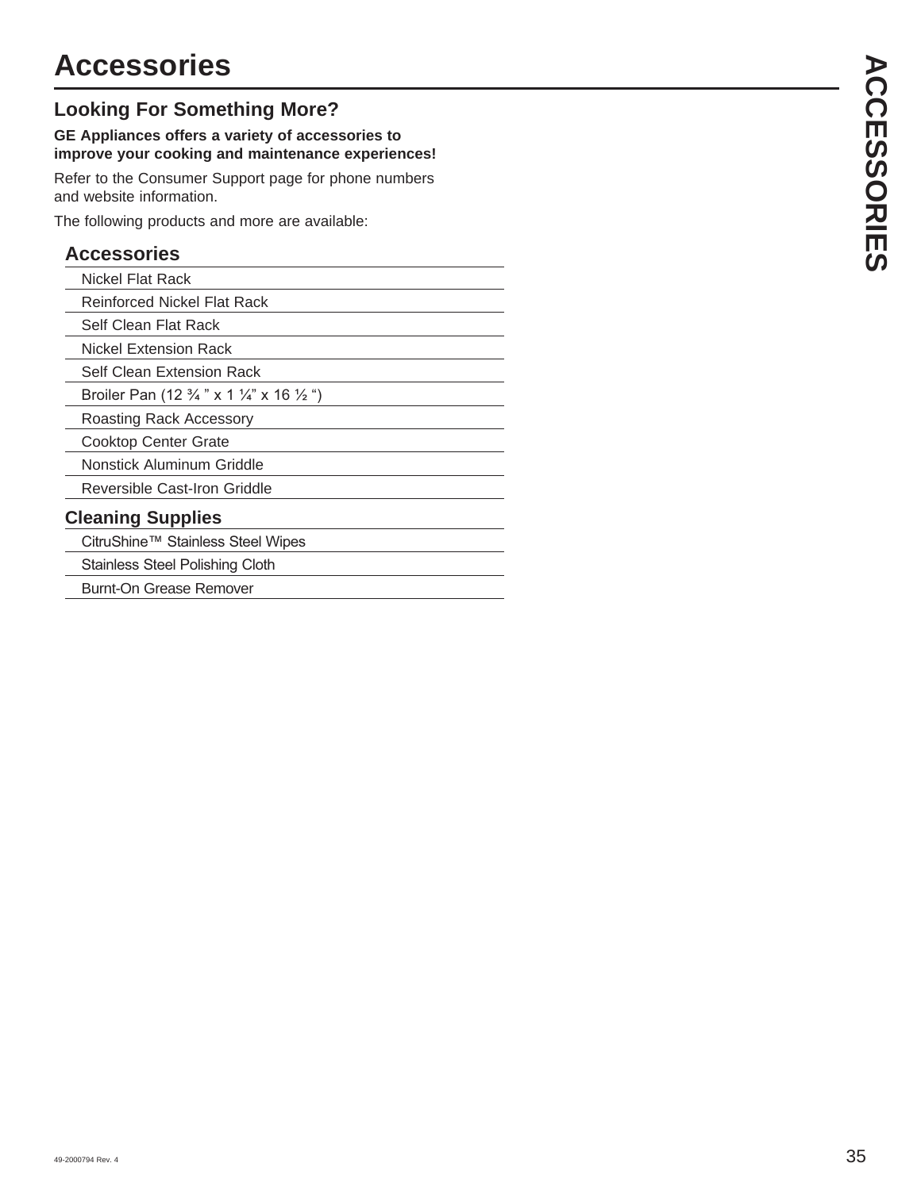# Accessories

## Looking For Something More?

**GE Appliances offers a variety of accessories to improve your cooking and maintenance experiences!**

Refer to the Consumer Support page for phone numbers and website information.

The following products and more are available:

| Accessories |
| --- |
| Nickel Flat Rack |
| Reinforced Nickel Flat Rack |
| Self Clean Flat Rack |
| Nickel Extension Rack |
| Self Clean Extension Rack |
| Broiler Pan (12 ¾ " x 1 ¼" x 16 ½ ") |
| Roasting Rack Accessory |
| Cooktop Center Grate |
| Nonstick Aluminum Griddle |
| Reversible Cast-Iron Griddle |

| Cleaning Supplies |
| --- |
| CitruShine™ Stainless Steel Wipes |
| Stainless Steel Polishing Cloth |
| Burnt-On Grease Remover |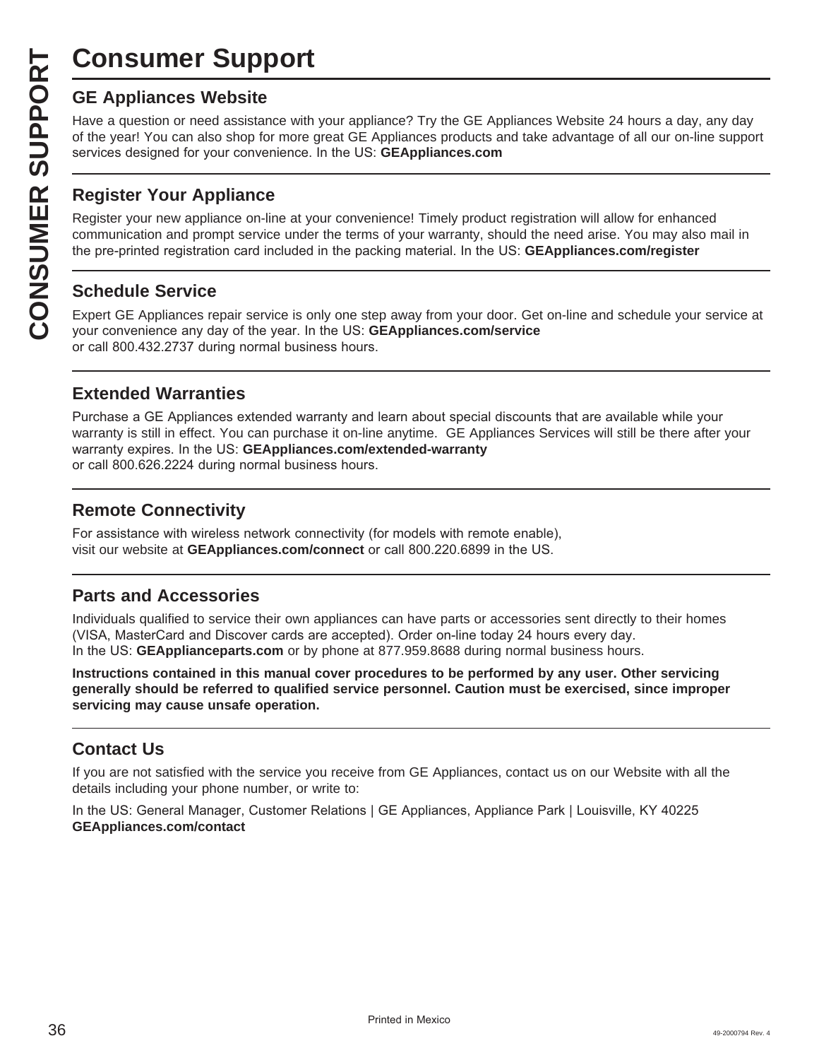# Consumer Support

## GE Appliances Website

Have a question or need assistance with your appliance? Try the GE Appliances Website 24 hours a day, any day of the year! You can also shop for more great GE Appliances products and take advantage of all our on-line support services designed for your convenience. In the US: **GEAppliances.com**

## Register Your Appliance

Register your new appliance on-line at your convenience! Timely product registration will allow for enhanced communication and prompt service under the terms of your warranty, should the need arise. You may also mail in the pre-printed registration card included in the packing material. In the US: **GEAppliances.com/register**

## Schedule Service

Expert GE Appliances repair service is only one step away from your door. Get on-line and schedule your service at your convenience any day of the year. In the US: **GEAppliances.com/service**
or call 800.432.2737 during normal business hours.

## Extended Warranties

Purchase a GE Appliances extended warranty and learn about special discounts that are available while your warranty is still in effect. You can purchase it on-line anytime. GE Appliances Services will still be there after your warranty expires. In the US: **GEAppliances.com/extended-warranty**
or call 800.626.2224 during normal business hours.

## Remote Connectivity

For assistance with wireless network connectivity (for models with remote enable), visit our website at **GEAppliances.com/connect** or call 800.220.6899 in the US.

## Parts and Accessories

Individuals qualified to service their own appliances can have parts or accessories sent directly to their homes (VISA, MasterCard and Discover cards are accepted). Order on-line today 24 hours every day.
In the US: **GEApplianceparts.com** or by phone at 877.959.8688 during normal business hours.

**Instructions contained in this manual cover procedures to be performed by any user. Other servicing generally should be referred to qualified service personnel. Caution must be exercised, since improper servicing may cause unsafe operation.**

## Contact Us

If you are not satisfied with the service you receive from GE Appliances, contact us on our Website with all the details including your phone number, or write to:

In the US: General Manager, Customer Relations | GE Appliances, Appliance Park | Louisville, KY 40225
**GEAppliances.com/contact**

Printed in Mexico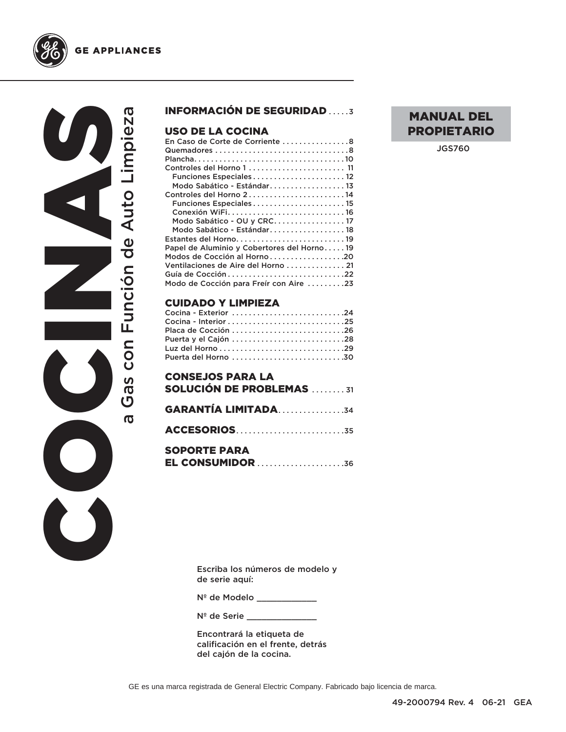GE APPLIANCES

# COCINAS

## a Gas con Función de Auto Limpieza

**MANUAL DEL PROPIETARIO**

JGS760

**INFORMACIÓN DE SEGURIDAD** . . . . . 3

**USO DE LA COCINA**

En Caso de Corte de Corriente . . . . . . . . . . . . . . . . 8
Quemadores . . . . . . . . . . . . . . . . . . . . . . . . . . . . . . . 8
Plancha. . . . . . . . . . . . . . . . . . . . . . . . . . . . . . . . . . . 10
Controles del Horno 1 . . . . . . . . . . . . . . . . . . . . . . 11
Funciones Especiales . . . . . . . . . . . . . . . . . . . . . 12
Modo Sabático - Estándar. . . . . . . . . . . . . . . . . . 13
Controles del Horno 2 . . . . . . . . . . . . . . . . . . . . . . 14
Funciones Especiales . . . . . . . . . . . . . . . . . . . . . 15
Conexión WiFi. . . . . . . . . . . . . . . . . . . . . . . . . . . 16
Modo Sabático - OU y CRC. . . . . . . . . . . . . . . . . 17
Modo Sabático - Estándar. . . . . . . . . . . . . . . . . . 18
Estantes del Horno. . . . . . . . . . . . . . . . . . . . . . . . . 19
Papel de Aluminio y Cobertores del Horno . . . . . 19
Modos de Cocción al Horno . . . . . . . . . . . . . . . . . 20
Ventilaciones de Aire del Horno . . . . . . . . . . . . . . 21
Guía de Cocción . . . . . . . . . . . . . . . . . . . . . . . . . . . 22
Modo de Cocción para Freír con Aire . . . . . . . . . 23

**CUIDADO Y LIMPIEZA**

Cocina - Exterior . . . . . . . . . . . . . . . . . . . . . . . . . . 24
Cocina - Interior . . . . . . . . . . . . . . . . . . . . . . . . . . . 25
Placa de Cocción . . . . . . . . . . . . . . . . . . . . . . . . . . 26
Puerta y el Cajón . . . . . . . . . . . . . . . . . . . . . . . . . . 28
Luz del Horno . . . . . . . . . . . . . . . . . . . . . . . . . . . . . 29
Puerta del Horno . . . . . . . . . . . . . . . . . . . . . . . . . . 30

**CONSEJOS PARA LA SOLUCIÓN DE PROBLEMAS** . . . . . . . . 31

**GARANTÍA LIMITADA**. . . . . . . . . . . . . . . . 34

**ACCESORIOS**. . . . . . . . . . . . . . . . . . . . . . . . . . 35

**SOPORTE PARA EL CONSUMIDOR** . . . . . . . . . . . . . . . . . . . . . 36

Escriba los números de modelo y de serie aquí:

Nº de Modelo ____________

Nº de Serie ______________

Encontrará la etiqueta de calificación en el frente, detrás del cajón de la cocina.

GE es una marca registrada de General Electric Company. Fabricado bajo licencia de marca.

49-2000794 Rev. 4 06-21 GEA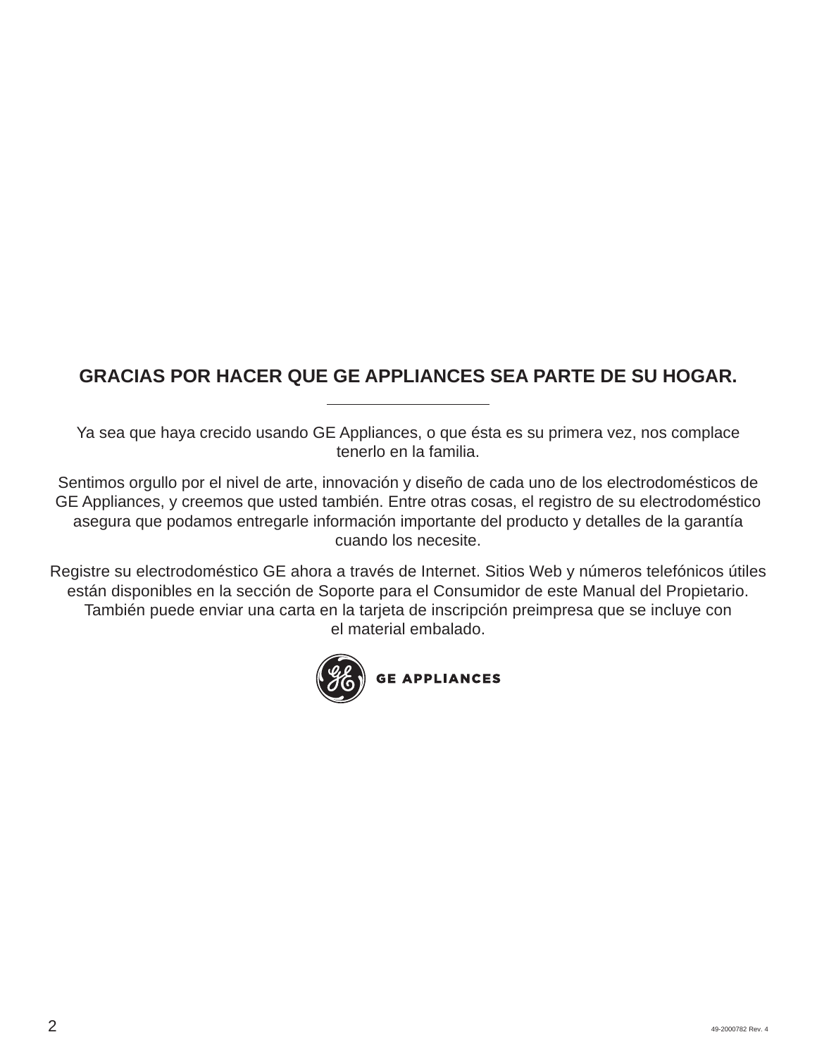## GRACIAS POR HACER QUE GE APPLIANCES SEA PARTE DE SU HOGAR.

---

Ya sea que haya crecido usando GE Appliances, o que ésta es su primera vez, nos complace tenerlo en la familia.

Sentimos orgullo por el nivel de arte, innovación y diseño de cada uno de los electrodomésticos de GE Appliances, y creemos que usted también. Entre otras cosas, el registro de su electrodoméstico asegura que podamos entregarle información importante del producto y detalles de la garantía cuando los necesite.

Registre su electrodoméstico GE ahora a través de Internet. Sitios Web y números telefónicos útiles están disponibles en la sección de Soporte para el Consumidor de este Manual del Propietario. También puede enviar una carta en la tarjeta de inscripción preimpresa que se incluye con el material embalado.

GE APPLIANCES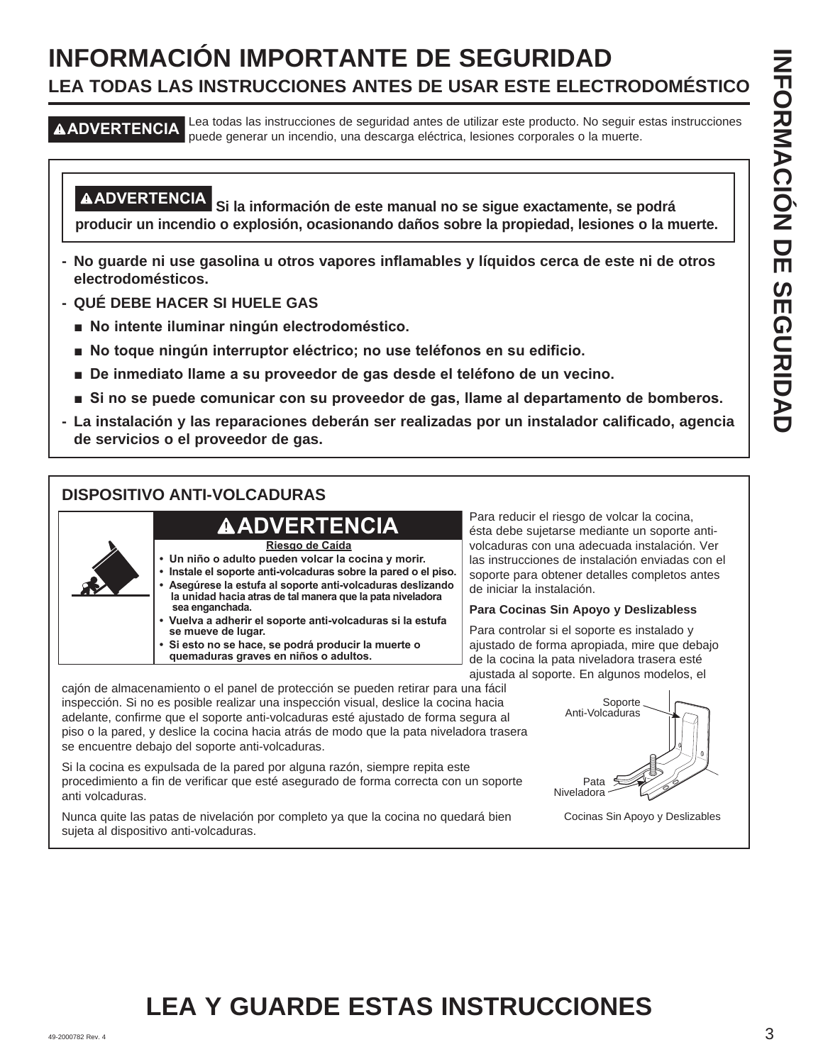# INFORMACIÓN IMPORTANTE DE SEGURIDAD

## LEA TODAS LAS INSTRUCCIONES ANTES DE USAR ESTE ELECTRODOMÉSTICO

**⚠ADVERTENCIA** Lea todas las instrucciones de seguridad antes de utilizar este producto. No seguir estas instrucciones puede generar un incendio, una descarga eléctrica, lesiones corporales o la muerte.

**⚠ADVERTENCIA Si la información de este manual no se sigue exactamente, se podrá producir un incendio o explosión, ocasionando daños sobre la propiedad, lesiones o la muerte.**

- **No guarde ni use gasolina u otros vapores inflamables y líquidos cerca de este ni de otros electrodomésticos.**
- **QUÉ DEBE HACER SI HUELE GAS**
  - **No intente iluminar ningún electrodoméstico.**
  - **No toque ningún interruptor eléctrico; no use teléfonos en su edificio.**
  - **De inmediato llame a su proveedor de gas desde el teléfono de un vecino.**
  - **Si no se puede comunicar con su proveedor de gas, llame al departamento de bomberos.**
- **La instalación y las reparaciones deberán ser realizadas por un instalador calificado, agencia de servicios o el proveedor de gas.**

### DISPOSITIVO ANTI-VOLCADURAS

**⚠ADVERTENCIA**

**Riesgo de Caída**

- **Un niño o adulto pueden volcar la cocina y morir.**
- **Instale el soporte anti-volcaduras sobre la pared o el piso.**
- **Asegúrese la estufa al soporte anti-volcaduras deslizando la unidad hacia atras de tal manera que la pata niveladora sea enganchada.**
- **Vuelva a adherir el soporte anti-volcaduras si la estufa se mueve de lugar.**
- **Si esto no se hace, se podrá producir la muerte o quemaduras graves en niños o adultos.**

Para reducir el riesgo de volcar la cocina, ésta debe sujetarse mediante un soporte anti-volcaduras con una adecuada instalación. Ver las instrucciones de instalación enviadas con el soporte para obtener detalles completos antes de iniciar la instalación.

**Para Cocinas Sin Apoyo y Deslizabless**

Para controlar si el soporte es instalado y ajustado de forma apropiada, mire que debajo de la cocina la pata niveladora trasera esté ajustada al soporte. En algunos modelos, el cajón de almacenamiento o el panel de protección se pueden retirar para una fácil inspección. Si no es posible realizar una inspección visual, deslice la cocina hacia adelante, confirme que el soporte anti-volcaduras esté ajustado de forma segura al piso o la pared, y deslice la cocina hacia atrás de modo que la pata niveladora trasera se encuentre debajo del soporte anti-volcaduras.

Si la cocina es expulsada de la pared por alguna razón, siempre repita este procedimiento a fin de verificar que esté asegurado de forma correcta con un soporte anti volcaduras.

Nunca quite las patas de nivelación por completo ya que la cocina no quedará bien sujeta al dispositivo anti-volcaduras.

Soporte Anti-Volcaduras

Pata Niveladora

Cocinas Sin Apoyo y Deslizables

# LEA Y GUARDE ESTAS INSTRUCCIONES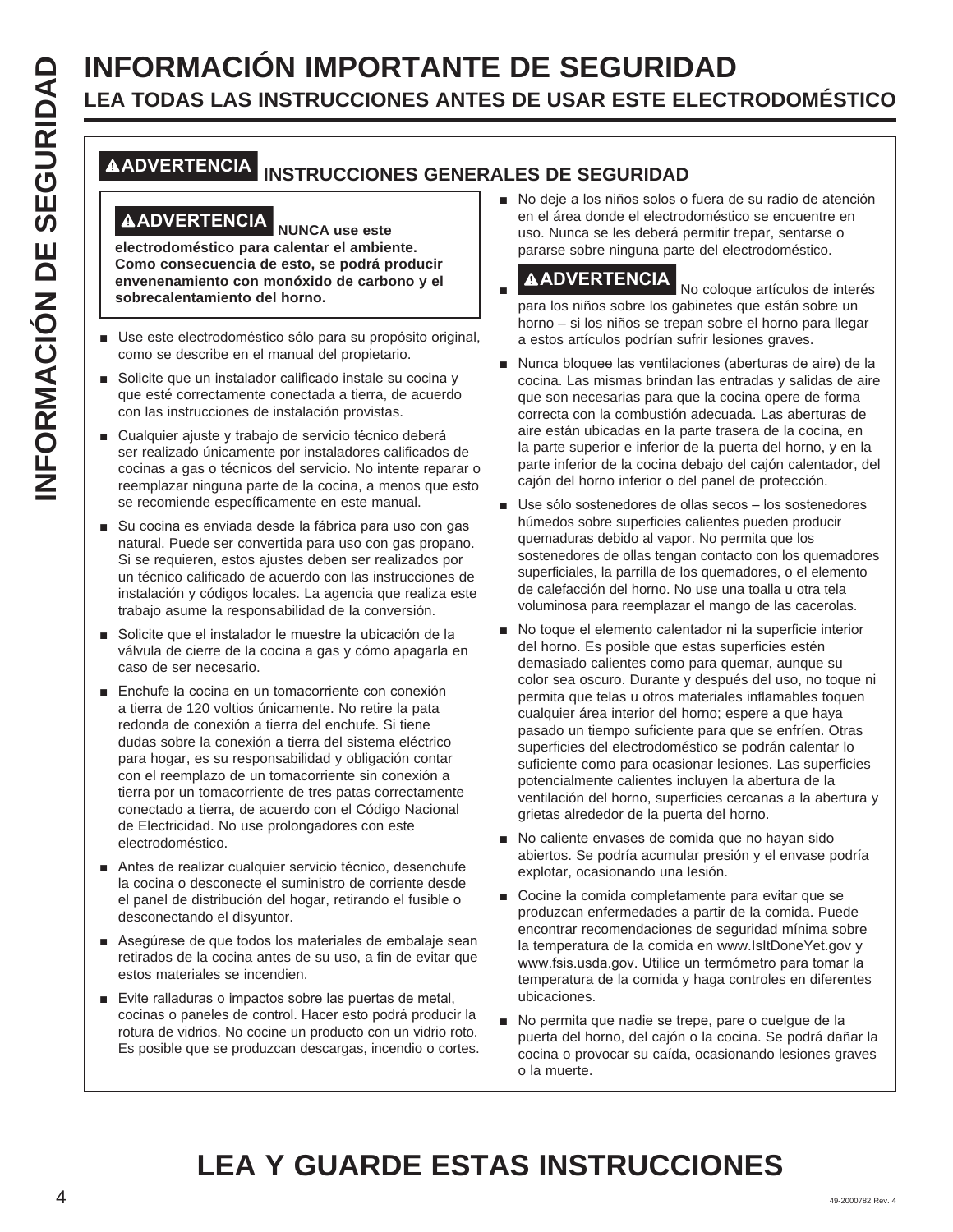# INFORMACIÓN IMPORTANTE DE SEGURIDAD

## LEA TODAS LAS INSTRUCCIONES ANTES DE USAR ESTE ELECTRODOMÉSTICO

### ⚠ADVERTENCIA INSTRUCCIONES GENERALES DE SEGURIDAD

**⚠ADVERTENCIA NUNCA use este electrodoméstico para calentar el ambiente. Como consecuencia de esto, se podrá producir envenenamiento con monóxido de carbono y el sobrecalentamiento del horno.**

- Use este electrodoméstico sólo para su propósito original, como se describe en el manual del propietario.
- Solicite que un instalador calificado instale su cocina y que esté correctamente conectada a tierra, de acuerdo con las instrucciones de instalación provistas.
- Cualquier ajuste y trabajo de servicio técnico deberá ser realizado únicamente por instaladores calificados de cocinas a gas o técnicos del servicio. No intente reparar o reemplazar ninguna parte de la cocina, a menos que esto se recomiende específicamente en este manual.
- Su cocina es enviada desde la fábrica para uso con gas natural. Puede ser convertida para uso con gas propano. Si se requieren, estos ajustes deben ser realizados por un técnico calificado de acuerdo con las instrucciones de instalación y códigos locales. La agencia que realiza este trabajo asume la responsabilidad de la conversión.
- Solicite que el instalador le muestre la ubicación de la válvula de cierre de la cocina a gas y cómo apagarla en caso de ser necesario.
- Enchufe la cocina en un tomacorriente con conexión a tierra de 120 voltios únicamente. No retire la pata redonda de conexión a tierra del enchufe. Si tiene dudas sobre la conexión a tierra del sistema eléctrico para hogar, es su responsabilidad y obligación contar con el reemplazo de un tomacorriente sin conexión a tierra por un tomacorriente de tres patas correctamente conectado a tierra, de acuerdo con el Código Nacional de Electricidad. No use prolongadores con este electrodoméstico.
- Antes de realizar cualquier servicio técnico, desenchufe la cocina o desconecte el suministro de corriente desde el panel de distribución del hogar, retirando el fusible o desconectando el disyuntor.
- Asegúrese de que todos los materiales de embalaje sean retirados de la cocina antes de su uso, a fin de evitar que estos materiales se incendien.
- Evite ralladuras o impactos sobre las puertas de metal, cocinas o paneles de control. Hacer esto podrá producir la rotura de vidrios. No cocine un producto con un vidrio roto. Es posible que se produzcan descargas, incendio o cortes.
- No deje a los niños solos o fuera de su radio de atención en el área donde el electrodoméstico se encuentre en uso. Nunca se les deberá permitir trepar, sentarse o pararse sobre ninguna parte del electrodoméstico.
- **⚠ADVERTENCIA** No coloque artículos de interés para los niños sobre los gabinetes que están sobre un horno – si los niños se trepan sobre el horno para llegar a estos artículos podrían sufrir lesiones graves.
- Nunca bloquee las ventilaciones (aberturas de aire) de la cocina. Las mismas brindan las entradas y salidas de aire que son necesarias para que la cocina opere de forma correcta con la combustión adecuada. Las aberturas de aire están ubicadas en la parte trasera de la cocina, en la parte superior e inferior de la puerta del horno, y en la parte inferior de la cocina debajo del cajón calentador, del cajón del horno inferior o del panel de protección.
- Use sólo sostenedores de ollas secos – los sostenedores húmedos sobre superficies calientes pueden producir quemaduras debido al vapor. No permita que los sostenedores de ollas tengan contacto con los quemadores superficiales, la parrilla de los quemadores, o el elemento de calefacción del horno. No use una toalla u otra tela voluminosa para reemplazar el mango de las cacerolas.
- No toque el elemento calentador ni la superficie interior del horno. Es posible que estas superficies estén demasiado calientes como para quemar, aunque su color sea oscuro. Durante y después del uso, no toque ni permita que telas u otros materiales inflamables toquen cualquier área interior del horno; espere a que haya pasado un tiempo suficiente para que se enfríen. Otras superficies del electrodoméstico se podrán calentar lo suficiente como para ocasionar lesiones. Las superficies potencialmente calientes incluyen la abertura de la ventilación del horno, superficies cercanas a la abertura y grietas alrededor de la puerta del horno.
- No caliente envases de comida que no hayan sido abiertos. Se podría acumular presión y el envase podría explotar, ocasionando una lesión.
- Cocine la comida completamente para evitar que se produzcan enfermedades a partir de la comida. Puede encontrar recomendaciones de seguridad mínima sobre la temperatura de la comida en www.IsItDoneYet.gov y www.fsis.usda.gov. Utilice un termómetro para tomar la temperatura de la comida y haga controles en diferentes ubicaciones.
- No permita que nadie se trepe, pare o cuelgue de la puerta del horno, del cajón o la cocina. Se podrá dañar la cocina o provocar su caída, ocasionando lesiones graves o la muerte.

## LEA Y GUARDE ESTAS INSTRUCCIONES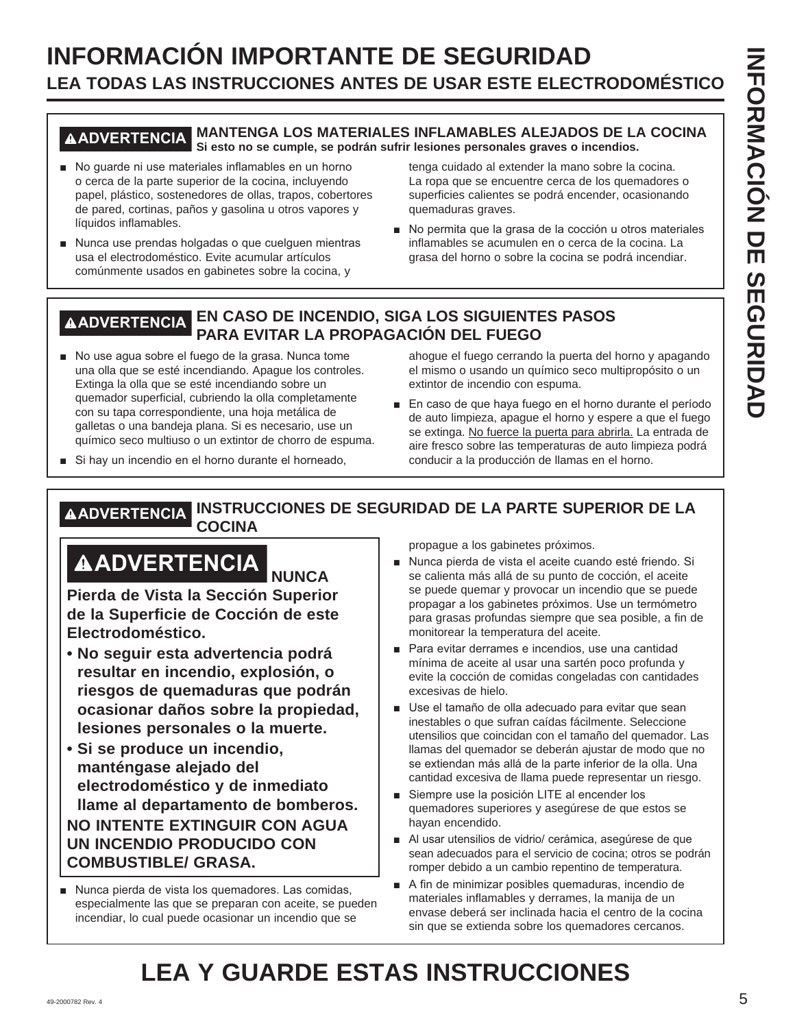# INFORMACIÓN IMPORTANTE DE SEGURIDAD

## LEA TODAS LAS INSTRUCCIONES ANTES DE USAR ESTE ELECTRODOMÉSTICO

**⚠ADVERTENCIA** **MANTENGA LOS MATERIALES INFLAMABLES ALEJADOS DE LA COCINA**
**Si esto no se cumple, se podrán sufrir lesiones personales graves o incendios.**

- No guarde ni use materiales inflamables en un horno o cerca de la parte superior de la cocina, incluyendo papel, plástico, sostenedores de ollas, trapos, cobertores de pared, cortinas, paños y gasolina u otros vapores y líquidos inflamables.
- Nunca use prendas holgadas o que cuelguen mientras usa el electrodoméstico. Evite acumular artículos comúnmente usados en gabinetes sobre la cocina, y tenga cuidado al extender la mano sobre la cocina. La ropa que se encuentre cerca de los quemadores o superficies calientes se podrá encender, ocasionando quemaduras graves.
- No permita que la grasa de la cocción u otros materiales inflamables se acumulen en o cerca de la cocina. La grasa del horno o sobre la cocina se podrá incendiar.

**⚠ADVERTENCIA** **EN CASO DE INCENDIO, SIGA LOS SIGUIENTES PASOS PARA EVITAR LA PROPAGACIÓN DEL FUEGO**

- No use agua sobre el fuego de la grasa. Nunca tome una olla que se esté incendiando. Apague los controles. Extinga la olla que se esté incendiando sobre un quemador superficial, cubriendo la olla completamente con su tapa correspondiente, una hoja metálica de galletas o una bandeja plana. Si es necesario, use un químico seco multiuso o un extintor de chorro de espuma.
- Si hay un incendio en el horno durante el horneado, ahogue el fuego cerrando la puerta del horno y apagando el mismo o usando un químico seco multipropósito o un extintor de incendio con espuma.
- En caso de que haya fuego en el horno durante el período de auto limpieza, apague el horno y espere a que el fuego se extinga. No fuerce la puerta para abrirla. La entrada de aire fresco sobre las temperaturas de auto limpieza podrá conducir a la producción de llamas en el horno.

**⚠ADVERTENCIA** **INSTRUCCIONES DE SEGURIDAD DE LA PARTE SUPERIOR DE LA COCINA**

**⚠ADVERTENCIA NUNCA Pierda de Vista la Sección Superior de la Superficie de Cocción de este Electrodoméstico.**

- **No seguir esta advertencia podrá resultar en incendio, explosión, o riesgos de quemaduras que podrán ocasionar daños sobre la propiedad, lesiones personales o la muerte.**
- **Si se produce un incendio, manténgase alejado del electrodoméstico y de inmediato llame al departamento de bomberos.**

**NO INTENTE EXTINGUIR CON AGUA UN INCENDIO PRODUCIDO CON COMBUSTIBLE/ GRASA.**

- Nunca pierda de vista los quemadores. Las comidas, especialmente las que se preparan con aceite, se pueden incendiar, lo cual puede ocasionar un incendio que se propague a los gabinetes próximos.
- Nunca pierda de vista el aceite cuando esté friendo. Si se calienta más allá de su punto de cocción, el aceite se puede quemar y provocar un incendio que se puede propagar a los gabinetes próximos. Use un termómetro para grasas profundas siempre que sea posible, a fin de monitorear la temperatura del aceite.
- Para evitar derrames e incendios, use una cantidad mínima de aceite al usar una sartén poco profunda y evite la cocción de comidas congeladas con cantidades excesivas de hielo.
- Use el tamaño de olla adecuado para evitar que sean inestables o que sufran caídas fácilmente. Seleccione utensilios que coincidan con el tamaño del quemador. Las llamas del quemador se deberán ajustar de modo que no se extiendan más allá de la parte inferior de la olla. Una cantidad excesiva de llama puede representar un riesgo.
- Siempre use la posición LITE al encender los quemadores superiores y asegúrese de que estos se hayan encendido.
- Al usar utensilios de vidrio/ cerámica, asegúrese de que sean adecuados para el servicio de cocina; otros se podrán romper debido a un cambio repentino de temperatura.
- A fin de minimizar posibles quemaduras, incendio de materiales inflamables y derrames, la manija de un envase deberá ser inclinada hacia el centro de la cocina sin que se extienda sobre los quemadores cercanos.

# LEA Y GUARDE ESTAS INSTRUCCIONES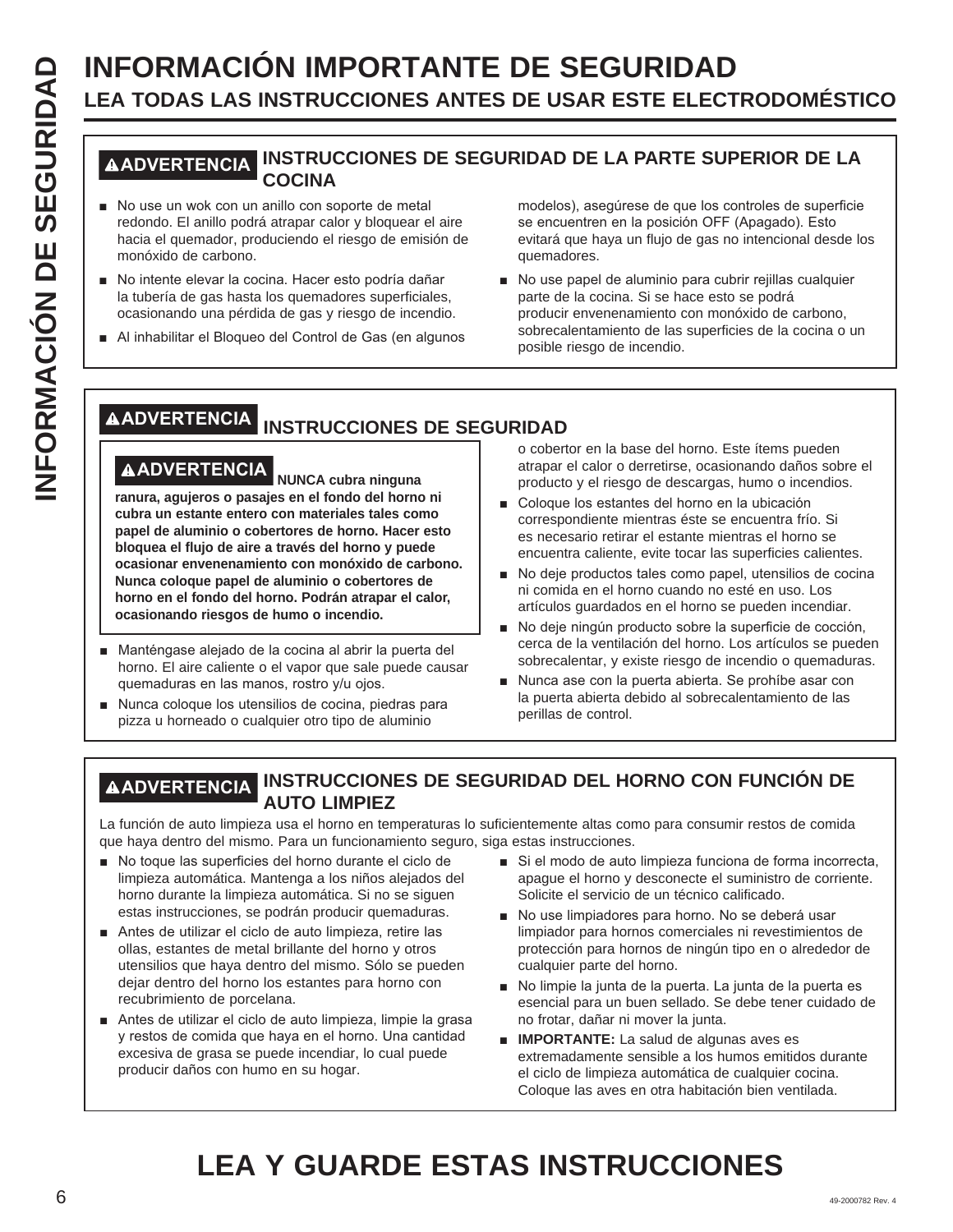# INFORMACIÓN IMPORTANTE DE SEGURIDAD

## LEA TODAS LAS INSTRUCCIONES ANTES DE USAR ESTE ELECTRODOMÉSTICO

### ⚠ADVERTENCIA INSTRUCCIONES DE SEGURIDAD DE LA PARTE SUPERIOR DE LA COCINA

- No use un wok con un anillo con soporte de metal redondo. El anillo podrá atrapar calor y bloquear el aire hacia el quemador, produciendo el riesgo de emisión de monóxido de carbono.
- No intente elevar la cocina. Hacer esto podría dañar la tubería de gas hasta los quemadores superficiales, ocasionando una pérdida de gas y riesgo de incendio.
- Al inhabilitar el Bloqueo del Control de Gas (en algunos modelos), asegúrese de que los controles de superficie se encuentren en la posición OFF (Apagado). Esto evitará que haya un flujo de gas no intencional desde los quemadores.
- No use papel de aluminio para cubrir rejillas cualquier parte de la cocina. Si se hace esto se podrá producir envenenamiento con monóxido de carbono, sobrecalentamiento de las superficies de la cocina o un posible riesgo de incendio.

### ⚠ADVERTENCIA INSTRUCCIONES DE SEGURIDAD

**⚠ADVERTENCIA NUNCA cubra ninguna ranura, agujeros o pasajes en el fondo del horno ni cubra un estante entero con materiales tales como papel de aluminio o cobertores de horno. Hacer esto bloquea el flujo de aire a través del horno y puede ocasionar envenenamiento con monóxido de carbono. Nunca coloque papel de aluminio o cobertores de horno en el fondo del horno. Podrán atrapar el calor, ocasionando riesgos de humo o incendio.**

- Manténgase alejado de la cocina al abrir la puerta del horno. El aire caliente o el vapor que sale puede causar quemaduras en las manos, rostro y/u ojos.
- Nunca coloque los utensilios de cocina, piedras para pizza u horneado o cualquier otro tipo de aluminio o cobertor en la base del horno. Este ítems pueden atrapar el calor o derretirse, ocasionando daños sobre el producto y el riesgo de descargas, humo o incendios.
- Coloque los estantes del horno en la ubicación correspondiente mientras éste se encuentra frío. Si es necesario retirar el estante mientras el horno se encuentra caliente, evite tocar las superficies calientes.
- No deje productos tales como papel, utensilios de cocina ni comida en el horno cuando no esté en uso. Los artículos guardados en el horno se pueden incendiar.
- No deje ningún producto sobre la superficie de cocción, cerca de la ventilación del horno. Los artículos se pueden sobrecalentar, y existe riesgo de incendio o quemaduras.
- Nunca ase con la puerta abierta. Se prohíbe asar con la puerta abierta debido al sobrecalentamiento de las perillas de control.

### ⚠ADVERTENCIA INSTRUCCIONES DE SEGURIDAD DEL HORNO CON FUNCIÓN DE AUTO LIMPIEZ

La función de auto limpieza usa el horno en temperaturas lo suficientemente altas como para consumir restos de comida que haya dentro del mismo. Para un funcionamiento seguro, siga estas instrucciones.

- No toque las superficies del horno durante el ciclo de limpieza automática. Mantenga a los niños alejados del horno durante la limpieza automática. Si no se siguen estas instrucciones, se podrán producir quemaduras.
- Antes de utilizar el ciclo de auto limpieza, retire las ollas, estantes de metal brillante del horno y otros utensilios que haya dentro del mismo. Sólo se pueden dejar dentro del horno los estantes para horno con recubrimiento de porcelana.
- Antes de utilizar el ciclo de auto limpieza, limpie la grasa y restos de comida que haya en el horno. Una cantidad excesiva de grasa se puede incendiar, lo cual puede producir daños con humo en su hogar.
- Si el modo de auto limpieza funciona de forma incorrecta, apague el horno y desconecte el suministro de corriente. Solicite el servicio de un técnico calificado.
- No use limpiadores para horno. No se deberá usar limpiador para hornos comerciales ni revestimientos de protección para hornos de ningún tipo en o alrededor de cualquier parte del horno.
- No limpie la junta de la puerta. La junta de la puerta es esencial para un buen sellado. Se debe tener cuidado de no frotar, dañar ni mover la junta.
- **IMPORTANTE:** La salud de algunas aves es extremadamente sensible a los humos emitidos durante el ciclo de limpieza automática de cualquier cocina. Coloque las aves en otra habitación bien ventilada.

# LEA Y GUARDE ESTAS INSTRUCCIONES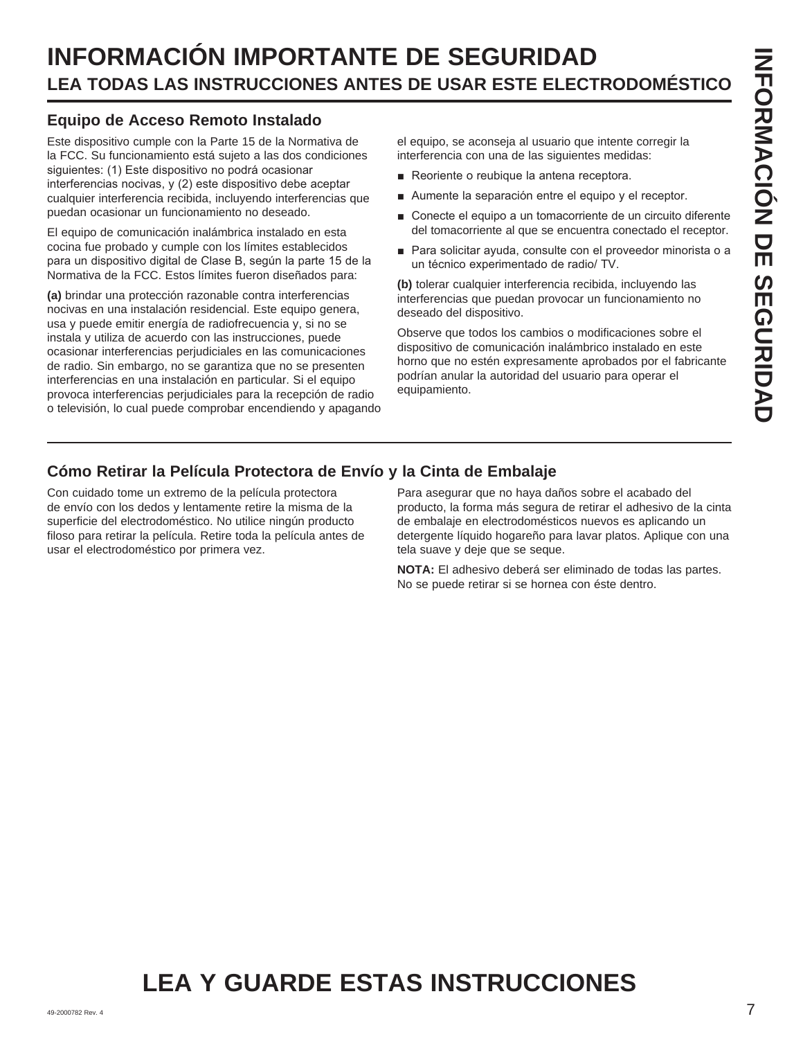# INFORMACIÓN IMPORTANTE DE SEGURIDAD

## LEA TODAS LAS INSTRUCCIONES ANTES DE USAR ESTE ELECTRODOMÉSTICO

### Equipo de Acceso Remoto Instalado

Este dispositivo cumple con la Parte 15 de la Normativa de la FCC. Su funcionamiento está sujeto a las dos condiciones siguientes: (1) Este dispositivo no podrá ocasionar interferencias nocivas, y (2) este dispositivo debe aceptar cualquier interferencia recibida, incluyendo interferencias que puedan ocasionar un funcionamiento no deseado.

El equipo de comunicación inalámbrica instalado en esta cocina fue probado y cumple con los límites establecidos para un dispositivo digital de Clase B, según la parte 15 de la Normativa de la FCC. Estos límites fueron diseñados para:

**(a)** brindar una protección razonable contra interferencias nocivas en una instalación residencial. Este equipo genera, usa y puede emitir energía de radiofrecuencia y, si no se instala y utiliza de acuerdo con las instrucciones, puede ocasionar interferencias perjudiciales en las comunicaciones de radio. Sin embargo, no se garantiza que no se presenten interferencias en una instalación en particular. Si el equipo provoca interferencias perjudiciales para la recepción de radio o televisión, lo cual puede comprobar encendiendo y apagando el equipo, se aconseja al usuario que intente corregir la interferencia con una de las siguientes medidas:

- Reoriente o reubique la antena receptora.
- Aumente la separación entre el equipo y el receptor.
- Conecte el equipo a un tomacorriente de un circuito diferente del tomacorriente al que se encuentra conectado el receptor.
- Para solicitar ayuda, consulte con el proveedor minorista o a un técnico experimentado de radio/ TV.

**(b)** tolerar cualquier interferencia recibida, incluyendo las interferencias que puedan provocar un funcionamiento no deseado del dispositivo.

Observe que todos los cambios o modificaciones sobre el dispositivo de comunicación inalámbrico instalado en este horno que no estén expresamente aprobados por el fabricante podrían anular la autoridad del usuario para operar el equipamiento.

### Cómo Retirar la Película Protectora de Envío y la Cinta de Embalaje

Con cuidado tome un extremo de la película protectora de envío con los dedos y lentamente retire la misma de la superficie del electrodoméstico. No utilice ningún producto filoso para retirar la película. Retire toda la película antes de usar el electrodoméstico por primera vez.

Para asegurar que no haya daños sobre el acabado del producto, la forma más segura de retirar el adhesivo de la cinta de embalaje en electrodomésticos nuevos es aplicando un detergente líquido hogareño para lavar platos. Aplique con una tela suave y deje que se seque.

**NOTA:** El adhesivo deberá ser eliminado de todas las partes. No se puede retirar si se hornea con éste dentro.

# LEA Y GUARDE ESTAS INSTRUCCIONES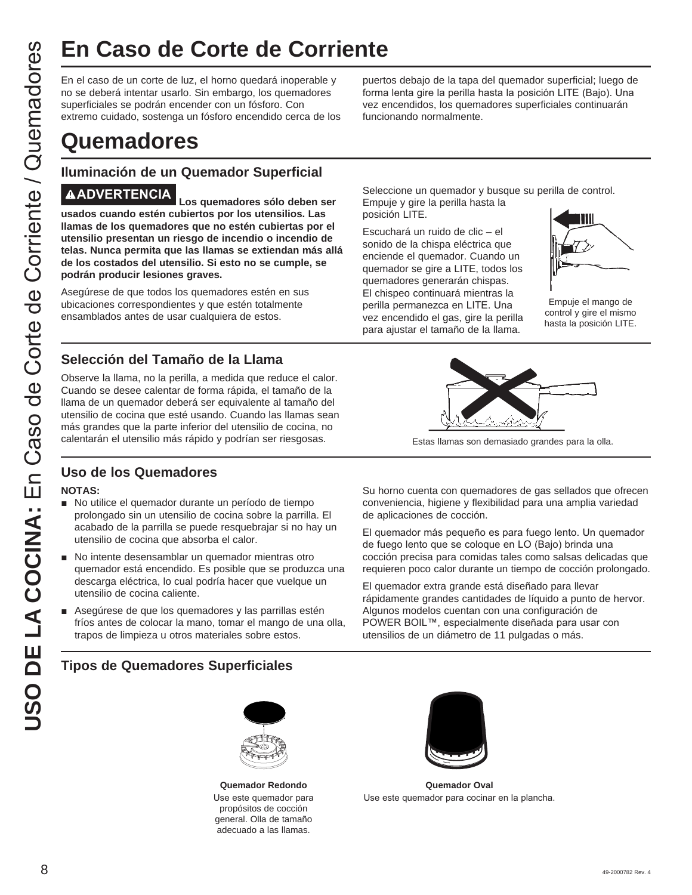# En Caso de Corte de Corriente

En el caso de un corte de luz, el horno quedará inoperable y no se deberá intentar usarlo. Sin embargo, los quemadores superficiales se podrán encender con un fósforo. Con extremo cuidado, sostenga un fósforo encendido cerca de los puertos debajo de la tapa del quemador superficial; luego de forma lenta gire la perilla hasta la posición LITE (Bajo). Una vez encendidos, los quemadores superficiales continuarán funcionando normalmente.

# Quemadores

## Iluminación de un Quemador Superficial

**⚠ADVERTENCIA Los quemadores sólo deben ser usados cuando estén cubiertos por los utensilios. Las llamas de los quemadores que no estén cubiertas por el utensilio presentan un riesgo de incendio o incendio de telas. Nunca permita que las llamas se extiendan más allá de los costados del utensilio. Si esto no se cumple, se podrán producir lesiones graves.**

Asegúrese de que todos los quemadores estén en sus ubicaciones correspondientes y que estén totalmente ensamblados antes de usar cualquiera de estos.

Seleccione un quemador y busque su perilla de control. Empuje y gire la perilla hasta la posición LITE.

Escuchará un ruido de clic – el sonido de la chispa eléctrica que enciende el quemador. Cuando un quemador se gire a LITE, todos los quemadores generarán chispas. El chispeo continuará mientras la perilla permanezca en LITE. Una vez encendido el gas, gire la perilla para ajustar el tamaño de la llama.

Empuje el mango de control y gire el mismo hasta la posición LITE.

## Selección del Tamaño de la Llama

Observe la llama, no la perilla, a medida que reduce el calor. Cuando se desee calentar de forma rápida, el tamaño de la llama de un quemador deberá ser equivalente al tamaño del utensilio de cocina que esté usando. Cuando las llamas sean más grandes que la parte inferior del utensilio de cocina, no calentarán el utensilio más rápido y podrían ser riesgosas.

Estas llamas son demasiado grandes para la olla.

## Uso de los Quemadores

**NOTAS:**

- No utilice el quemador durante un período de tiempo prolongado sin un utensilio de cocina sobre la parrilla. El acabado de la parrilla se puede resquebrajar si no hay un utensilio de cocina que absorba el calor.
- No intente desensamblar un quemador mientras otro quemador está encendido. Es posible que se produzca una descarga eléctrica, lo cual podría hacer que vuelque un utensilio de cocina caliente.
- Asegúrese de que los quemadores y las parrillas estén fríos antes de colocar la mano, tomar el mango de una olla, trapos de limpieza u otros materiales sobre estos.

Su horno cuenta con quemadores de gas sellados que ofrecen conveniencia, higiene y flexibilidad para una amplia variedad de aplicaciones de cocción.

El quemador más pequeño es para fuego lento. Un quemador de fuego lento que se coloque en LO (Bajo) brinda una cocción precisa para comidas tales como salsas delicadas que requieren poco calor durante un tiempo de cocción prolongado.

El quemador extra grande está diseñado para llevar rápidamente grandes cantidades de líquido a punto de hervor. Algunos modelos cuentan con una configuración de POWER BOIL™, especialmente diseñada para usar con utensilios de un diámetro de 11 pulgadas o más.

## Tipos de Quemadores Superficiales

**Quemador Redondo**
Use este quemador para propósitos de cocción general. Olla de tamaño adecuado a las llamas.

**Quemador Oval**
Use este quemador para cocinar en la plancha.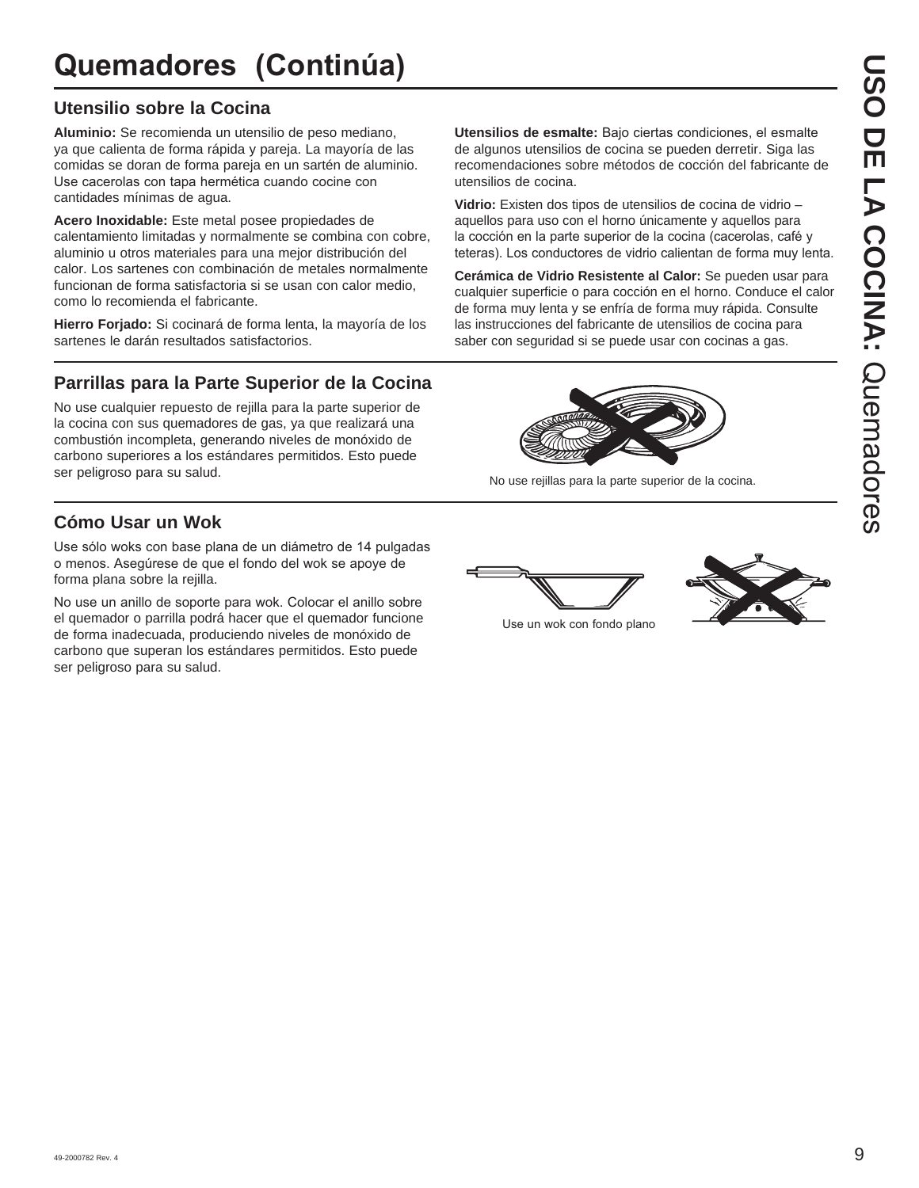# Quemadores (Continúa)

## Utensilio sobre la Cocina

**Aluminio:** Se recomienda un utensilio de peso mediano, ya que calienta de forma rápida y pareja. La mayoría de las comidas se doran de forma pareja en un sartén de aluminio. Use cacerolas con tapa hermética cuando cocine con cantidades mínimas de agua.

**Acero Inoxidable:** Este metal posee propiedades de calentamiento limitadas y normalmente se combina con cobre, aluminio u otros materiales para una mejor distribución del calor. Los sartenes con combinación de metales normalmente funcionan de forma satisfactoria si se usan con calor medio, como lo recomienda el fabricante.

**Hierro Forjado:** Si cocinará de forma lenta, la mayoría de los sartenes le darán resultados satisfactorios.

**Utensilios de esmalte:** Bajo ciertas condiciones, el esmalte de algunos utensilios de cocina se pueden derretir. Siga las recomendaciones sobre métodos de cocción del fabricante de utensilios de cocina.

**Vidrio:** Existen dos tipos de utensilios de cocina de vidrio – aquellos para uso con el horno únicamente y aquellos para la cocción en la parte superior de la cocina (cacerolas, café y teteras). Los conductores de vidrio calientan de forma muy lenta.

**Cerámica de Vidrio Resistente al Calor:** Se pueden usar para cualquier superficie o para cocción en el horno. Conduce el calor de forma muy lenta y se enfría de forma muy rápida. Consulte las instrucciones del fabricante de utensilios de cocina para saber con seguridad si se puede usar con cocinas a gas.

## Parrillas para la Parte Superior de la Cocina

No use cualquier repuesto de rejilla para la parte superior de la cocina con sus quemadores de gas, ya que realizará una combustión incompleta, generando niveles de monóxido de carbono superiores a los estándares permitidos. Esto puede ser peligroso para su salud.

No use rejillas para la parte superior de la cocina.

## Cómo Usar un Wok

Use sólo woks con base plana de un diámetro de 14 pulgadas o menos. Asegúrese de que el fondo del wok se apoye de forma plana sobre la rejilla.

No use un anillo de soporte para wok. Colocar el anillo sobre el quemador o parrilla podrá hacer que el quemador funcione de forma inadecuada, produciendo niveles de monóxido de carbono que superan los estándares permitidos. Esto puede ser peligroso para su salud.

Use un wok con fondo plano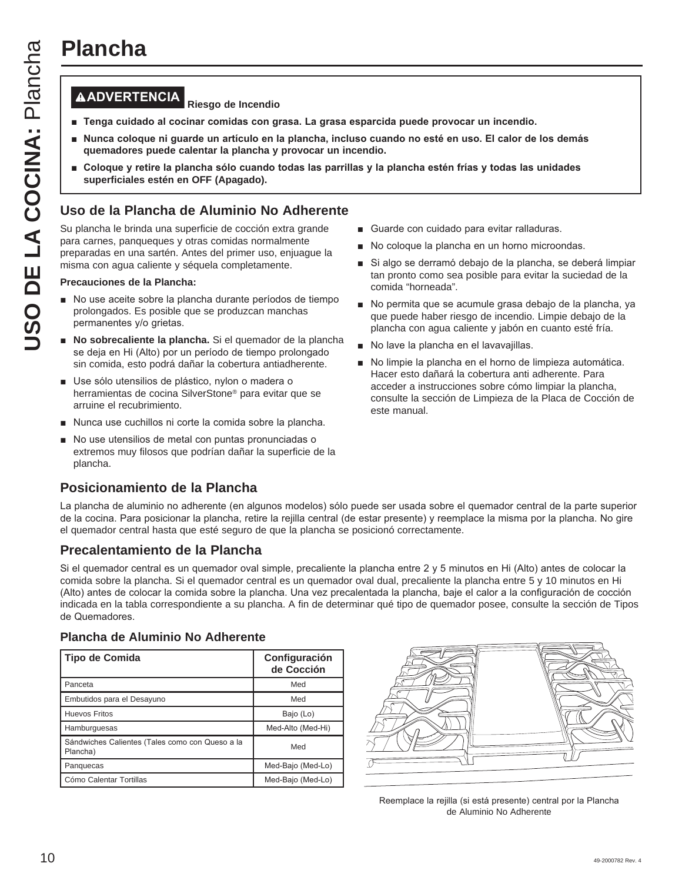# Plancha

**⚠ADVERTENCIA** **Riesgo de Incendio**

- **Tenga cuidado al cocinar comidas con grasa. La grasa esparcida puede provocar un incendio.**
- **Nunca coloque ni guarde un artículo en la plancha, incluso cuando no esté en uso. El calor de los demás quemadores puede calentar la plancha y provocar un incendio.**
- **Coloque y retire la plancha sólo cuando todas las parrillas y la plancha estén frías y todas las unidades superficiales estén en OFF (Apagado).**

## Uso de la Plancha de Aluminio No Adherente

Su plancha le brinda una superficie de cocción extra grande para carnes, panqueques y otras comidas normalmente preparadas en una sartén. Antes del primer uso, enjuague la misma con agua caliente y séquela completamente.

**Precauciones de la Plancha:**

- No use aceite sobre la plancha durante períodos de tiempo prolongados. Es posible que se produzcan manchas permanentes y/o grietas.
- **No sobrecaliente la plancha.** Si el quemador de la plancha se deja en Hi (Alto) por un período de tiempo prolongado sin comida, esto podrá dañar la cobertura antiadherente.
- Use sólo utensilios de plástico, nylon o madera o herramientas de cocina SilverStone® para evitar que se arruine el recubrimiento.
- Nunca use cuchillos ni corte la comida sobre la plancha.
- No use utensilios de metal con puntas pronunciadas o extremos muy filosos que podrían dañar la superficie de la plancha.
- Guarde con cuidado para evitar ralladuras.
- No coloque la plancha en un horno microondas.
- Si algo se derramó debajo de la plancha, se deberá limpiar tan pronto como sea posible para evitar la suciedad de la comida "horneada".
- No permita que se acumule grasa debajo de la plancha, ya que puede haber riesgo de incendio. Limpie debajo de la plancha con agua caliente y jabón en cuanto esté fría.
- No lave la plancha en el lavavajillas.
- No limpie la plancha en el horno de limpieza automática. Hacer esto dañará la cobertura anti adherente. Para acceder a instrucciones sobre cómo limpiar la plancha, consulte la sección de Limpieza de la Placa de Cocción de este manual.

## Posicionamiento de la Plancha

La plancha de aluminio no adherente (en algunos modelos) sólo puede ser usada sobre el quemador central de la parte superior de la cocina. Para posicionar la plancha, retire la rejilla central (de estar presente) y reemplace la misma por la plancha. No gire el quemador central hasta que esté seguro de que la plancha se posicionó correctamente.

## Precalentamiento de la Plancha

Si el quemador central es un quemador oval simple, precaliente la plancha entre 2 y 5 minutos en Hi (Alto) antes de colocar la comida sobre la plancha. Si el quemador central es un quemador oval dual, precaliente la plancha entre 5 y 10 minutos en Hi (Alto) antes de colocar la comida sobre la plancha. Una vez precalentada la plancha, baje el calor a la configuración de cocción indicada en la tabla correspondiente a su plancha. A fin de determinar qué tipo de quemador posee, consulte la sección de Tipos de Quemadores.

### Plancha de Aluminio No Adherente

| Tipo de Comida | Configuración de Cocción |
|---|---|
| Panceta | Med |
| Embutidos para el Desayuno | Med |
| Huevos Fritos | Bajo (Lo) |
| Hamburguesas | Med-Alto (Med-Hi) |
| Sándwiches Calientes (Tales como con Queso a la Plancha) | Med |
| Panquecas | Med-Bajo (Med-Lo) |
| Cómo Calentar Tortillas | Med-Bajo (Med-Lo) |

Reemplace la rejilla (si está presente) central por la Plancha de Aluminio No Adherente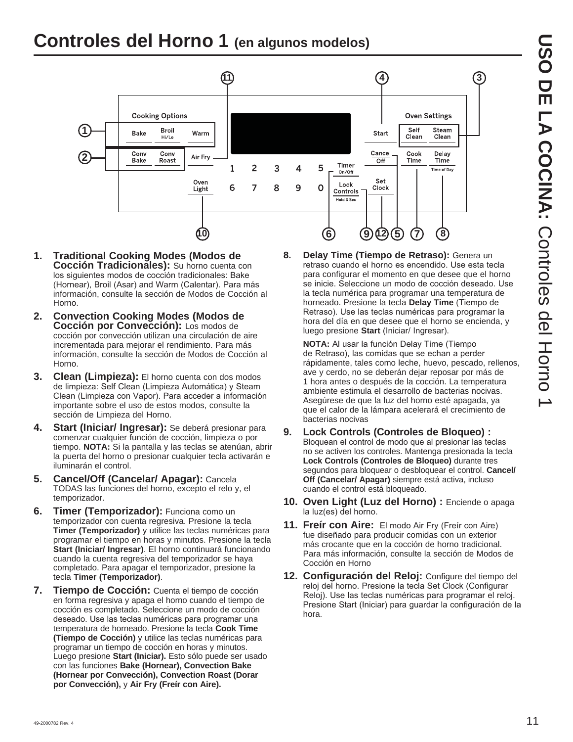# Controles del Horno 1 (en algunos modelos)

1. **Traditional Cooking Modes (Modos de Cocción Tradicionales):** Su horno cuenta con los siguientes modos de cocción tradicionales: Bake (Hornear), Broil (Asar) and Warm (Calentar). Para más información, consulte la sección de Modos de Cocción al Horno.

2. **Convection Cooking Modes (Modos de Cocción por Convección):** Los modos de cocción por convección utilizan una circulación de aire incrementada para mejorar el rendimiento. Para más información, consulte la sección de Modos de Cocción al Horno.

3. **Clean (Limpieza):** El horno cuenta con dos modos de limpieza: Self Clean (Limpieza Automática) y Steam Clean (Limpieza con Vapor). Para acceder a información importante sobre el uso de estos modos, consulte la sección de Limpieza del Horno.

4. **Start (Iniciar/ Ingresar):** Se deberá presionar para comenzar cualquier función de cocción, limpieza o por tiempo. **NOTA:** Si la pantalla y las teclas se atenúan, abrir la puerta del horno o presionar cualquier tecla activarán e iluminarán el control.

5. **Cancel/Off (Cancelar/ Apagar):** Cancela TODAS las funciones del horno, excepto el relo y, el temporizador.

6. **Timer (Temporizador):** Funciona como un temporizador con cuenta regresiva. Presione la tecla **Timer (Temporizador)** y utilice las teclas numéricas para programar el tiempo en horas y minutos. Presione la tecla **Start (Iniciar/ Ingresar)**. El horno continuará funcionando cuando la cuenta regresiva del temporizador se haya completado. Para apagar el temporizador, presione la tecla **Timer (Temporizador)**.

7. **Tiempo de Cocción:** Cuenta el tiempo de cocción en forma regresiva y apaga el horno cuando el tiempo de cocción es completado. Seleccione un modo de cocción deseado. Use las teclas numéricas para programar una temperatura de horneado. Presione la tecla **Cook Time (Tiempo de Cocción)** y utilice las teclas numéricas para programar un tiempo de cocción en horas y minutos. Luego presione **Start (Iniciar).** Esto sólo puede ser usado con las funciones **Bake (Hornear), Convection Bake (Hornear por Convección), Convection Roast (Dorar por Convección),** y **Air Fry (Freír con Aire).**

8. **Delay Time (Tiempo de Retraso):** Genera un retraso cuando el horno es encendido. Use esta tecla para configurar el momento en que desee que el horno se inicie. Seleccione un modo de cocción deseado. Use la tecla numérica para programar una temperatura de horneado. Presione la tecla **Delay Time** (Tiempo de Retraso). Use las teclas numéricas para programar la hora del día en que desee que el horno se encienda, y luego presione **Start** (Iniciar/ Ingresar).

   **NOTA:** Al usar la función Delay Time (Tiempo de Retraso), las comidas que se echan a perder rápidamente, tales como leche, huevo, pescado, rellenos, ave y cerdo, no se deberán dejar reposar por más de 1 hora antes o después de la cocción. La temperatura ambiente estimula el desarrollo de bacterias nocivas. Asegúrese de que la luz del horno esté apagada, ya que el calor de la lámpara acelerará el crecimiento de bacterias nocivas

9. **Lock Controls (Controles de Bloqueo) :** Bloquean el control de modo que al presionar las teclas no se activen los controles. Mantenga presionada la tecla **Lock Controls (Controles de Bloqueo)** durante tres segundos para bloquear o desbloquear el control. **Cancel/ Off (Cancelar/ Apagar)** siempre está activa, incluso cuando el control está bloqueado.

10. **Oven Light (Luz del Horno) :** Enciende o apaga la luz(es) del horno.

11. **Freír con Aire:** El modo Air Fry (Freír con Aire) fue diseñado para producir comidas con un exterior más crocante que en la cocción de horno tradicional. Para más información, consulte la sección de Modos de Cocción en Horno

12. **Configuración del Reloj:** Configure del tiempo del reloj del horno. Presione la tecla Set Clock (Configurar Reloj). Use las teclas numéricas para programar el reloj. Presione Start (Iniciar) para guardar la configuración de la hora.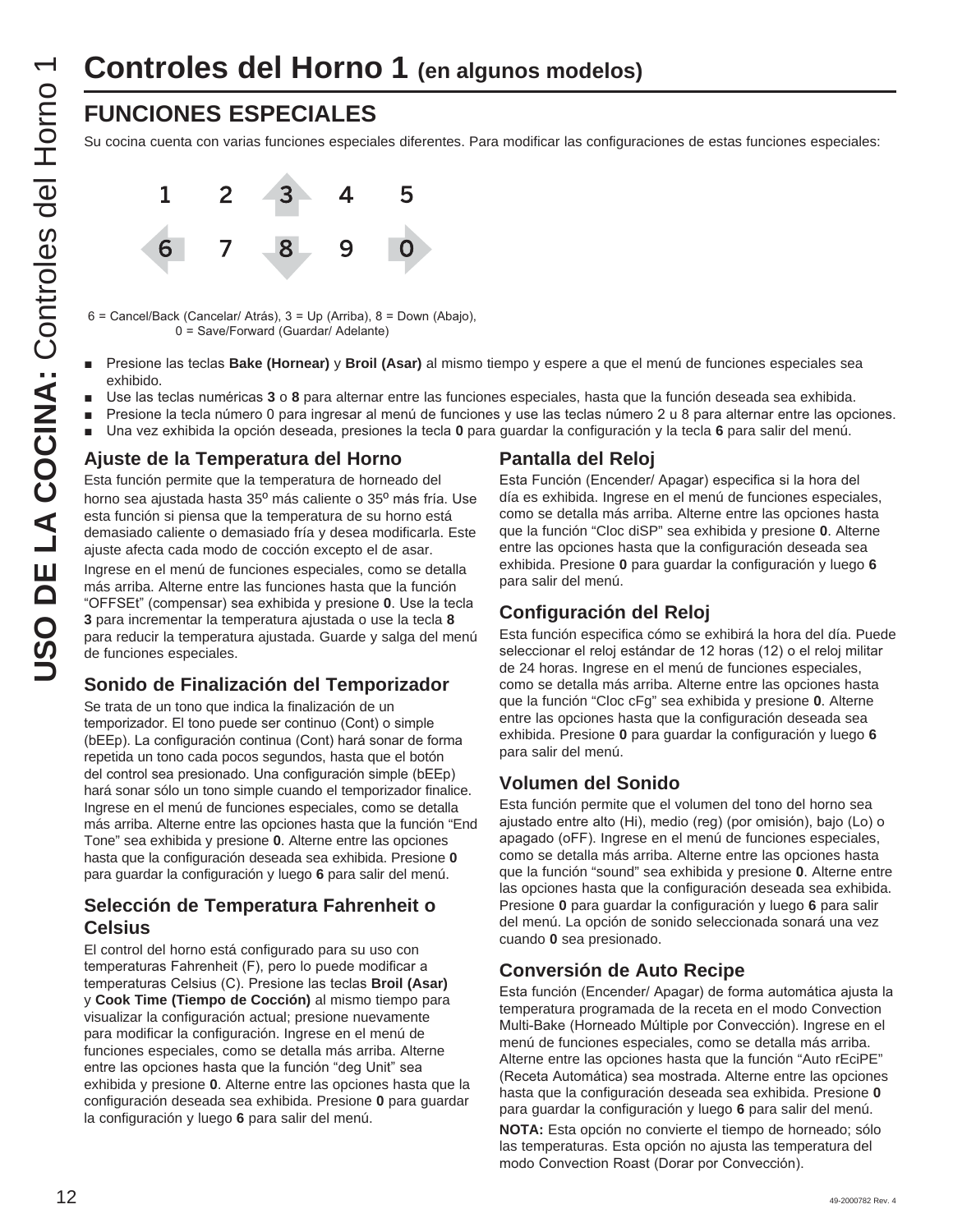# Controles del Horno 1 (en algunos modelos)

## FUNCIONES ESPECIALES

Su cocina cuenta con varias funciones especiales diferentes. Para modificar las configuraciones de estas funciones especiales:

| 1 | 2 | 3 | 4 | 5 |
|---|---|---|---|---|
| 6 | 7 | 8 | 9 | 0 |

6 = Cancel/Back (Cancelar/ Atrás), 3 = Up (Arriba), 8 = Down (Abajo), 0 = Save/Forward (Guardar/ Adelante)

- Presione las teclas **Bake (Hornear)** y **Broil (Asar)** al mismo tiempo y espere a que el menú de funciones especiales sea exhibido.
- Use las teclas numéricas **3** o **8** para alternar entre las funciones especiales, hasta que la función deseada sea exhibida.
- Presione la tecla número 0 para ingresar al menú de funciones y use las teclas número 2 u 8 para alternar entre las opciones.
- Una vez exhibida la opción deseada, presiones la tecla **0** para guardar la configuración y la tecla **6** para salir del menú.

### Ajuste de la Temperatura del Horno

Esta función permite que la temperatura de horneado del horno sea ajustada hasta 35º más caliente o 35º más fría. Use esta función si piensa que la temperatura de su horno está demasiado caliente o demasiado fría y desea modificarla. Este ajuste afecta cada modo de cocción excepto el de asar.

Ingrese en el menú de funciones especiales, como se detalla más arriba. Alterne entre las funciones hasta que la función "OFFSEt" (compensar) sea exhibida y presione **0**. Use la tecla **3** para incrementar la temperatura ajustada o use la tecla **8** para reducir la temperatura ajustada. Guarde y salga del menú de funciones especiales.

### Sonido de Finalización del Temporizador

Se trata de un tono que indica la finalización de un temporizador. El tono puede ser continuo (Cont) o simple (bEEp). La configuración continua (Cont) hará sonar de forma repetida un tono cada pocos segundos, hasta que el botón del control sea presionado. Una configuración simple (bEEp) hará sonar sólo un tono simple cuando el temporizador finalice. Ingrese en el menú de funciones especiales, como se detalla más arriba. Alterne entre las opciones hasta que la función "End Tone" sea exhibida y presione **0**. Alterne entre las opciones hasta que la configuración deseada sea exhibida. Presione **0** para guardar la configuración y luego **6** para salir del menú.

### Selección de Temperatura Fahrenheit o Celsius

El control del horno está configurado para su uso con temperaturas Fahrenheit (F), pero lo puede modificar a temperaturas Celsius (C). Presione las teclas **Broil (Asar)** y **Cook Time (Tiempo de Cocción)** al mismo tiempo para visualizar la configuración actual; presione nuevamente para modificar la configuración. Ingrese en el menú de funciones especiales, como se detalla más arriba. Alterne entre las opciones hasta que la función "deg Unit" sea exhibida y presione **0**. Alterne entre las opciones hasta que la configuración deseada sea exhibida. Presione **0** para guardar la configuración y luego **6** para salir del menú.

### Pantalla del Reloj

Esta Función (Encender/ Apagar) especifica si la hora del día es exhibida. Ingrese en el menú de funciones especiales, como se detalla más arriba. Alterne entre las opciones hasta que la función "Cloc diSP" sea exhibida y presione **0**. Alterne entre las opciones hasta que la configuración deseada sea exhibida. Presione **0** para guardar la configuración y luego **6** para salir del menú.

### Configuración del Reloj

Esta función especifica cómo se exhibirá la hora del día. Puede seleccionar el reloj estándar de 12 horas (12) o el reloj militar de 24 horas. Ingrese en el menú de funciones especiales, como se detalla más arriba. Alterne entre las opciones hasta que la función "Cloc cFg" sea exhibida y presione **0**. Alterne entre las opciones hasta que la configuración deseada sea exhibida. Presione **0** para guardar la configuración y luego **6** para salir del menú.

### Volumen del Sonido

Esta función permite que el volumen del tono del horno sea ajustado entre alto (Hi), medio (reg) (por omisión), bajo (Lo) o apagado (oFF). Ingrese en el menú de funciones especiales, como se detalla más arriba. Alterne entre las opciones hasta que la función "sound" sea exhibida y presione **0**. Alterne entre las opciones hasta que la configuración deseada sea exhibida. Presione **0** para guardar la configuración y luego **6** para salir del menú. La opción de sonido seleccionada sonará una vez cuando **0** sea presionado.

### Conversión de Auto Recipe

Esta función (Encender/ Apagar) de forma automática ajusta la temperatura programada de la receta en el modo Convection Multi-Bake (Horneado Múltiple por Convección). Ingrese en el menú de funciones especiales, como se detalla más arriba. Alterne entre las opciones hasta que la función "Auto rEciPE" (Receta Automática) sea mostrada. Alterne entre las opciones hasta que la configuración deseada sea exhibida. Presione **0** para guardar la configuración y luego **6** para salir del menú.

**NOTA:** Esta opción no convierte el tiempo de horneado; sólo las temperaturas. Esta opción no ajusta las temperatura del modo Convection Roast (Dorar por Convección).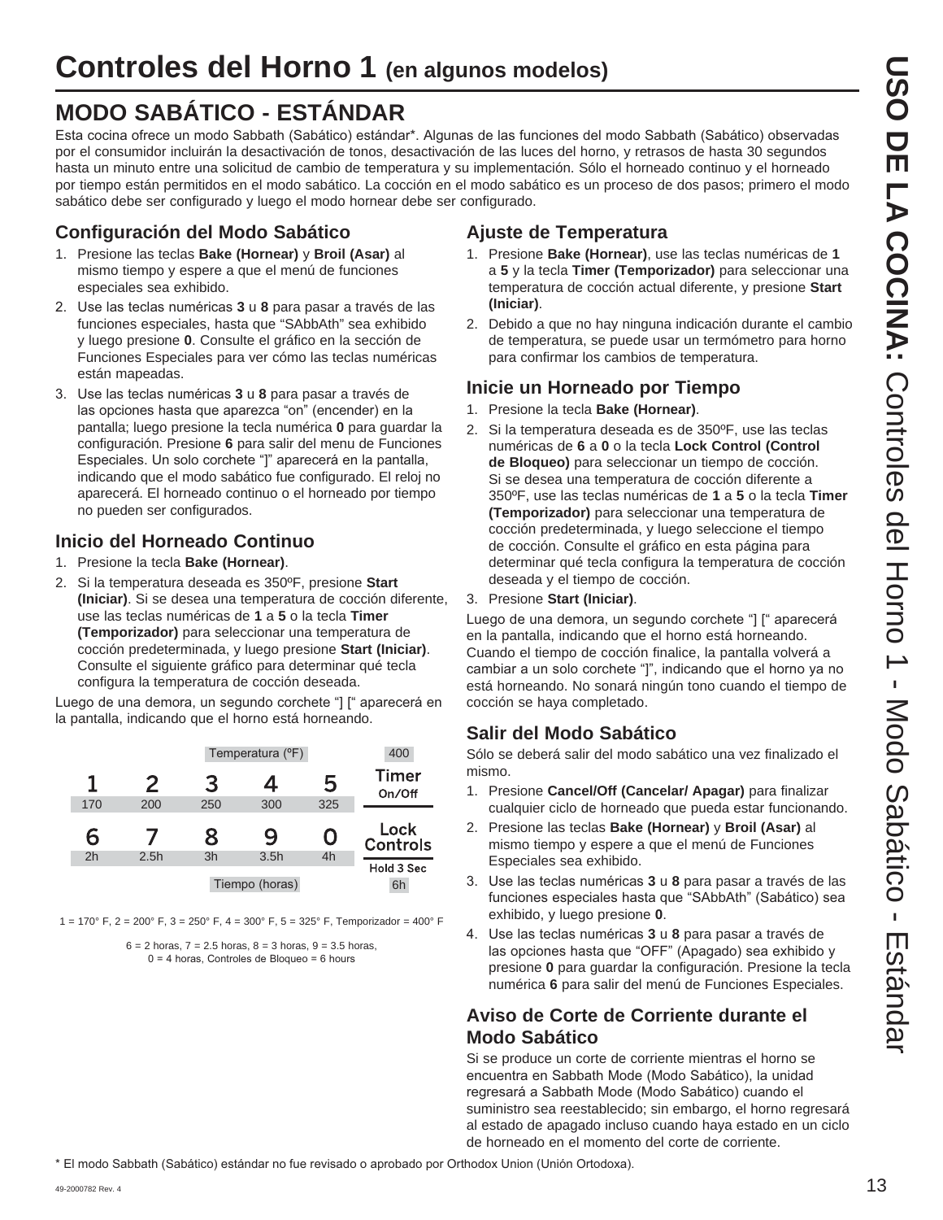# Controles del Horno 1 (en algunos modelos)

## MODO SABÁTICO - ESTÁNDAR

Esta cocina ofrece un modo Sabbath (Sabático) estándar*. Algunas de las funciones del modo Sabbath (Sabático) observadas por el consumidor incluirán la desactivación de tonos, desactivación de las luces del horno, y retrasos de hasta 30 segundos hasta un minuto entre una solicitud de cambio de temperatura y su implementación. Sólo el horneado continuo y el horneado por tiempo están permitidos en el modo sabático. La cocción en el modo sabático es un proceso de dos pasos; primero el modo sabático debe ser configurado y luego el modo hornear debe ser configurado.

### Configuración del Modo Sabático

1. Presione las teclas **Bake (Hornear)** y **Broil (Asar)** al mismo tiempo y espere a que el menú de funciones especiales sea exhibido.
2. Use las teclas numéricas **3** u **8** para pasar a través de las funciones especiales, hasta que "SAbbAth" sea exhibido y luego presione **0**. Consulte el gráfico en la sección de Funciones Especiales para ver cómo las teclas numéricas están mapeadas.
3. Use las teclas numéricas **3** u **8** para pasar a través de las opciones hasta que aparezca "on" (encender) en la pantalla; luego presione la tecla numérica **0** para guardar la configuración. Presione **6** para salir del menu de Funciones Especiales. Un solo corchete "]" aparecerá en la pantalla, indicando que el modo sabático fue configurado. El reloj no aparecerá. El horneado continuo o el horneado por tiempo no pueden ser configurados.

### Inicio del Horneado Continuo

1. Presione la tecla **Bake (Hornear)**.
2. Si la temperatura deseada es 350ºF, presione **Start (Iniciar)**. Si se desea una temperatura de cocción diferente, use las teclas numéricas de **1** a **5** o la tecla **Timer (Temporizador)** para seleccionar una temperatura de cocción predeterminada, y luego presione **Start (Iniciar)**. Consulte el siguiente gráfico para determinar qué tecla configura la temperatura de cocción deseada.

Luego de una demora, un segundo corchete "] [" aparecerá en la pantalla, indicando que el horno está horneando.

| | | Temperatura (ºF) | | | 400 |
|---|---|---|---|---|---|
| 1 | 2 | 3 | 4 | 5 | Timer On/Off |
| 170 | 200 | 250 | 300 | 325 | |
| 6 | 7 | 8 | 9 | 0 | Lock Controls |
| 2h | 2.5h | 3h | 3.5h | 4h | Hold 3 Sec |
| | | Tiempo (horas) | | | 6h |

1 = 170° F, 2 = 200° F, 3 = 250° F, 4 = 300° F, 5 = 325° F, Temporizador = 400° F

6 = 2 horas, 7 = 2.5 horas, 8 = 3 horas, 9 = 3.5 horas, 0 = 4 horas, Controles de Bloqueo = 6 hours

### Ajuste de Temperatura

1. Presione **Bake (Hornear)**, use las teclas numéricas de **1** a **5** y la tecla **Timer (Temporizador)** para seleccionar una temperatura de cocción actual diferente, y presione **Start (Iniciar)**.
2. Debido a que no hay ninguna indicación durante el cambio de temperatura, se puede usar un termómetro para horno para confirmar los cambios de temperatura.

### Inicie un Horneado por Tiempo

1. Presione la tecla **Bake (Hornear)**.
2. Si la temperatura deseada es de 350ºF, use las teclas numéricas de **6** a **0** o la tecla **Lock Control (Control de Bloqueo)** para seleccionar un tiempo de cocción. Si se desea una temperatura de cocción diferente a 350ºF, use las teclas numéricas de **1** a **5** o la tecla **Timer (Temporizador)** para seleccionar una temperatura de cocción predeterminada, y luego seleccione el tiempo de cocción. Consulte el gráfico en esta página para determinar qué tecla configura la temperatura de cocción deseada y el tiempo de cocción.
3. Presione **Start (Iniciar)**.

Luego de una demora, un segundo corchete "] [" aparecerá en la pantalla, indicando que el horno está horneando. Cuando el tiempo de cocción finalice, la pantalla volverá a cambiar a un solo corchete "]", indicando que el horno ya no está horneando. No sonará ningún tono cuando el tiempo de cocción se haya completado.

### Salir del Modo Sabático

Sólo se deberá salir del modo sabático una vez finalizado el mismo.

1. Presione **Cancel/Off (Cancelar/ Apagar)** para finalizar cualquier ciclo de horneado que pueda estar funcionando.
2. Presione las teclas **Bake (Hornear)** y **Broil (Asar)** al mismo tiempo y espere a que el menú de Funciones Especiales sea exhibido.
3. Use las teclas numéricas **3** u **8** para pasar a través de las funciones especiales hasta que "SAbbAth" (Sabático) sea exhibido, y luego presione **0**.
4. Use las teclas numéricas **3** u **8** para pasar a través de las opciones hasta que "OFF" (Apagado) sea exhibido y presione **0** para guardar la configuración. Presione la tecla numérica **6** para salir del menú de Funciones Especiales.

### Aviso de Corte de Corriente durante el Modo Sabático

Si se produce un corte de corriente mientras el horno se encuentra en Sabbath Mode (Modo Sabático), la unidad regresará a Sabbath Mode (Modo Sabático) cuando el suministro sea reestablecido; sin embargo, el horno regresará al estado de apagado incluso cuando haya estado en un ciclo de horneado en el momento del corte de corriente.

* El modo Sabbath (Sabático) estándar no fue revisado o aprobado por Orthodox Union (Unión Ortodoxa).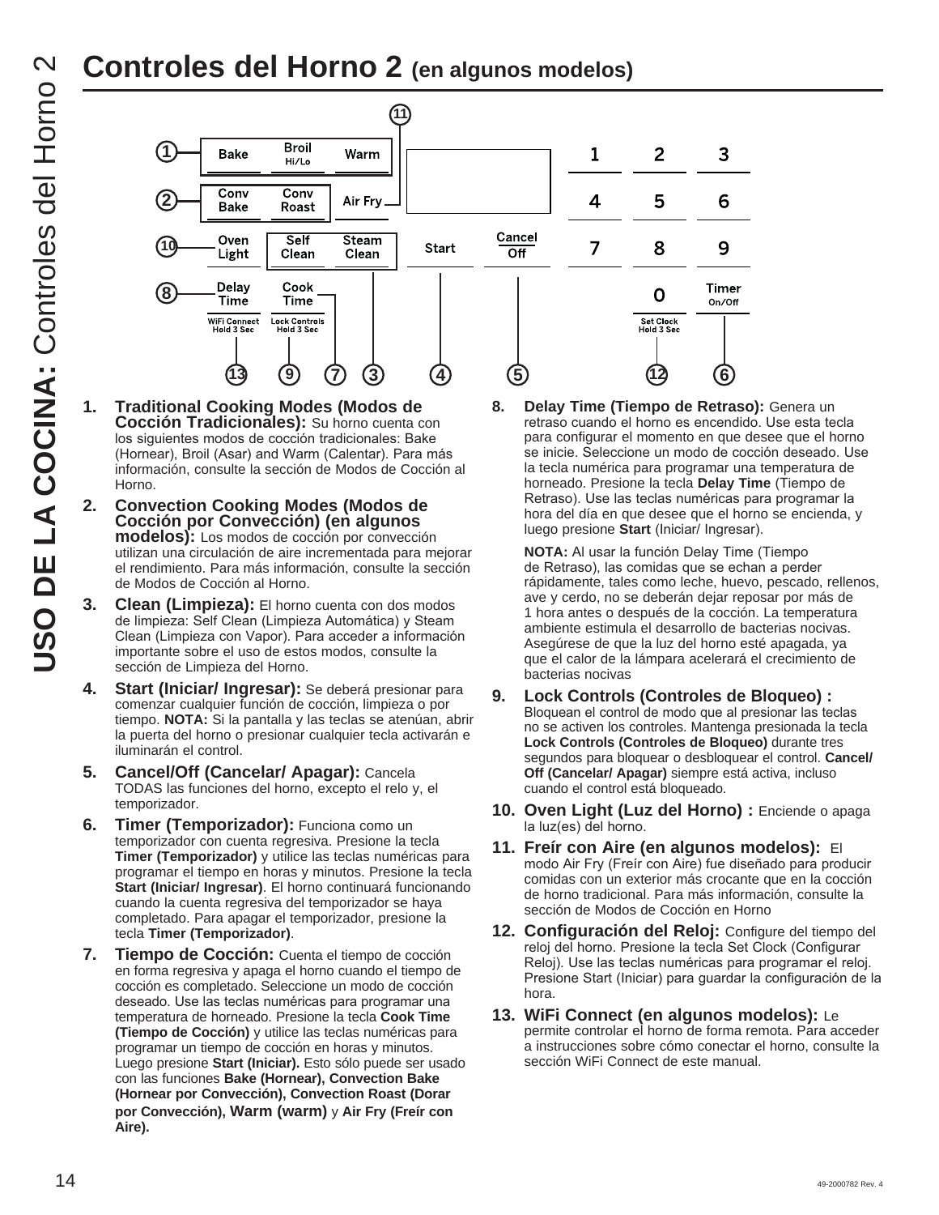# Controles del Horno 2 (en algunos modelos)

1. **Traditional Cooking Modes (Modos de Cocción Tradicionales):** Su horno cuenta con los siguientes modos de cocción tradicionales: Bake (Hornear), Broil (Asar) and Warm (Calentar). Para más información, consulte la sección de Modos de Cocción al Horno.

2. **Convection Cooking Modes (Modos de Cocción por Convección) (en algunos modelos):** Los modos de cocción por convección utilizan una circulación de aire incrementada para mejorar el rendimiento. Para más información, consulte la sección de Modos de Cocción al Horno.

3. **Clean (Limpieza):** El horno cuenta con dos modos de limpieza: Self Clean (Limpieza Automática) y Steam Clean (Limpieza con Vapor). Para acceder a información importante sobre el uso de estos modos, consulte la sección de Limpieza del Horno.

4. **Start (Iniciar/ Ingresar):** Se deberá presionar para comenzar cualquier función de cocción, limpieza o por tiempo. **NOTA:** Si la pantalla y las teclas se atenúan, abrir la puerta del horno o presionar cualquier tecla activarán e iluminarán el control.

5. **Cancel/Off (Cancelar/ Apagar):** Cancela TODAS las funciones del horno, excepto el relo y, el temporizador.

6. **Timer (Temporizador):** Funciona como un temporizador con cuenta regresiva. Presione la tecla **Timer (Temporizador)** y utilice las teclas numéricas para programar el tiempo en horas y minutos. Presione la tecla **Start (Iniciar/ Ingresar)**. El horno continuará funcionando cuando la cuenta regresiva del temporizador se haya completado. Para apagar el temporizador, presione la tecla **Timer (Temporizador)**.

7. **Tiempo de Cocción:** Cuenta el tiempo de cocción en forma regresiva y apaga el horno cuando el tiempo de cocción es completado. Seleccione un modo de cocción deseado. Use las teclas numéricas para programar una temperatura de horneado. Presione la tecla **Cook Time (Tiempo de Cocción)** y utilice las teclas numéricas para programar un tiempo de cocción en horas y minutos. Luego presione **Start (Iniciar).** Esto sólo puede ser usado con las funciones **Bake (Hornear), Convection Bake (Hornear por Convección), Convection Roast (Dorar por Convección), Warm (warm)** y **Air Fry (Freír con Aire).**

8. **Delay Time (Tiempo de Retraso):** Genera un retraso cuando el horno es encendido. Use esta tecla para configurar el momento en que desee que el horno se inicie. Seleccione un modo de cocción deseado. Use la tecla numérica para programar una temperatura de horneado. Presione la tecla **Delay Time** (Tiempo de Retraso). Use las teclas numéricas para programar la hora del día en que desee que el horno se encienda, y luego presione **Start** (Iniciar/ Ingresar).

   **NOTA:** Al usar la función Delay Time (Tiempo de Retraso), las comidas que se echan a perder rápidamente, tales como leche, huevo, pescado, rellenos, ave y cerdo, no se deberán dejar reposar por más de 1 hora antes o después de la cocción. La temperatura ambiente estimula el desarrollo de bacterias nocivas. Asegúrese de que la luz del horno esté apagada, ya que el calor de la lámpara acelerará el crecimiento de bacterias nocivas

9. **Lock Controls (Controles de Bloqueo) :** Bloquean el control de modo que al presionar las teclas no se activen los controles. Mantenga presionada la tecla **Lock Controls (Controles de Bloqueo)** durante tres segundos para bloquear o desbloquear el control. **Cancel/ Off (Cancelar/ Apagar)** siempre está activa, incluso cuando el control está bloqueado.

10. **Oven Light (Luz del Horno) :** Enciende o apaga la luz(es) del horno.

11. **Freír con Aire (en algunos modelos):** El modo Air Fry (Freír con Aire) fue diseñado para producir comidas con un exterior más crocante que en la cocción de horno tradicional. Para más información, consulte la sección de Modos de Cocción en Horno

12. **Configuración del Reloj:** Configure del tiempo del reloj del horno. Presione la tecla Set Clock (Configurar Reloj). Use las teclas numéricas para programar el reloj. Presione Start (Iniciar) para guardar la configuración de la hora.

13. **WiFi Connect (en algunos modelos):** Le permite controlar el horno de forma remota. Para acceder a instrucciones sobre cómo conectar el horno, consulte la sección WiFi Connect de este manual.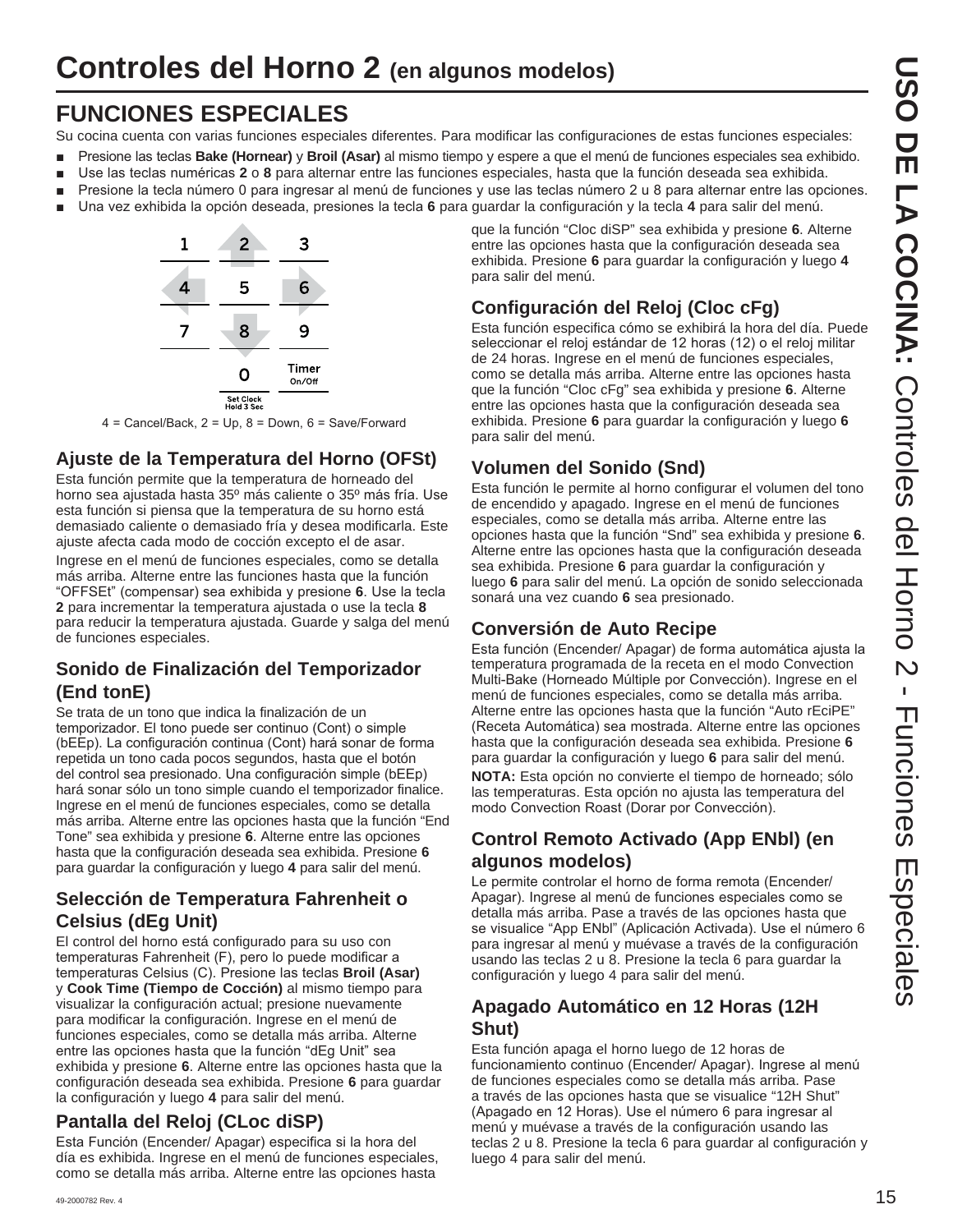# Controles del Horno 2 (en algunos modelos)

## FUNCIONES ESPECIALES

Su cocina cuenta con varias funciones especiales diferentes. Para modificar las configuraciones de estas funciones especiales:

- Presione las teclas **Bake (Hornear)** y **Broil (Asar)** al mismo tiempo y espere a que el menú de funciones especiales sea exhibido.
- Use las teclas numéricas **2** o **8** para alternar entre las funciones especiales, hasta que la función deseada sea exhibida.
- Presione la tecla número 0 para ingresar al menú de funciones y use las teclas número 2 u 8 para alternar entre las opciones.
- Una vez exhibida la opción deseada, presiones la tecla **6** para guardar la configuración y la tecla **4** para salir del menú.

| 1 | 2 | 3 |
|---|---|---|
| 4 | 5 | 6 |
| 7 | 8 | 9 |
| | 0 (Set Clock Hold 3 Sec) | Timer On/Off |

4 = Cancel/Back, 2 = Up, 8 = Down, 6 = Save/Forward

### Ajuste de la Temperatura del Horno (OFSt)

Esta función permite que la temperatura de horneado del horno sea ajustada hasta 35º más caliente o 35º más fría. Use esta función si piensa que la temperatura de su horno está demasiado caliente o demasiado fría y desea modificarla. Este ajuste afecta cada modo de cocción excepto el de asar.

Ingrese en el menú de funciones especiales, como se detalla más arriba. Alterne entre las funciones hasta que la función "OFFSEt" (compensar) sea exhibida y presione **6**. Use la tecla **2** para incrementar la temperatura ajustada o use la tecla **8** para reducir la temperatura ajustada. Guarde y salga del menú de funciones especiales.

### Sonido de Finalización del Temporizador (End tonE)

Se trata de un tono que indica la finalización de un temporizador. El tono puede ser continuo (Cont) o simple (bEEp). La configuración continua (Cont) hará sonar de forma repetida un tono cada pocos segundos, hasta que el botón del control sea presionado. Una configuración simple (bEEp) hará sonar sólo un tono simple cuando el temporizador finalice. Ingrese en el menú de funciones especiales, como se detalla más arriba. Alterne entre las opciones hasta que la función "End Tone" sea exhibida y presione **6**. Alterne entre las opciones hasta que la configuración deseada sea exhibida. Presione **6** para guardar la configuración y luego **4** para salir del menú.

### Selección de Temperatura Fahrenheit o Celsius (dEg Unit)

El control del horno está configurado para su uso con temperaturas Fahrenheit (F), pero lo puede modificar a temperaturas Celsius (C). Presione las teclas **Broil (Asar)** y **Cook Time (Tiempo de Cocción)** al mismo tiempo para visualizar la configuración actual; presione nuevamente para modificar la configuración. Ingrese en el menú de funciones especiales, como se detalla más arriba. Alterne entre las opciones hasta que la función "dEg Unit" sea exhibida y presione **6**. Alterne entre las opciones hasta que la configuración deseada sea exhibida. Presione **6** para guardar la configuración y luego **4** para salir del menú.

### Pantalla del Reloj (CLoc diSP)

Esta Función (Encender/ Apagar) especifica si la hora del día es exhibida. Ingrese en el menú de funciones especiales, como se detalla más arriba. Alterne entre las opciones hasta que la función "Cloc diSP" sea exhibida y presione **6**. Alterne entre las opciones hasta que la configuración deseada sea exhibida. Presione **6** para guardar la configuración y luego **4** para salir del menú.

### Configuración del Reloj (Cloc cFg)

Esta función especifica cómo se exhibirá la hora del día. Puede seleccionar el reloj estándar de 12 horas (12) o el reloj militar de 24 horas. Ingrese en el menú de funciones especiales, como se detalla más arriba. Alterne entre las opciones hasta que la función "Cloc cFg" sea exhibida y presione **6**. Alterne entre las opciones hasta que la configuración deseada sea exhibida. Presione **6** para guardar la configuración y luego **6** para salir del menú.

### Volumen del Sonido (Snd)

Esta función le permite al horno configurar el volumen del tono de encendido y apagado. Ingrese en el menú de funciones especiales, como se detalla más arriba. Alterne entre las opciones hasta que la función "Snd" sea exhibida y presione **6**. Alterne entre las opciones hasta que la configuración deseada sea exhibida. Presione **6** para guardar la configuración y luego **6** para salir del menú. La opción de sonido seleccionada sonará una vez cuando **6** sea presionado.

### Conversión de Auto Recipe

Esta función (Encender/ Apagar) de forma automática ajusta la temperatura programada de la receta en el modo Convection Multi-Bake (Horneado Múltiple por Convección). Ingrese en el menú de funciones especiales, como se detalla más arriba. Alterne entre las opciones hasta que la función "Auto rEciPE" (Receta Automática) sea mostrada. Alterne entre las opciones hasta que la configuración deseada sea exhibida. Presione **6** para guardar la configuración y luego **6** para salir del menú.

**NOTA:** Esta opción no convierte el tiempo de horneado; sólo las temperaturas. Esta opción no ajusta las temperatura del modo Convection Roast (Dorar por Convección).

### Control Remoto Activado (App ENbl) (en algunos modelos)

Le permite controlar el horno de forma remota (Encender/ Apagar). Ingrese al menú de funciones especiales como se detalla más arriba. Pase a través de las opciones hasta que se visualice "App ENbl" (Aplicación Activada). Use el número 6 para ingresar al menú y muévase a través de la configuración usando las teclas 2 u 8. Presione la tecla 6 para guardar la configuración y luego 4 para salir del menú.

### Apagado Automático en 12 Horas (12H Shut)

Esta función apaga el horno luego de 12 horas de funcionamiento continuo (Encender/ Apagar). Ingrese al menú de funciones especiales como se detalla más arriba. Pase a través de las opciones hasta que se visualice "12H Shut" (Apagado en 12 Horas). Use el número 6 para ingresar al menú y muévase a través de la configuración usando las teclas 2 u 8. Presione la tecla 6 para guardar al configuración y luego 4 para salir del menú.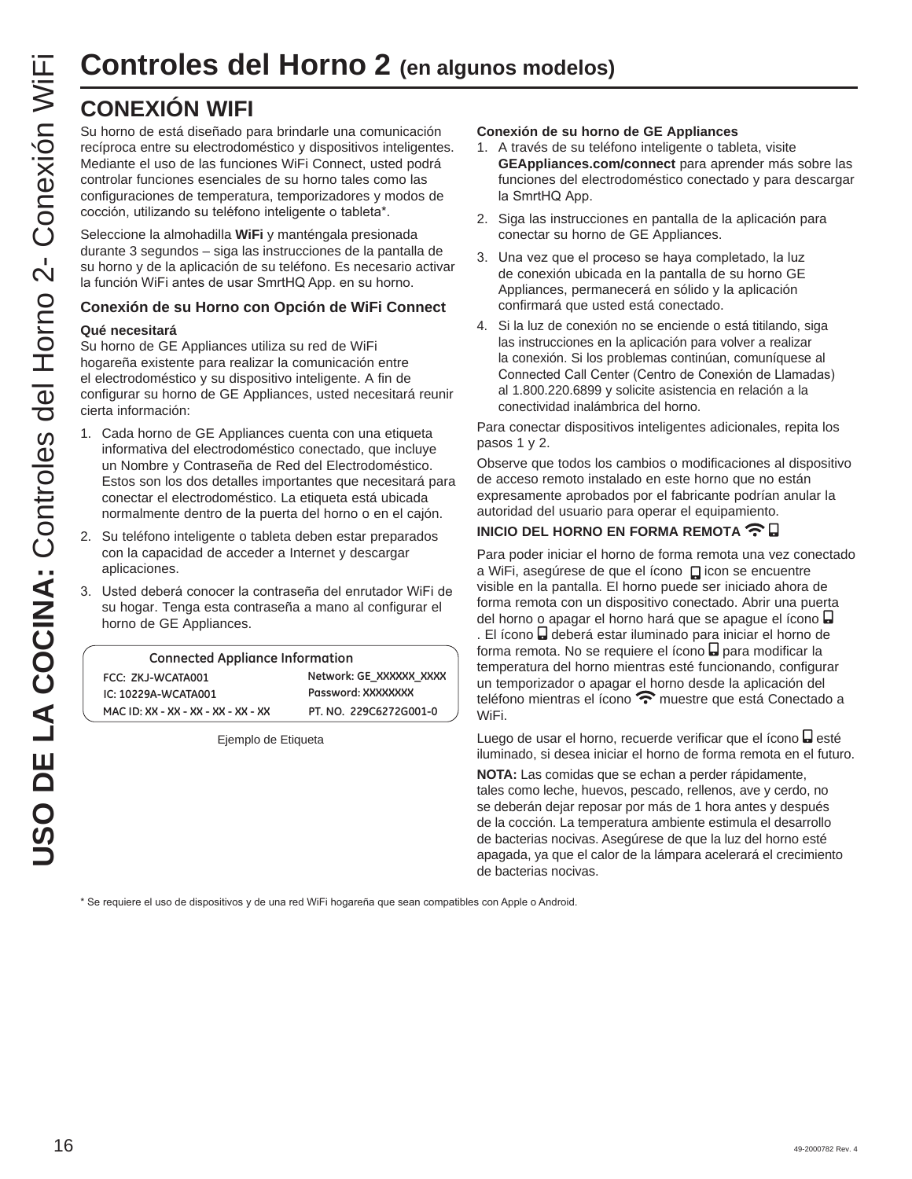# Controles del Horno 2 (en algunos modelos)

## CONEXIÓN WIFI

Su horno de está diseñado para brindarle una comunicación recíproca entre su electrodoméstico y dispositivos inteligentes. Mediante el uso de las funciones WiFi Connect, usted podrá controlar funciones esenciales de su horno tales como las configuraciones de temperatura, temporizadores y modos de cocción, utilizando su teléfono inteligente o tableta*.

Seleccione la almohadilla **WiFi** y manténgala presionada durante 3 segundos – siga las instrucciones de la pantalla de su horno y de la aplicación de su teléfono. Es necesario activar la función WiFi antes de usar SmrtHQ App. en su horno.

### Conexión de su Horno con Opción de WiFi Connect

**Qué necesitará**
Su horno de GE Appliances utiliza su red de WiFi hogareña existente para realizar la comunicación entre el electrodoméstico y su dispositivo inteligente. A fin de configurar su horno de GE Appliances, usted necesitará reunir cierta información:

1. Cada horno de GE Appliances cuenta con una etiqueta informativa del electrodoméstico conectado, que incluye un Nombre y Contraseña de Red del Electrodoméstico. Estos son los dos detalles importantes que necesitará para conectar el electrodoméstico. La etiqueta está ubicada normalmente dentro de la puerta del horno o en el cajón.
2. Su teléfono inteligente o tableta deben estar preparados con la capacidad de acceder a Internet y descargar aplicaciones.
3. Usted deberá conocer la contraseña del enrutador WiFi de su hogar. Tenga esta contraseña a mano al configurar el horno de GE Appliances.

| Connected Appliance Information | |
|---|---|
| FCC: ZKJ-WCATA001 | Network: GE_XXXXXX_XXXX |
| IC: 10229A-WCATA001 | Password: XXXXXXXX |
| MAC ID: XX - XX - XX - XX - XX - XX | PT. NO. 229C6272G001-0 |

Ejemplo de Etiqueta

**Conexión de su horno de GE Appliances**

1. A través de su teléfono inteligente o tableta, visite **GEAppliances.com/connect** para aprender más sobre las funciones del electrodoméstico conectado y para descargar la SmrtHQ App.
2. Siga las instrucciones en pantalla de la aplicación para conectar su horno de GE Appliances.
3. Una vez que el proceso se haya completado, la luz de conexión ubicada en la pantalla de su horno GE Appliances, permanecerá en sólido y la aplicación confirmará que usted está conectado.
4. Si la luz de conexión no se enciende o está titilando, siga las instrucciones en la aplicación para volver a realizar la conexión. Si los problemas continúan, comuníquese al Connected Call Center (Centro de Conexión de Llamadas) al 1.800.220.6899 y solicite asistencia en relación a la conectividad inalámbrica del horno.

Para conectar dispositivos inteligentes adicionales, repita los pasos 1 y 2.

Observe que todos los cambios o modificaciones al dispositivo de acceso remoto instalado en este horno que no están expresamente aprobados por el fabricante podrían anular la autoridad del usuario para operar el equipamiento.

### INICIO DEL HORNO EN FORMA REMOTA

Para poder iniciar el horno de forma remota una vez conectado a WiFi, asegúrese de que el ícono icon se encuentre visible en la pantalla. El horno puede ser iniciado ahora de forma remota con un dispositivo conectado. Abrir una puerta del horno o apagar el horno hará que se apague el ícono . El ícono deberá estar iluminado para iniciar el horno de forma remota. No se requiere el ícono para modificar la temperatura del horno mientras esté funcionando, configurar un temporizador o apagar el horno desde la aplicación del teléfono mientras el ícono muestre que está Conectado a WiFi.

Luego de usar el horno, recuerde verificar que el ícono esté iluminado, si desea iniciar el horno de forma remota en el futuro.

**NOTA:** Las comidas que se echan a perder rápidamente, tales como leche, huevos, pescado, rellenos, ave y cerdo, no se deberán dejar reposar por más de 1 hora antes y después de la cocción. La temperatura ambiente estimula el desarrollo de bacterias nocivas. Asegúrese de que la luz del horno esté apagada, ya que el calor de la lámpara acelerará el crecimiento de bacterias nocivas.

* Se requiere el uso de dispositivos y de una red WiFi hogareña que sean compatibles con Apple o Android.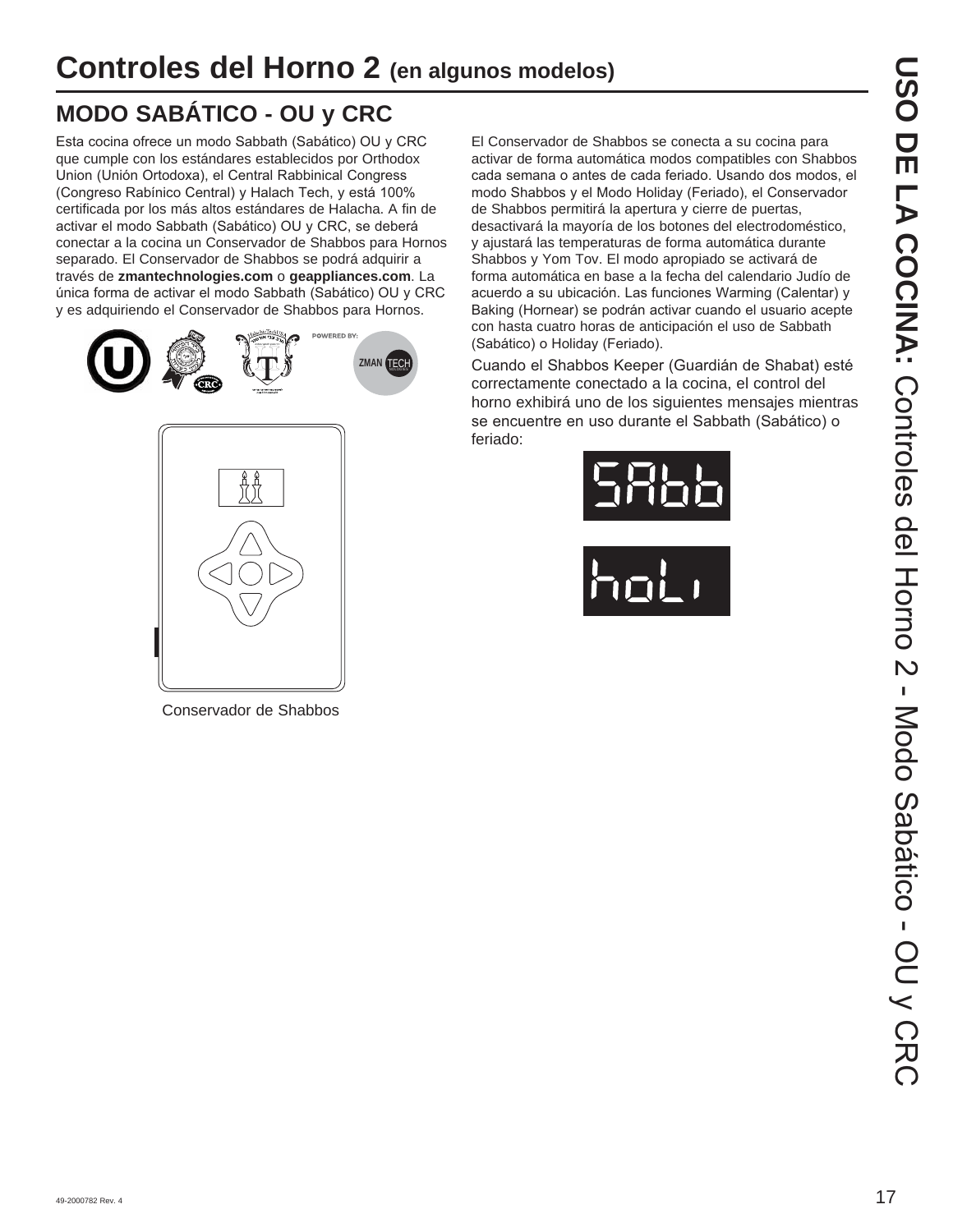# Controles del Horno 2 (en algunos modelos)

## MODO SABÁTICO - OU y CRC

Esta cocina ofrece un modo Sabbath (Sabático) OU y CRC que cumple con los estándares establecidos por Orthodox Union (Unión Ortodoxa), el Central Rabbinical Congress (Congreso Rabínico Central) y Halach Tech, y está 100% certificada por los más altos estándares de Halacha. A fin de activar el modo Sabbath (Sabático) OU y CRC, se deberá conectar a la cocina un Conservador de Shabbos para Hornos separado. El Conservador de Shabbos se podrá adquirir a través de **zmantechnologies.com** o **geappliances.com**. La única forma de activar el modo Sabbath (Sabático) OU y CRC y es adquiriendo el Conservador de Shabbos para Hornos.

POWERED BY: ZMAN TECH

Conservador de Shabbos

El Conservador de Shabbos se conecta a su cocina para activar de forma automática modos compatibles con Shabbos cada semana o antes de cada feriado. Usando dos modos, el modo Shabbos y el Modo Holiday (Feriado), el Conservador de Shabbos permitirá la apertura y cierre de puertas, desactivará la mayoría de los botones del electrodoméstico, y ajustará las temperaturas de forma automática durante Shabbos y Yom Tov. El modo apropiado se activará de forma automática en base a la fecha del calendario Judío de acuerdo a su ubicación. Las funciones Warming (Calentar) y Baking (Hornear) se podrán activar cuando el usuario acepte con hasta cuatro horas de anticipación el uso de Sabbath (Sabático) o Holiday (Feriado).

Cuando el Shabbos Keeper (Guardián de Shabat) esté correctamente conectado a la cocina, el control del horno exhibirá uno de los siguientes mensajes mientras se encuentre en uso durante el Sabbath (Sabático) o feriado:

SAbb

hoLi

**USO DE LA COCINA:** Controles del Horno 2 - Modo Sabático - OU y CRC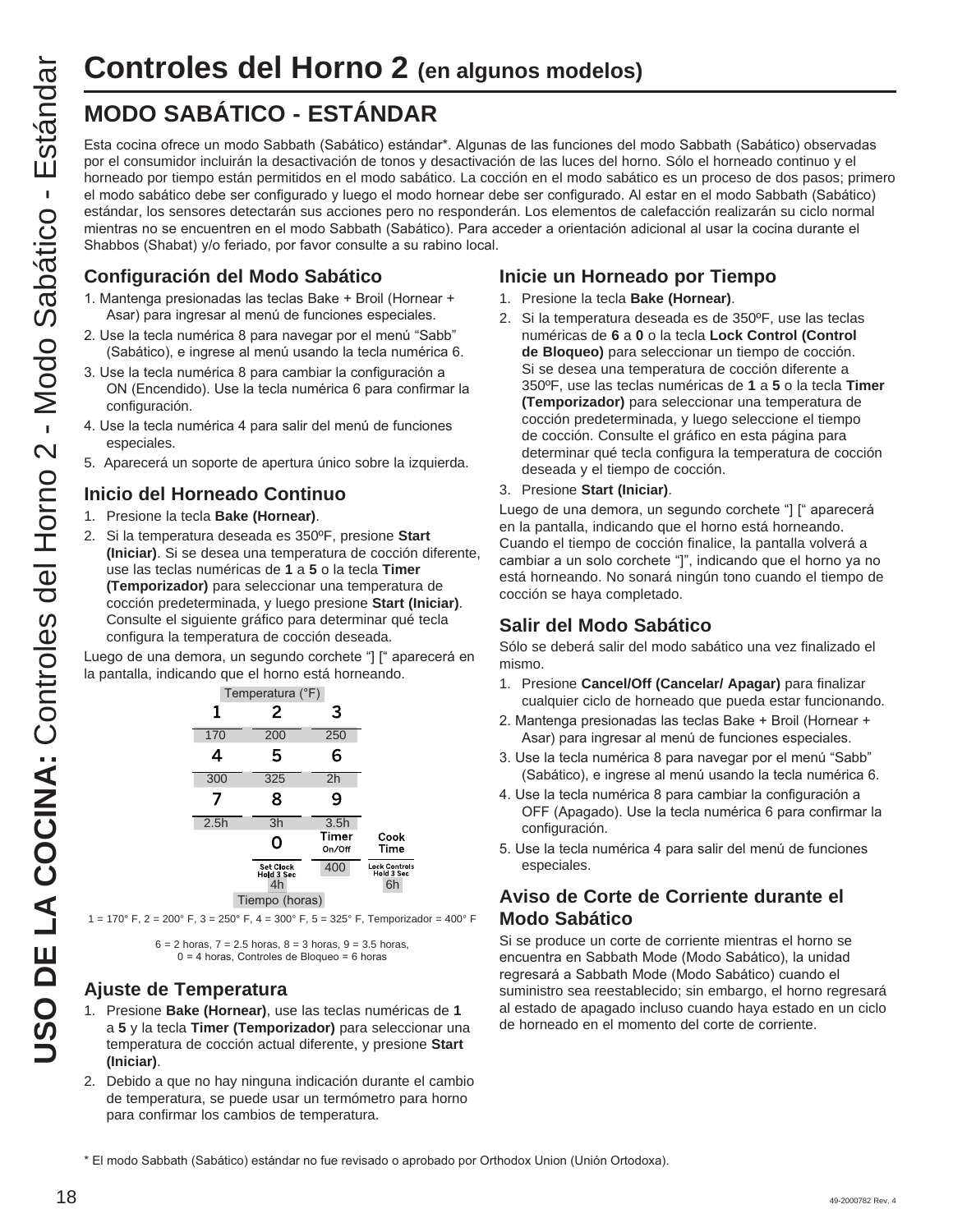# Controles del Horno 2 (en algunos modelos)

## MODO SABÁTICO - ESTÁNDAR

Esta cocina ofrece un modo Sabbath (Sabático) estándar*. Algunas de las funciones del modo Sabbath (Sabático) observadas por el consumidor incluirán la desactivación de tonos y desactivación de las luces del horno. Sólo el horneado continuo y el horneado por tiempo están permitidos en el modo sabático. La cocción en el modo sabático es un proceso de dos pasos; primero el modo sabático debe ser configurado y luego el modo hornear debe ser configurado. Al estar en el modo Sabbath (Sabático) estándar, los sensores detectarán sus acciones pero no responderán. Los elementos de calefacción realizarán su ciclo normal mientras no se encuentren en el modo Sabbath (Sabático). Para acceder a orientación adicional al usar la cocina durante el Shabbos (Shabat) y/o feriado, por favor consulte a su rabino local.

### Configuración del Modo Sabático

1. Mantenga presionadas las teclas Bake + Broil (Hornear + Asar) para ingresar al menú de funciones especiales.
2. Use la tecla numérica 8 para navegar por el menú "Sabb" (Sabático), e ingrese al menú usando la tecla numérica 6.
3. Use la tecla numérica 8 para cambiar la configuración a ON (Encendido). Use la tecla numérica 6 para confirmar la configuración.
4. Use la tecla numérica 4 para salir del menú de funciones especiales.
5. Aparecerá un soporte de apertura único sobre la izquierda.

### Inicio del Horneado Continuo

1. Presione la tecla **Bake (Hornear)**.
2. Si la temperatura deseada es de 350ºF, presione **Start (Iniciar)**. Si se desea una temperatura de cocción diferente, use las teclas numéricas de **1** a **5** o la tecla **Timer (Temporizador)** para seleccionar una temperatura de cocción predeterminada, y luego presione **Start (Iniciar)**. Consulte el siguiente gráfico para determinar qué tecla configura la temperatura de cocción deseada.

Luego de una demora, un segundo corchete "] [" aparecerá en la pantalla, indicando que el horno está horneando.

Temperatura (°F)

| 1 | 2 | 3 | |
|---|---|---|---|
| 170 | 200 | 250 | |
| **4** | **5** | **6** | |
| 300 | 325 | 2h | |
| **7** | **8** | **9** | |
| 2.5h | 3h | 3.5h | |
| | **0** | **Timer On/Off** | **Cook Time** |
| | Set Clock Hold 3 Sec | 400 | Lock Controls Hold 3 Sec |
| | 4h | | 6h |

Tiempo (horas)

1 = 170° F, 2 = 200° F, 3 = 250° F, 4 = 300° F, 5 = 325° F, Temporizador = 400° F

6 = 2 horas, 7 = 2.5 horas, 8 = 3 horas, 9 = 3.5 horas, 0 = 4 horas, Controles de Bloqueo = 6 horas

### Ajuste de Temperatura

1. Presione **Bake (Hornear)**, use las teclas numéricas de **1** a **5** y la tecla **Timer (Temporizador)** para seleccionar una temperatura de cocción actual diferente, y presione **Start (Iniciar)**.
2. Debido a que no hay ninguna indicación durante el cambio de temperatura, se puede usar un termómetro para horno para confirmar los cambios de temperatura.

### Inicie un Horneado por Tiempo

1. Presione la tecla **Bake (Hornear)**.
2. Si la temperatura deseada es de 350ºF, use las teclas numéricas de **6** a **0** o la tecla **Lock Control (Control de Bloqueo)** para seleccionar un tiempo de cocción. Si se desea una temperatura de cocción diferente a 350ºF, use las teclas numéricas de **1** a **5** o la tecla **Timer (Temporizador)** para seleccionar una temperatura de cocción predeterminada, y luego seleccione el tiempo de cocción. Consulte el gráfico en esta página para determinar qué tecla configura la temperatura de cocción deseada y el tiempo de cocción.
3. Presione **Start (Iniciar)**.

Luego de una demora, un segundo corchete "] [" aparecerá en la pantalla, indicando que el horno está horneando. Cuando el tiempo de cocción finalice, la pantalla volverá a cambiar a un solo corchete "]", indicando que el horno ya no está horneando. No sonará ningún tono cuando el tiempo de cocción se haya completado.

### Salir del Modo Sabático

Sólo se deberá salir del modo sabático una vez finalizado el mismo.

1. Presione **Cancel/Off (Cancelar/ Apagar)** para finalizar cualquier ciclo de horneado que pueda estar funcionando.
2. Mantenga presionadas las teclas Bake + Broil (Hornear + Asar) para ingresar al menú de funciones especiales.
3. Use la tecla numérica 8 para navegar por el menú "Sabb" (Sabático), e ingrese al menú usando la tecla numérica 6.
4. Use la tecla numérica 8 para cambiar la configuración a OFF (Apagado). Use la tecla numérica 6 para confirmar la configuración.
5. Use la tecla numérica 4 para salir del menú de funciones especiales.

### Aviso de Corte de Corriente durante el Modo Sabático

Si se produce un corte de corriente mientras el horno se encuentra en Sabbath Mode (Modo Sabático), la unidad regresará a Sabbath Mode (Modo Sabático) cuando el suministro sea reestablecido; sin embargo, el horno regresará al estado de apagado incluso cuando haya estado en un ciclo de horneado en el momento del corte de corriente.

* El modo Sabbath (Sabático) estándar no fue revisado o aprobado por Orthodox Union (Unión Ortodoxa).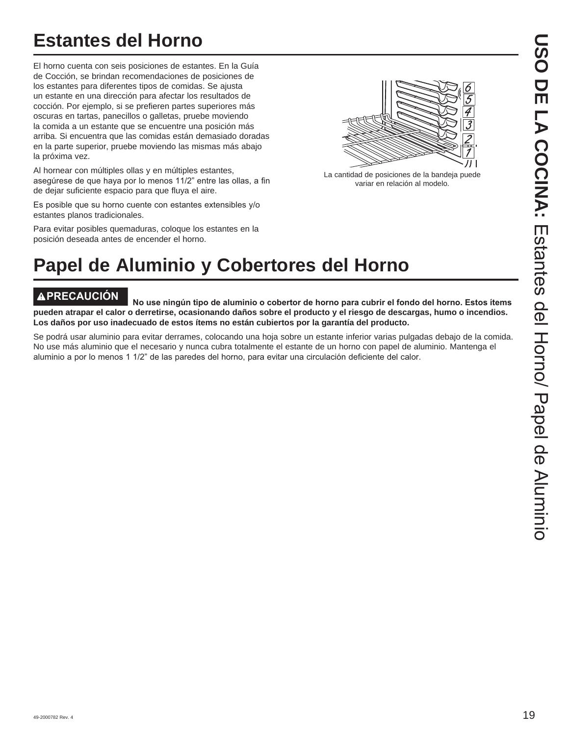# Estantes del Horno

El horno cuenta con seis posiciones de estantes. En la Guía de Cocción, se brindan recomendaciones de posiciones de los estantes para diferentes tipos de comidas. Se ajusta un estante en una dirección para afectar los resultados de cocción. Por ejemplo, si se prefieren partes superiores más oscuras en tartas, panecillos o galletas, pruebe moviendo la comida a un estante que se encuentre una posición más arriba. Si encuentra que las comidas están demasiado doradas en la parte superior, pruebe moviendo las mismas más abajo la próxima vez.

Al hornear con múltiples ollas y en múltiples estantes, asegúrese de que haya por lo menos 11/2" entre las ollas, a fin de dejar suficiente espacio para que fluya el aire.

Es posible que su horno cuente con estantes extensibles y/o estantes planos tradicionales.

Para evitar posibles quemaduras, coloque los estantes en la posición deseada antes de encender el horno.

La cantidad de posiciones de la bandeja puede variar en relación al modelo.

# Papel de Aluminio y Cobertores del Horno

**⚠PRECAUCIÓN** **No use ningún tipo de aluminio o cobertor de horno para cubrir el fondo del horno. Estos ítems pueden atrapar el calor o derretirse, ocasionando daños sobre el producto y el riesgo de descargas, humo o incendios. Los daños por uso inadecuado de estos ítems no están cubiertos por la garantía del producto.**

Se podrá usar aluminio para evitar derrames, colocando una hoja sobre un estante inferior varias pulgadas debajo de la comida. No use más aluminio que el necesario y nunca cubra totalmente el estante de un horno con papel de aluminio. Mantenga el aluminio a por lo menos 1 1/2" de las paredes del horno, para evitar una circulación deficiente del calor.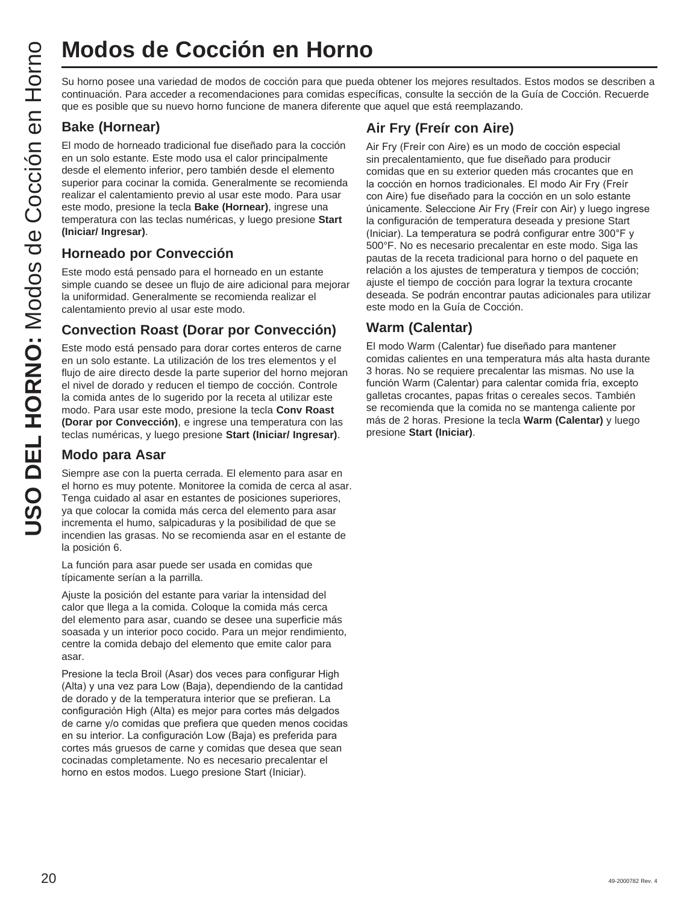# Modos de Cocción en Horno

Su horno posee una variedad de modos de cocción para que pueda obtener los mejores resultados. Estos modos se describen a continuación. Para acceder a recomendaciones para comidas específicas, consulte la sección de la Guía de Cocción. Recuerde que es posible que su nuevo horno funcione de manera diferente que aquel que está reemplazando.

## Bake (Hornear)

El modo de horneado tradicional fue diseñado para la cocción en un solo estante. Este modo usa el calor principalmente desde el elemento inferior, pero también desde el elemento superior para cocinar la comida. Generalmente se recomienda realizar el calentamiento previo al usar este modo. Para usar este modo, presione la tecla **Bake (Hornear)**, ingrese una temperatura con las teclas numéricas, y luego presione **Start (Iniciar/ Ingresar)**.

## Horneado por Convección

Este modo está pensado para el horneado en un estante simple cuando se desee un flujo de aire adicional para mejorar la uniformidad. Generalmente se recomienda realizar el calentamiento previo al usar este modo.

## Convection Roast (Dorar por Convección)

Este modo está pensado para dorar cortes enteros de carne en un solo estante. La utilización de los tres elementos y el flujo de aire directo desde la parte superior del horno mejoran el nivel de dorado y reducen el tiempo de cocción. Controle la comida antes de lo sugerido por la receta al utilizar este modo. Para usar este modo, presione la tecla **Conv Roast (Dorar por Convección)**, e ingrese una temperatura con las teclas numéricas, y luego presione **Start (Iniciar/ Ingresar)**.

## Modo para Asar

Siempre ase con la puerta cerrada. El elemento para asar en el horno es muy potente. Monitoree la comida de cerca al asar. Tenga cuidado al asar en estantes de posiciones superiores, ya que colocar la comida más cerca del elemento para asar incrementa el humo, salpicaduras y la posibilidad de que se incendien las grasas. No se recomienda asar en el estante de la posición 6.

La función para asar puede ser usada en comidas que típicamente serían a la parrilla.

Ajuste la posición del estante para variar la intensidad del calor que llega a la comida. Coloque la comida más cerca del elemento para asar, cuando se desee una superficie más soasada y un interior poco cocido. Para un mejor rendimiento, centre la comida debajo del elemento que emite calor para asar.

Presione la tecla Broil (Asar) dos veces para configurar High (Alta) y una vez para Low (Baja), dependiendo de la cantidad de dorado y de la temperatura interior que se prefieran. La configuración High (Alta) es mejor para cortes más delgados de carne y/o comidas que prefiera que queden menos cocidas en su interior. La configuración Low (Baja) es preferida para cortes más gruesos de carne y comidas que desea que sean cocinadas completamente. No es necesario precalentar el horno en estos modos. Luego presione Start (Iniciar).

## Air Fry (Freír con Aire)

Air Fry (Freír con Aire) es un modo de cocción especial sin precalentamiento, que fue diseñado para producir comidas que en su exterior queden más crocantes que en la cocción en hornos tradicionales. El modo Air Fry (Freír con Aire) fue diseñado para la cocción en un solo estante únicamente. Seleccione Air Fry (Freír con Air) y luego ingrese la configuración de temperatura deseada y presione Start (Iniciar). La temperatura se podrá configurar entre 300°F y 500°F. No es necesario precalentar en este modo. Siga las pautas de la receta tradicional para horno o del paquete en relación a los ajustes de temperatura y tiempos de cocción; ajuste el tiempo de cocción para lograr la textura crocante deseada. Se podrán encontrar pautas adicionales para utilizar este modo en la Guía de Cocción.

## Warm (Calentar)

El modo Warm (Calentar) fue diseñado para mantener comidas calientes en una temperatura más alta hasta durante 3 horas. No se requiere precalentar las mismas. No use la función Warm (Calentar) para calentar comida fría, excepto galletas crocantes, papas fritas o cereales secos. También se recomienda que la comida no se mantenga caliente por más de 2 horas. Presione la tecla **Warm (Calentar)** y luego presione **Start (Iniciar)**.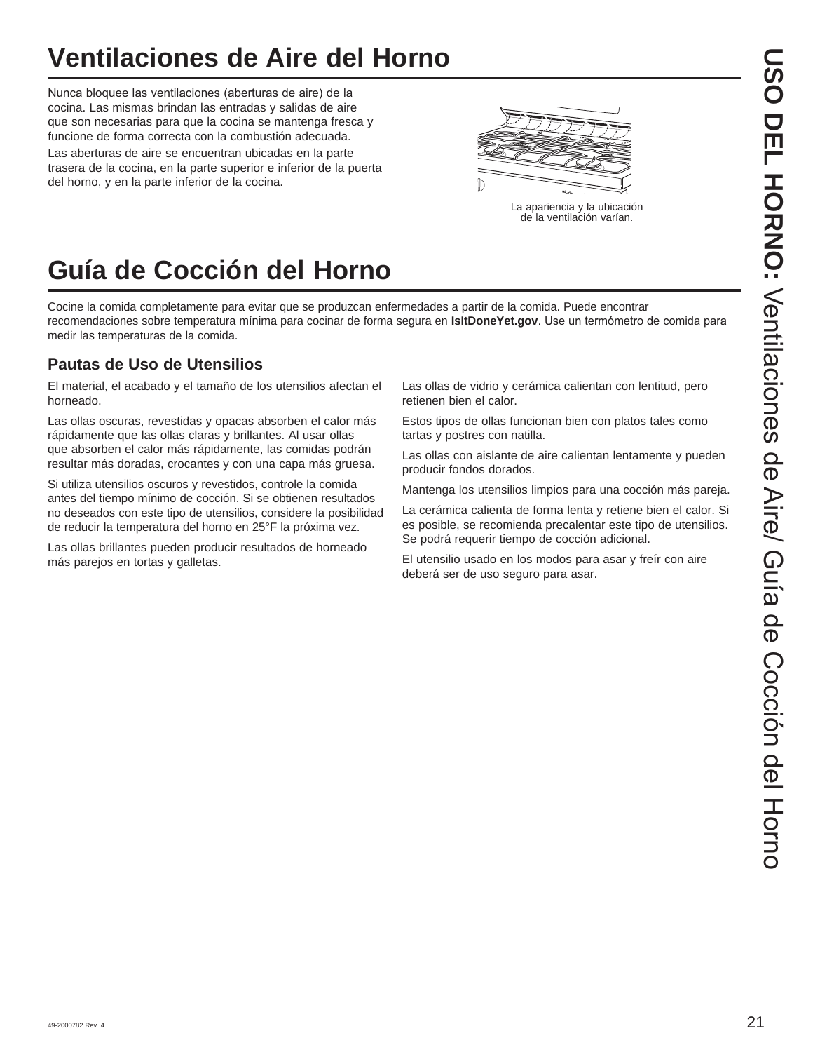# Ventilaciones de Aire del Horno

Nunca bloquee las ventilaciones (aberturas de aire) de la cocina. Las mismas brindan las entradas y salidas de aire que son necesarias para que la cocina se mantenga fresca y funcione de forma correcta con la combustión adecuada.

Las aberturas de aire se encuentran ubicadas en la parte trasera de la cocina, en la parte superior e inferior de la puerta del horno, y en la parte inferior de la cocina.

La apariencia y la ubicación de la ventilación varían.

# Guía de Cocción del Horno

Cocine la comida completamente para evitar que se produzcan enfermedades a partir de la comida. Puede encontrar recomendaciones sobre temperatura mínima para cocinar de forma segura en **IsItDoneYet.gov**. Use un termómetro de comida para medir las temperaturas de la comida.

## Pautas de Uso de Utensilios

El material, el acabado y el tamaño de los utensilios afectan el horneado.

Las ollas oscuras, revestidas y opacas absorben el calor más rápidamente que las ollas claras y brillantes. Al usar ollas que absorben el calor más rápidamente, las comidas podrán resultar más doradas, crocantes y con una capa más gruesa.

Si utiliza utensilios oscuros y revestidos, controle la comida antes del tiempo mínimo de cocción. Si se obtienen resultados no deseados con este tipo de utensilios, considere la posibilidad de reducir la temperatura del horno en 25°F la próxima vez.

Las ollas brillantes pueden producir resultados de horneado más parejos en tortas y galletas.

Las ollas de vidrio y cerámica calientan con lentitud, pero retienen bien el calor.

Estos tipos de ollas funcionan bien con platos tales como tartas y postres con natilla.

Las ollas con aislante de aire calientan lentamente y pueden producir fondos dorados.

Mantenga los utensilios limpios para una cocción más pareja.

La cerámica calienta de forma lenta y retiene bien el calor. Si es posible, se recomienda precalentar este tipo de utensilios. Se podrá requerir tiempo de cocción adicional.

El utensilio usado en los modos para asar y freír con aire deberá ser de uso seguro para asar.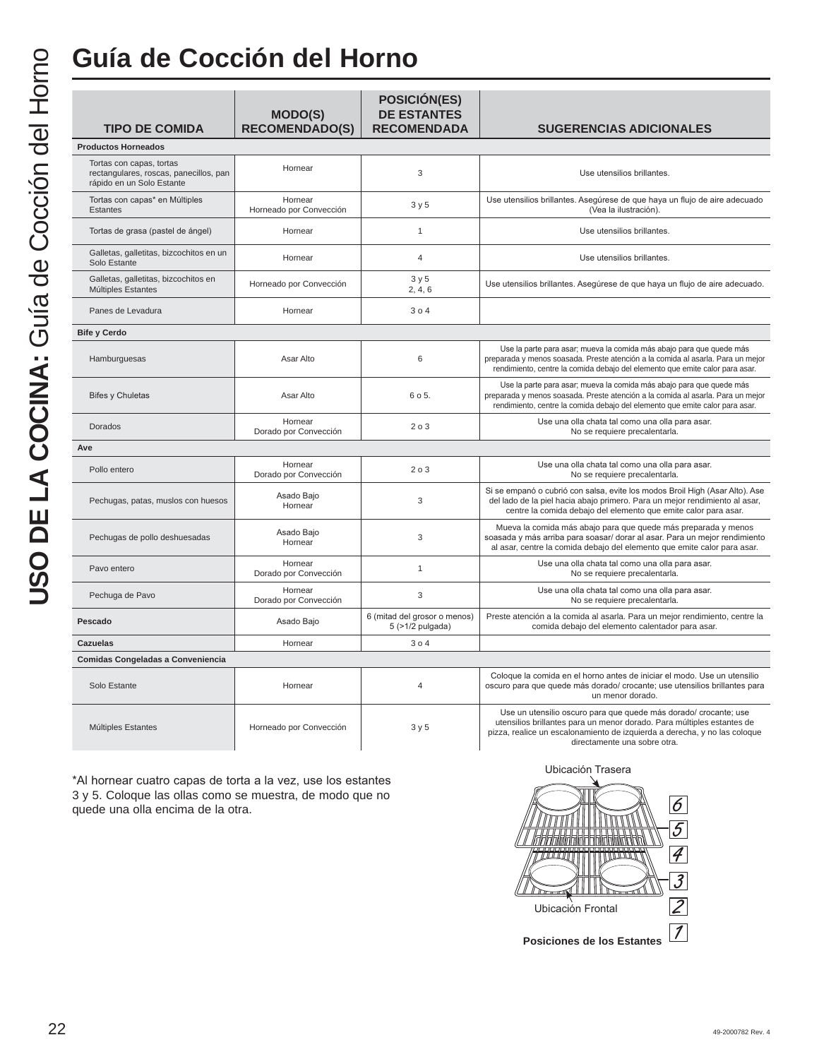# Guía de Cocción del Horno

| TIPO DE COMIDA | MODO(S) RECOMENDADO(S) | POSICIÓN(ES) DE ESTANTES RECOMENDADA | SUGERENCIAS ADICIONALES |
|---|---|---|---|
| **Productos Horneados** | | | |
| Tortas con capas, tortas rectangulares, roscas, panecillos, pan rápido en un Solo Estante | Hornear | 3 | Use utensilios brillantes. |
| Tortas con capas* en Múltiples Estantes | Hornear<br>Horneado por Convección | 3 y 5 | Use utensilios brillantes. Asegúrese de que haya un flujo de aire adecuado (Vea la ilustración). |
| Tortas de grasa (pastel de ángel) | Hornear | 1 | Use utensilios brillantes. |
| Galletas, galletitas, bizcochitos en un Solo Estante | Hornear | 4 | Use utensilios brillantes. |
| Galletas, galletitas, bizcochitos en Múltiples Estantes | Horneado por Convección | 3 y 5<br>2, 4, 6 | Use utensilios brillantes. Asegúrese de que haya un flujo de aire adecuado. |
| Panes de Levadura | Hornear | 3 o 4 | |
| **Bife y Cerdo** | | | |
| Hamburguesas | Asar Alto | 6 | Use la parte para asar; mueva la comida más abajo para que quede más preparada y menos soasada. Preste atención a la comida al asarla. Para un mejor rendimiento, centre la comida debajo del elemento que emite calor para asar. |
| Bifes y Chuletas | Asar Alto | 6 o 5. | Use la parte para asar; mueva la comida más abajo para que quede más preparada y menos soasada. Preste atención a la comida al asarla. Para un mejor rendimiento, centre la comida debajo del elemento que emite calor para asar. |
| Dorados | Hornear<br>Dorado por Convección | 2 o 3 | Use una olla chata tal como una olla para asar.<br>No se requiere precalentarla. |
| **Ave** | | | |
| Pollo entero | Hornear<br>Dorado por Convección | 2 o 3 | Use una olla chata tal como una olla para asar.<br>No se requiere precalentarla. |
| Pechugas, patas, muslos con huesos | Asado Bajo<br>Hornear | 3 | Si se empanó o cubrió con salsa, evite los modos Broil High (Asar Alto). Ase del lado de la piel hacia abajo primero. Para un mejor rendimiento al asar, centre la comida debajo del elemento que emite calor para asar. |
| Pechugas de pollo deshuesadas | Asado Bajo<br>Hornear | 3 | Mueva la comida más abajo para que quede más preparada y menos soasada y más arriba para soasar/ dorar al asar. Para un mejor rendimiento al asar, centre la comida debajo del elemento que emite calor para asar. |
| Pavo entero | Hornear<br>Dorado por Convección | 1 | Use una olla chata tal como una olla para asar.<br>No se requiere precalentarla. |
| Pechuga de Pavo | Hornear<br>Dorado por Convección | 3 | Use una olla chata tal como una olla para asar.<br>No se requiere precalentarla. |
| **Pescado** | Asado Bajo | 6 (mitad del grosor o menos)<br>5 (>1/2 pulgada) | Preste atención a la comida al asarla. Para un mejor rendimiento, centre la comida debajo del elemento calentador para asar. |
| **Cazuelas** | Hornear | 3 o 4 | |
| **Comidas Congeladas a Conveniencia** | | | |
| Solo Estante | Hornear | 4 | Coloque la comida en el horno antes de iniciar el modo. Use un utensilio oscuro para que quede más dorado/ crocante; use utensilios brillantes para un menor dorado. |
| Múltiples Estantes | Horneado por Convección | 3 y 5 | Use un utensilio oscuro para que quede más dorado/ crocante; use utensilios brillantes para un menor dorado. Para múltiples estantes de pizza, realice un escalonamiento de izquierda a derecha, y no las coloque directamente una sobre otra. |

*Al hornear cuatro capas de torta a la vez, use los estantes 3 y 5. Coloque las ollas como se muestra, de modo que no quede una olla encima de la otra.

Ubicación Trasera

Ubicación Frontal

6 5 4 3 2 1

**Posiciones de los Estantes**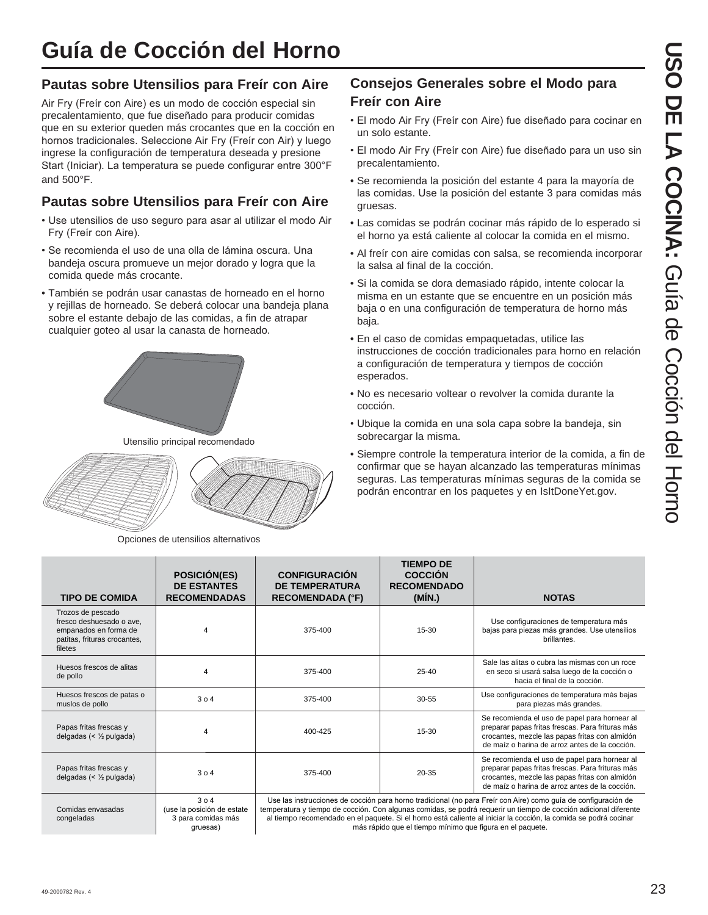# Guía de Cocción del Horno

## Pautas sobre Utensilios para Freír con Aire

Air Fry (Freír con Aire) es un modo de cocción especial sin precalentamiento, que fue diseñado para producir comidas que en su exterior queden más crocantes que en la cocción en hornos tradicionales. Seleccione Air Fry (Freír con Air) y luego ingrese la configuración de temperatura deseada y presione Start (Iniciar). La temperatura se puede configurar entre 300°F and 500°F.

## Pautas sobre Utensilios para Freír con Aire

- Use utensilios de uso seguro para asar al utilizar el modo Air Fry (Freír con Aire).
- Se recomienda el uso de una olla de lámina oscura. Una bandeja oscura promueve un mejor dorado y logra que la comida quede más crocante.
- También se podrán usar canastas de horneado en el horno y rejillas de horneado. Se deberá colocar una bandeja plana sobre el estante debajo de las comidas, a fin de atrapar cualquier goteo al usar la canasta de horneado.

Utensilio principal recomendado

Opciones de utensilios alternativos

## Consejos Generales sobre el Modo para Freír con Aire

- El modo Air Fry (Freír con Aire) fue diseñado para cocinar en un solo estante.
- El modo Air Fry (Freír con Aire) fue diseñado para un uso sin precalentamiento.
- Se recomienda la posición del estante 4 para la mayoría de las comidas. Use la posición del estante 3 para comidas más gruesas.
- Las comidas se podrán cocinar más rápido de lo esperado si el horno ya está caliente al colocar la comida en el mismo.
- Al freír con aire comidas con salsa, se recomienda incorporar la salsa al final de la cocción.
- Si la comida se dora demasiado rápido, intente colocar la misma en un estante que se encuentre en un posición más baja o en una configuración de temperatura de horno más baja.
- En el caso de comidas empaquetadas, utilice las instrucciones de cocción tradicionales para horno en relación a configuración de temperatura y tiempos de cocción esperados.
- No es necesario voltear o revolver la comida durante la cocción.
- Ubique la comida en una sola capa sobre la bandeja, sin sobrecargar la misma.
- Siempre controle la temperatura interior de la comida, a fin de confirmar que se hayan alcanzado las temperaturas mínimas seguras. Las temperaturas mínimas seguras de la comida se podrán encontrar en los paquetes y en IsItDoneYet.gov.

| TIPO DE COMIDA | POSICIÓN(ES) DE ESTANTES RECOMENDADAS | CONFIGURACIÓN DE TEMPERATURA RECOMENDADA (°F) | TIEMPO DE COCCIÓN RECOMENDADO (MÍN.) | NOTAS |
|---|---|---|---|---|
| Trozos de pescado fresco deshuesado o ave, empanados en forma de patitas, frituras crocantes, filetes | 4 | 375-400 | 15-30 | Use configuraciones de temperatura más bajas para piezas más grandes. Use utensilios brillantes. |
| Huesos frescos de alitas de pollo | 4 | 375-400 | 25-40 | Sale las alitas o cubra las mismas con un roce en seco si usará salsa luego de la cocción o hacia el final de la cocción. |
| Huesos frescos de patas o muslos de pollo | 3 o 4 | 375-400 | 30-55 | Use configuraciones de temperatura más bajas para piezas más grandes. |
| Papas fritas frescas y delgadas (< ½ pulgada) | 4 | 400-425 | 15-30 | Se recomienda el uso de papel para hornear al preparar papas fritas frescas. Para frituras más crocantes, mezcle las papas fritas con almidón de maíz o harina de arroz antes de la cocción. |
| Papas fritas frescas y delgadas (< ½ pulgada) | 3 o 4 | 375-400 | 20-35 | Se recomienda el uso de papel para hornear al preparar papas fritas frescas. Para frituras más crocantes, mezcle las papas fritas con almidón de maíz o harina de arroz antes de la cocción. |
| Comidas envasadas congeladas | 3 o 4 (use la posición de estate 3 para comidas más gruesas) | Use las instrucciones de cocción para horno tradicional (no para Freír con Aire) como guía de configuración de temperatura y tiempo de cocción. Con algunas comidas, se podrá requerir un tiempo de cocción adicional diferente al tiempo recomendado en el paquete. Si el horno está caliente al iniciar la cocción, la comida se podrá cocinar más rápido que el tiempo mínimo que figura en el paquete. | | |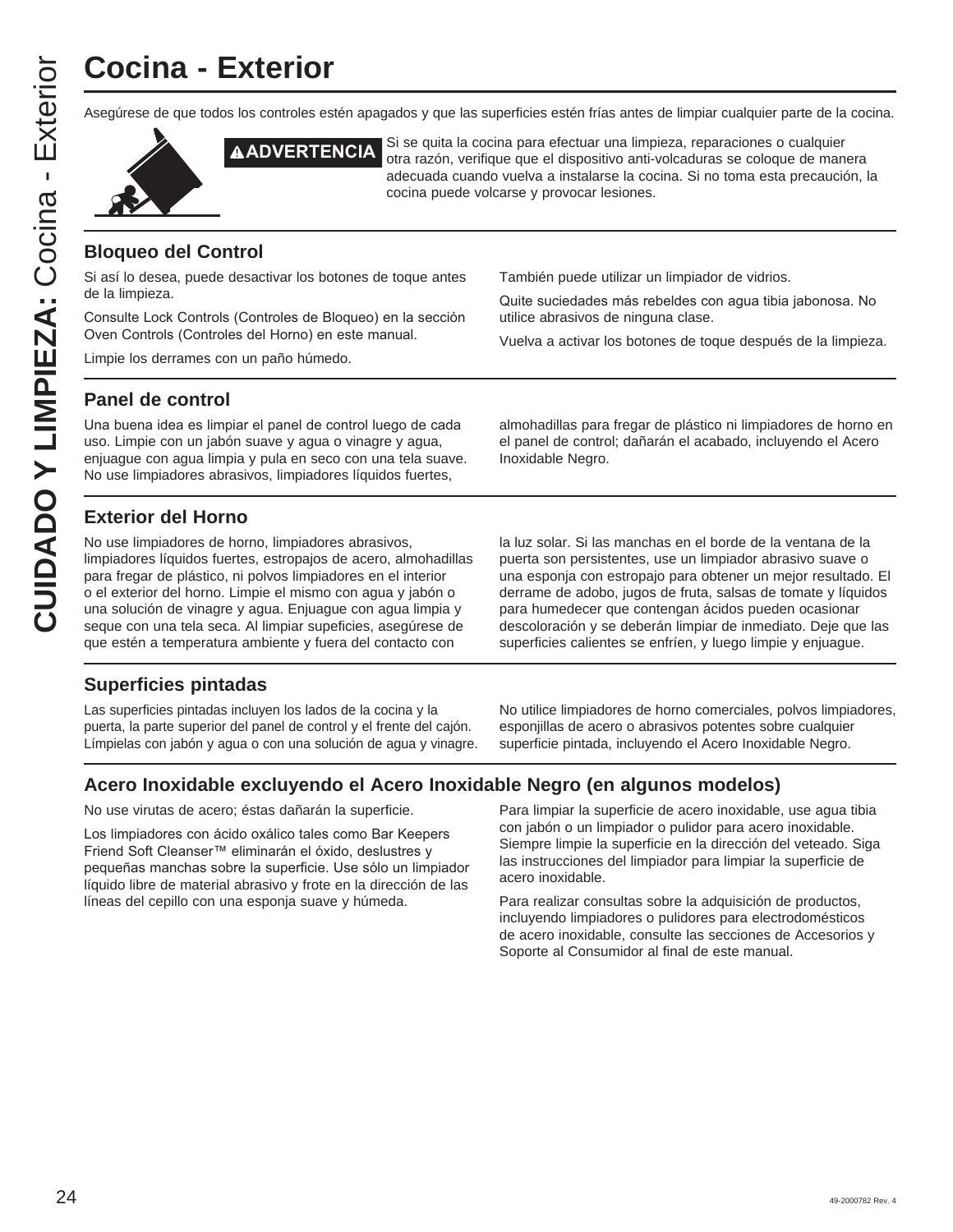# Cocina - Exterior

Asegúrese de que todos los controles estén apagados y que las superficies estén frías antes de limpiar cualquier parte de la cocina.

**⚠ADVERTENCIA** Si se quita la cocina para efectuar una limpieza, reparaciones o cualquier otra razón, verifique que el dispositivo anti-volcaduras se coloque de manera adecuada cuando vuelva a instalarse la cocina. Si no toma esta precaución, la cocina puede volcarse y provocar lesiones.

## Bloqueo del Control

Si así lo desea, puede desactivar los botones de toque antes de la limpieza.

Consulte Lock Controls (Controles de Bloqueo) en la sección Oven Controls (Controles del Horno) en este manual.

Limpie los derrames con un paño húmedo.

También puede utilizar un limpiador de vidrios.

Quite suciedades más rebeldes con agua tibia jabonosa. No utilice abrasivos de ninguna clase.

Vuelva a activar los botones de toque después de la limpieza.

## Panel de control

Una buena idea es limpiar el panel de control luego de cada uso. Limpie con un jabón suave y agua o vinagre y agua, enjuague con agua limpia y pula en seco con una tela suave. No use limpiadores abrasivos, limpiadores líquidos fuertes, almohadillas para fregar de plástico ni limpiadores de horno en el panel de control; dañarán el acabado, incluyendo el Acero Inoxidable Negro.

## Exterior del Horno

No use limpiadores de horno, limpiadores abrasivos, limpiadores líquidos fuertes, estropajos de acero, almohadillas para fregar de plástico, ni polvos limpiadores en el interior o el exterior del horno. Limpie el mismo con agua y jabón o una solución de vinagre y agua. Enjuague con agua limpia y seque con una tela seca. Al limpiar supeficies, asegúrese de que estén a temperatura ambiente y fuera del contacto con la luz solar. Si las manchas en el borde de la ventana de la puerta son persistentes, use un limpiador abrasivo suave o una esponja con estropajo para obtener un mejor resultado. El derrame de adobo, jugos de fruta, salsas de tomate y líquidos para humedecer que contengan ácidos pueden ocasionar descoloración y se deberán limpiar de inmediato. Deje que las superficies calientes se enfríen, y luego limpie y enjuague.

## Superficies pintadas

Las superficies pintadas incluyen los lados de la cocina y la puerta, la parte superior del panel de control y el frente del cajón. Límpielas con jabón y agua o con una solución de agua y vinagre.

No utilice limpiadores de horno comerciales, polvos limpiadores, esponjillas de acero o abrasivos potentes sobre cualquier superficie pintada, incluyendo el Acero Inoxidable Negro.

## Acero Inoxidable excluyendo el Acero Inoxidable Negro (en algunos modelos)

No use virutas de acero; éstas dañarán la superficie.

Los limpiadores con ácido oxálico tales como Bar Keepers Friend Soft Cleanser™ eliminarán el óxido, deslustres y pequeñas manchas sobre la superficie. Use sólo un limpiador líquido libre de material abrasivo y frote en la dirección de las líneas del cepillo con una esponja suave y húmeda.

Para limpiar la superficie de acero inoxidable, use agua tibia con jabón o un limpiador o pulidor para acero inoxidable. Siempre limpie la superficie en la dirección del veteado. Siga las instrucciones del limpiador para limpiar la superficie de acero inoxidable.

Para realizar consultas sobre la adquisición de productos, incluyendo limpiadores o pulidores para electrodomésticos de acero inoxidable, consulte las secciones de Accesorios y Soporte al Consumidor al final de este manual.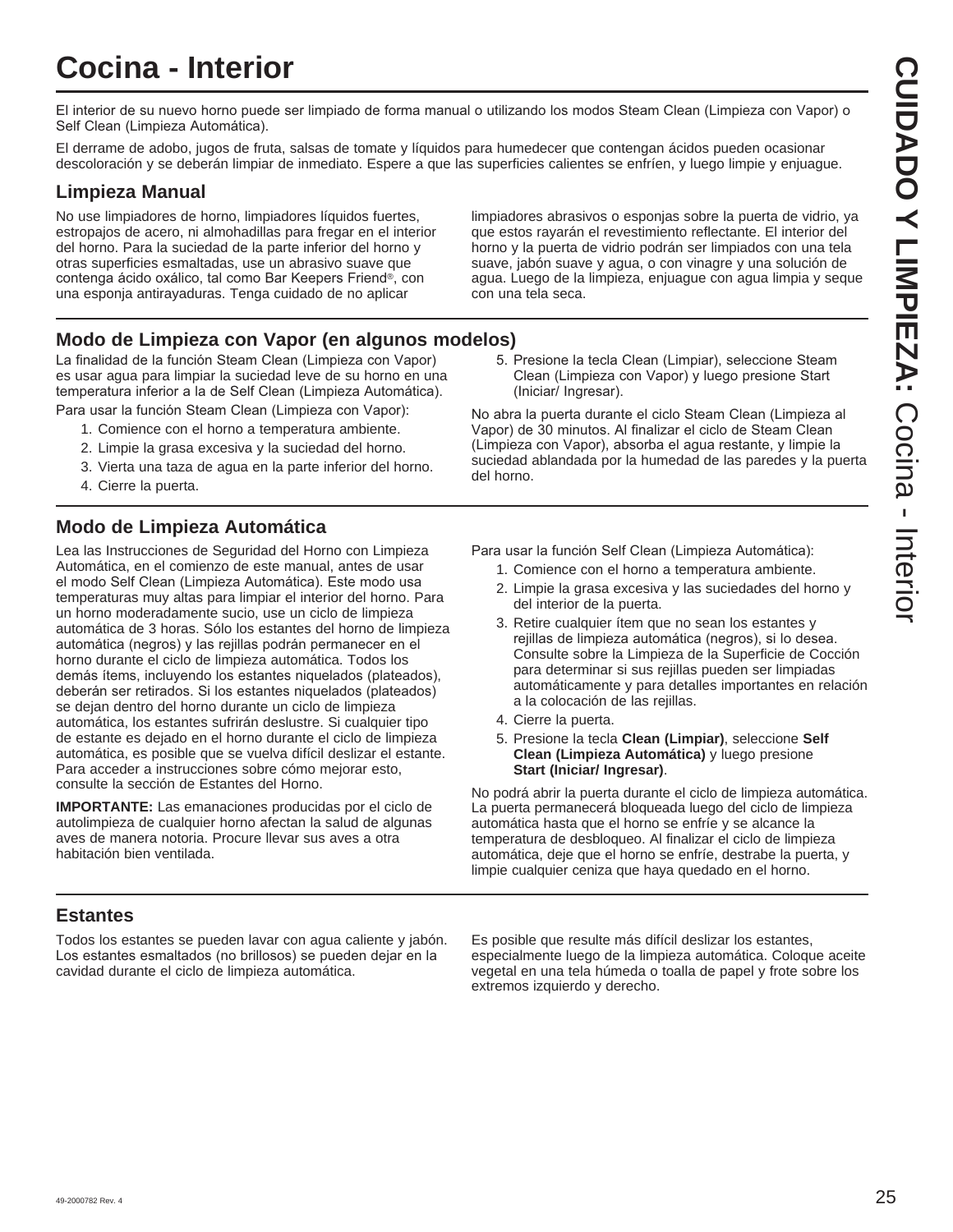# Cocina - Interior

El interior de su nuevo horno puede ser limpiado de forma manual o utilizando los modos Steam Clean (Limpieza con Vapor) o Self Clean (Limpieza Automática).

El derrame de adobo, jugos de fruta, salsas de tomate y líquidos para humedecer que contengan ácidos pueden ocasionar descoloración y se deberán limpiar de inmediato. Espere a que las superficies calientes se enfríen, y luego limpie y enjuague.

## Limpieza Manual

No use limpiadores de horno, limpiadores líquidos fuertes, estropajos de acero, ni almohadillas para fregar en el interior del horno. Para la suciedad de la parte inferior del horno y otras superficies esmaltadas, use un abrasivo suave que contenga ácido oxálico, tal como Bar Keepers Friend®, con una esponja antirayaduras. Tenga cuidado de no aplicar limpiadores abrasivos o esponjas sobre la puerta de vidrio, ya que estos rayarán el revestimiento reflectante. El interior del horno y la puerta de vidrio podrán ser limpiados con una tela suave, jabón suave y agua, o con vinagre y una solución de agua. Luego de la limpieza, enjuague con agua limpia y seque con una tela seca.

## Modo de Limpieza con Vapor (en algunos modelos)

La finalidad de la función Steam Clean (Limpieza con Vapor) es usar agua para limpiar la suciedad leve de su horno en una temperatura inferior a la de Self Clean (Limpieza Automática).

Para usar la función Steam Clean (Limpieza con Vapor):

1. Comience con el horno a temperatura ambiente.
2. Limpie la grasa excesiva y la suciedad del horno.
3. Vierta una taza de agua en la parte inferior del horno.
4. Cierre la puerta.
5. Presione la tecla Clean (Limpiar), seleccione Steam Clean (Limpieza con Vapor) y luego presione Start (Iniciar/ Ingresar).

No abra la puerta durante el ciclo Steam Clean (Limpieza al Vapor) de 30 minutos. Al finalizar el ciclo de Steam Clean (Limpieza con Vapor), absorba el agua restante, y limpie la suciedad ablandada por la humedad de las paredes y la puerta del horno.

## Modo de Limpieza Automática

Lea las Instrucciones de Seguridad del Horno con Limpieza Automática, en el comienzo de este manual, antes de usar el modo Self Clean (Limpieza Automática). Este modo usa temperaturas muy altas para limpiar el interior del horno. Para un horno moderadamente sucio, use un ciclo de limpieza automática de 3 horas. Sólo los estantes del horno de limpieza automática (negros) y las rejillas podrán permanecer en el horno durante el ciclo de limpieza automática. Todos los demás ítems, incluyendo los estantes niquelados (plateados), deberán ser retirados. Si los estantes niquelados (plateados) se dejan dentro del horno durante un ciclo de limpieza automática, los estantes sufrirán deslustre. Si cualquier tipo de estante es dejado en el horno durante el ciclo de limpieza automática, es posible que se vuelva difícil deslizar el estante. Para acceder a instrucciones sobre cómo mejorar esto, consulte la sección de Estantes del Horno.

**IMPORTANTE:** Las emanaciones producidas por el ciclo de autolimpieza de cualquier horno afectan la salud de algunas aves de manera notoria. Procure llevar sus aves a otra habitación bien ventilada.

Para usar la función Self Clean (Limpieza Automática):

1. Comience con el horno a temperatura ambiente.
2. Limpie la grasa excesiva y las suciedades del horno y del interior de la puerta.
3. Retire cualquier ítem que no sean los estantes y rejillas de limpieza automática (negros), si lo desea. Consulte sobre la Limpieza de la Superficie de Cocción para determinar si sus rejillas pueden ser limpiadas automáticamente y para detalles importantes en relación a la colocación de las rejillas.
4. Cierre la puerta.
5. Presione la tecla **Clean (Limpiar)**, seleccione **Self Clean (Limpieza Automática)** y luego presione **Start (Iniciar/ Ingresar)**.

No podrá abrir la puerta durante el ciclo de limpieza automática. La puerta permanecerá bloqueada luego del ciclo de limpieza automática hasta que el horno se enfríe y se alcance la temperatura de desbloqueo. Al finalizar el ciclo de limpieza automática, deje que el horno se enfríe, destrabe la puerta, y limpie cualquier ceniza que haya quedado en el horno.

## Estantes

Todos los estantes se pueden lavar con agua caliente y jabón. Los estantes esmaltados (no brillosos) se pueden dejar en la cavidad durante el ciclo de limpieza automática.

Es posible que resulte más difícil deslizar los estantes, especialmente luego de la limpieza automática. Coloque aceite vegetal en una tela húmeda o toalla de papel y frote sobre los extremos izquierdo y derecho.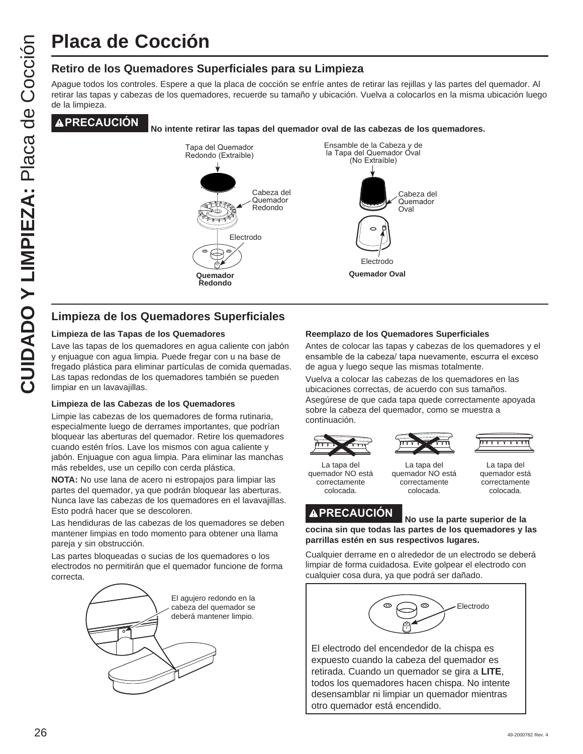# Placa de Cocción

## Retiro de los Quemadores Superficiales para su Limpieza

Apague todos los controles. Espere a que la placa de cocción se enfríe antes de retirar las rejillas y las partes del quemador. Al retirar las tapas y cabezas de los quemadores, recuerde su tamaño y ubicación. Vuelva a colocarlos en la misma ubicación luego de la limpieza.

**⚠PRECAUCIÓN** **No intente retirar las tapas del quemador oval de las cabezas de los quemadores.**

Tapa del Quemador Redondo (Extraíble)

Cabeza del Quemador Redondo

Electrodo

**Quemador Redondo**

Ensamble de la Cabeza y de la Tapa del Quemador Oval (No Extraíble)

Cabeza del Quemador Oval

Electrodo

**Quemador Oval**

## Limpieza de los Quemadores Superficiales

**Limpieza de las Tapas de los Quemadores**

Lave las tapas de los quemadores en agua caliente con jabón y enjuague con agua limpia. Puede fregar con u na base de fregado plástica para eliminar partículas de comida quemadas. Las tapas redondas de los quemadores también se pueden limpiar en un lavavajillas.

**Limpieza de las Cabezas de los Quemadores**

Limpie las cabezas de los quemadores de forma rutinaria, especialmente luego de derrames importantes, que podrían bloquear las aberturas del quemador. Retire los quemadores cuando estén fríos. Lave los mismos con agua caliente y jabón. Enjuague con agua limpia. Para eliminar las manchas más rebeldes, use un cepillo con cerda plástica.

**NOTA:** No use lana de acero ni estropajos para limpiar las partes del quemador, ya que podrán bloquear las aberturas. Nunca lave las cabezas de los quemadores en el lavavajillas. Esto podrá hacer que se descoloren.

Las hendiduras de las cabezas de los quemadores se deben mantener limpias en todo momento para obtener una llama pareja y sin obstrucción.

Las partes bloqueadas o sucias de los quemadores o los electrodos no permitirán que el quemador funcione de forma correcta.

El agujero redondo en la cabeza del quemador se deberá mantener limpio.

**Reemplazo de los Quemadores Superficiales**

Antes de colocar las tapas y cabezas de los quemadores y el ensamble de la cabeza/ tapa nuevamente, escurra el exceso de agua y luego seque las mismas totalmente.

Vuelva a colocar las cabezas de los quemadores en las ubicaciones correctas, de acuerdo con sus tamaños. Asegúrese de que cada tapa quede correctamente apoyada sobre la cabeza del quemador, como se muestra a continuación.

La tapa del quemador NO está correctamente colocada.

La tapa del quemador NO está correctamente colocada.

La tapa del quemador está correctamente colocada.

**⚠PRECAUCIÓN** **No use la parte superior de la cocina sin que todas las partes de los quemadores y las parrillas estén en sus respectivos lugares.**

Cualquier derrame en o alrededor de un electrodo se deberá limpiar de forma cuidadosa. Evite golpear el electrodo con cualquier cosa dura, ya que podrá ser dañado.

Electrodo

El electrodo del encendedor de la chispa es expuesto cuando la cabeza del quemador es retirada. Cuando un quemador se gira a **LITE**, todos los quemadores hacen chispa. No intente desensamblar ni limpiar un quemador mientras otro quemador está encendido.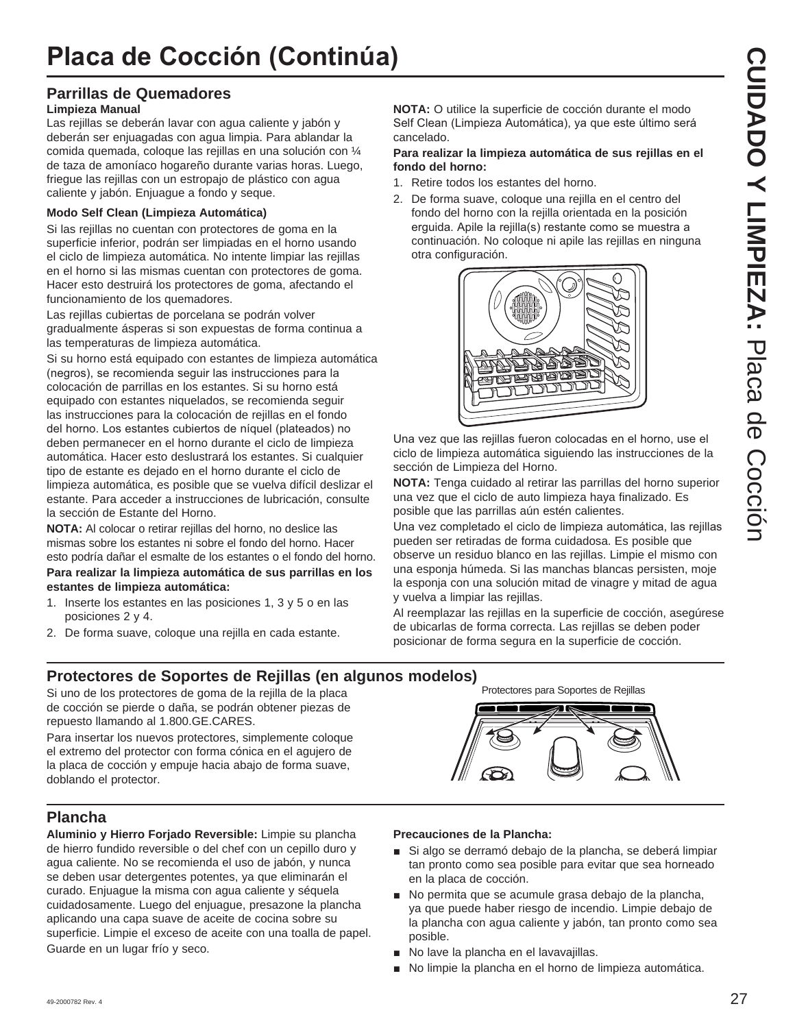# Placa de Cocción (Continúa)

## Parrillas de Quemadores

**Limpieza Manual**

Las rejillas se deberán lavar con agua caliente y jabón y deberán ser enjuagadas con agua limpia. Para ablandar la comida quemada, coloque las rejillas en una solución con ¼ de taza de amoníaco hogareño durante varias horas. Luego, friegue las rejillas con un estropajo de plástico con agua caliente y jabón. Enjuague a fondo y seque.

**Modo Self Clean (Limpieza Automática)**

Si las rejillas no cuentan con protectores de goma en la superficie inferior, podrán ser limpiadas en el horno usando el ciclo de limpieza automática. No intente limpiar las rejillas en el horno si las mismas cuentan con protectores de goma. Hacer esto destruirá los protectores de goma, afectando el funcionamiento de los quemadores.

Las rejillas cubiertas de porcelana se podrán volver gradualmente ásperas si son expuestas de forma continua a las temperaturas de limpieza automática.

Si su horno está equipado con estantes de limpieza automática (negros), se recomienda seguir las instrucciones para la colocación de parrillas en los estantes. Si su horno está equipado con estantes niquelados, se recomienda seguir las instrucciones para la colocación de rejillas en el fondo del horno. Los estantes cubiertos de níquel (plateados) no deben permanecer en el horno durante el ciclo de limpieza automática. Hacer esto deslustrará los estantes. Si cualquier tipo de estante es dejado en el horno durante el ciclo de limpieza automática, es posible que se vuelva difícil deslizar el estante. Para acceder a instrucciones de lubricación, consulte la sección de Estante del Horno.

**NOTA:** Al colocar o retirar rejillas del horno, no deslice las mismas sobre los estantes ni sobre el fondo del horno. Hacer esto podría dañar el esmalte de los estantes o el fondo del horno.

**Para realizar la limpieza automática de sus parrillas en los estantes de limpieza automática:**

1. Inserte los estantes en las posiciones 1, 3 y 5 o en las posiciones 2 y 4.
2. De forma suave, coloque una rejilla en cada estante.

**NOTA:** O utilice la superficie de cocción durante el modo Self Clean (Limpieza Automática), ya que este último será cancelado.

**Para realizar la limpieza automática de sus rejillas en el fondo del horno:**

1. Retire todos los estantes del horno.
2. De forma suave, coloque una rejilla en el centro del fondo del horno con la rejilla orientada en la posición erguida. Apile la rejilla(s) restante como se muestra a continuación. No coloque ni apile las rejillas en ninguna otra configuración.

Una vez que las rejillas fueron colocadas en el horno, use el ciclo de limpieza automática siguiendo las instrucciones de la sección de Limpieza del Horno.

**NOTA:** Tenga cuidado al retirar las parrillas del horno superior una vez que el ciclo de auto limpieza haya finalizado. Es posible que las parrillas aún estén calientes.

Una vez completado el ciclo de limpieza automática, las rejillas pueden ser retiradas de forma cuidadosa. Es posible que observe un residuo blanco en las rejillas. Limpie el mismo con una esponja húmeda. Si las manchas blancas persisten, moje la esponja con una solución mitad de vinagre y mitad de agua y vuelva a limpiar las rejillas.

Al reemplazar las rejillas en la superficie de cocción, asegúrese de ubicarlas de forma correcta. Las rejillas se deben poder posicionar de forma segura en la superficie de cocción.

## Protectores de Soportes de Rejillas (en algunos modelos)

Si uno de los protectores de goma de la rejilla de la placa de cocción se pierde o daña, se podrán obtener piezas de repuesto llamando al 1.800.GE.CARES.

Para insertar los nuevos protectores, simplemente coloque el extremo del protector con forma cónica en el agujero de la placa de cocción y empuje hacia abajo de forma suave, doblando el protector.

Protectores para Soportes de Rejillas

## Plancha

**Aluminio y Hierro Forjado Reversible:** Limpie su plancha de hierro fundido reversible o del chef con un cepillo duro y agua caliente. No se recomienda el uso de jabón, y nunca se deben usar detergentes potentes, ya que eliminarán el curado. Enjuague la misma con agua caliente y séquela cuidadosamente. Luego del enjuague, presazone la plancha aplicando una capa suave de aceite de cocina sobre su superficie. Limpie el exceso de aceite con una toalla de papel. Guarde en un lugar frío y seco.

**Precauciones de la Plancha:**

- Si algo se derramó debajo de la plancha, se deberá limpiar tan pronto como sea posible para evitar que sea horneado en la placa de cocción.
- No permita que se acumule grasa debajo de la plancha, ya que puede haber riesgo de incendio. Limpie debajo de la plancha con agua caliente y jabón, tan pronto como sea posible.
- No lave la plancha en el lavavajillas.
- No limpie la plancha en el horno de limpieza automática.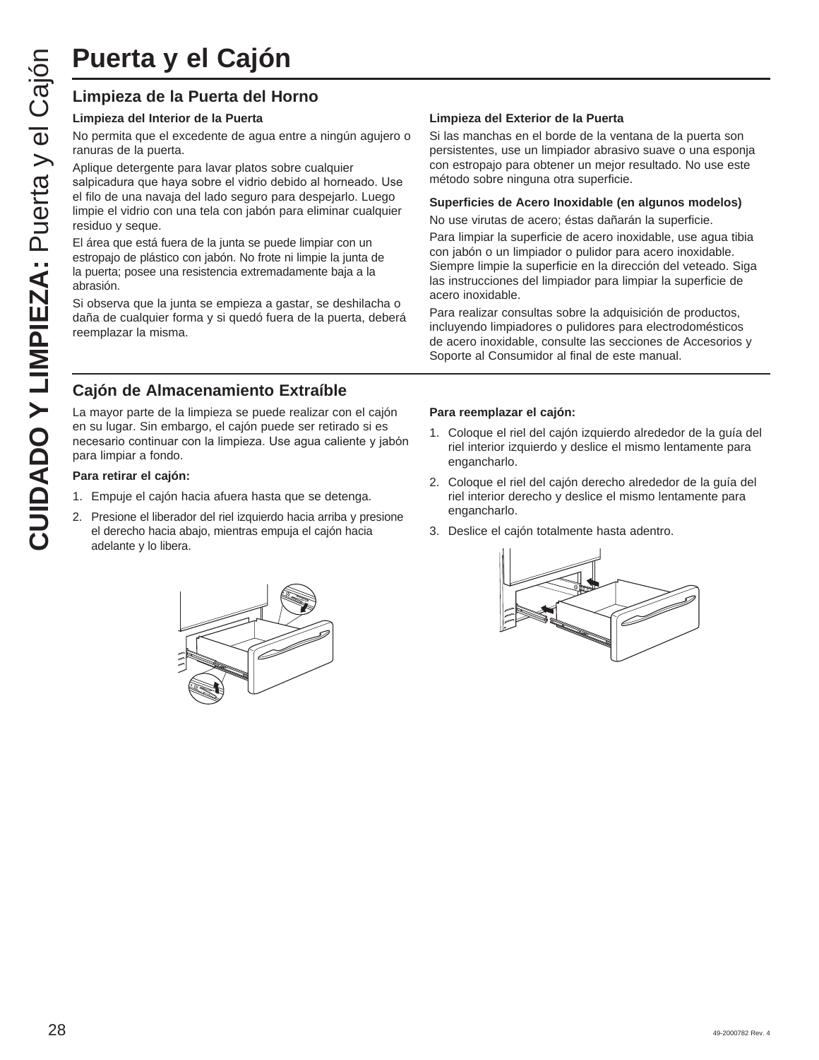# Puerta y el Cajón

## Limpieza de la Puerta del Horno

**Limpieza del Interior de la Puerta**

No permita que el excedente de agua entre a ningún agujero o ranuras de la puerta.

Aplique detergente para lavar platos sobre cualquier salpicadura que haya sobre el vidrio debido al horneado. Use el filo de una navaja del lado seguro para despejarlo. Luego limpie el vidrio con una tela con jabón para eliminar cualquier residuo y seque.

El área que está fuera de la junta se puede limpiar con un estropajo de plástico con jabón. No frote ni limpie la junta de la puerta; posee una resistencia extremadamente baja a la abrasión.

Si observa que la junta se empieza a gastar, se deshilacha o daña de cualquier forma y si quedó fuera de la puerta, deberá reemplazar la misma.

**Limpieza del Exterior de la Puerta**

Si las manchas en el borde de la ventana de la puerta son persistentes, use un limpiador abrasivo suave o una esponja con estropajo para obtener un mejor resultado. No use este método sobre ninguna otra superficie.

**Superficies de Acero Inoxidable (en algunos modelos)**

No use virutas de acero; éstas dañarán la superficie.

Para limpiar la superficie de acero inoxidable, use agua tibia con jabón o un limpiador o pulidor para acero inoxidable. Siempre limpie la superficie en la dirección del veteado. Siga las instrucciones del limpiador para limpiar la superficie de acero inoxidable.

Para realizar consultas sobre la adquisición de productos, incluyendo limpiadores o pulidores para electrodomésticos de acero inoxidable, consulte las secciones de Accesorios y Soporte al Consumidor al final de este manual.

## Cajón de Almacenamiento Extraíble

La mayor parte de la limpieza se puede realizar con el cajón en su lugar. Sin embargo, el cajón puede ser retirado si es necesario continuar con la limpieza. Use agua caliente y jabón para limpiar a fondo.

**Para retirar el cajón:**

1. Empuje el cajón hacia afuera hasta que se detenga.
2. Presione el liberador del riel izquierdo hacia arriba y presione el derecho hacia abajo, mientras empuja el cajón hacia adelante y lo libera.

**Para reemplazar el cajón:**

1. Coloque el riel del cajón izquierdo alrededor de la guía del riel interior izquierdo y deslice el mismo lentamente para engancharlo.
2. Coloque el riel del cajón derecho alrededor de la guía del riel interior derecho y deslice el mismo lentamente para engancharlo.
3. Deslice el cajón totalmente hasta adentro.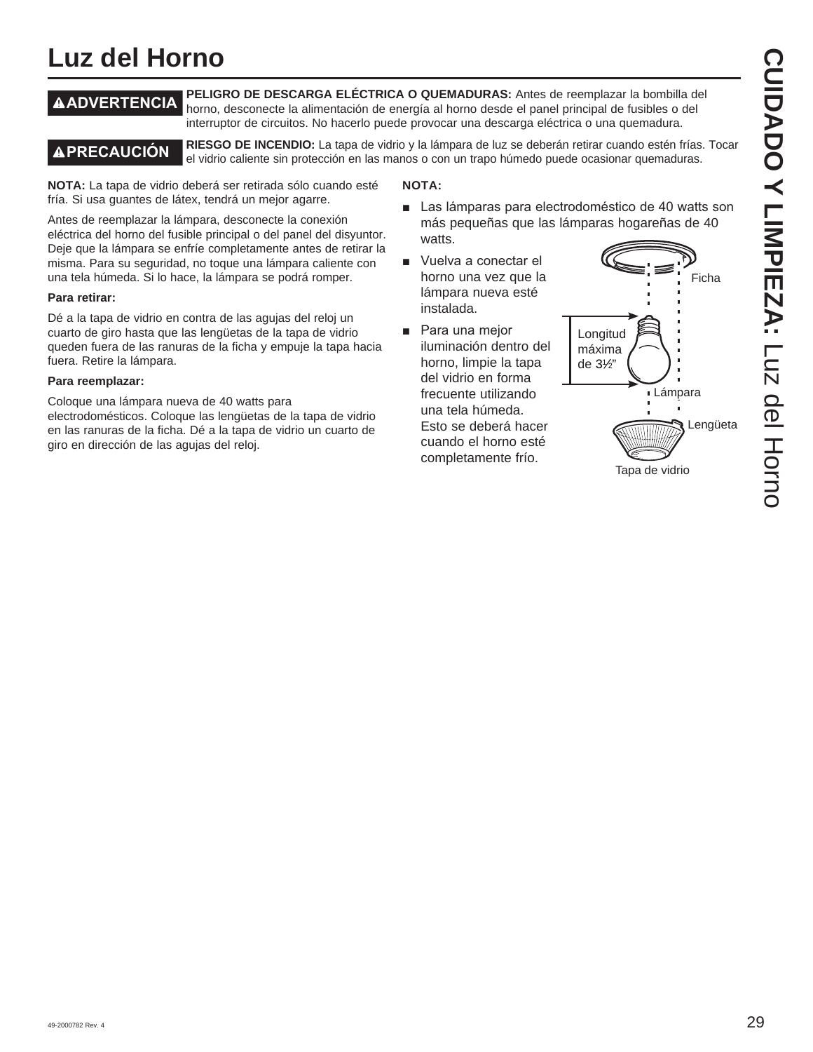# Luz del Horno

**⚠ADVERTENCIA** **PELIGRO DE DESCARGA ELÉCTRICA O QUEMADURAS:** Antes de reemplazar la bombilla del horno, desconecte la alimentación de energía al horno desde el panel principal de fusibles o del interruptor de circuitos. No hacerlo puede provocar una descarga eléctrica o una quemadura.

**⚠PRECAUCIÓN** **RIESGO DE INCENDIO:** La tapa de vidrio y la lámpara de luz se deberán retirar cuando estén frías. Tocar el vidrio caliente sin protección en las manos o con un trapo húmedo puede ocasionar quemaduras.

**NOTA:** La tapa de vidrio deberá ser retirada sólo cuando esté fría. Si usa guantes de látex, tendrá un mejor agarre.

Antes de reemplazar la lámpara, desconecte la conexión eléctrica del horno del fusible principal o del panel del disyuntor. Deje que la lámpara se enfríe completamente antes de retirar la misma. Para su seguridad, no toque una lámpara caliente con una tela húmeda. Si lo hace, la lámpara se podrá romper.

**Para retirar:**

Dé a la tapa de vidrio en contra de las agujas del reloj un cuarto de giro hasta que las lengüetas de la tapa de vidrio queden fuera de las ranuras de la ficha y empuje la tapa hacia fuera. Retire la lámpara.

**Para reemplazar:**

Coloque una lámpara nueva de 40 watts para electrodomésticos. Coloque las lengüetas de la tapa de vidrio en las ranuras de la ficha. Dé a la tapa de vidrio un cuarto de giro en dirección de las agujas del reloj.

**NOTA:**

- Las lámparas para electrodoméstico de 40 watts son más pequeñas que las lámparas hogareñas de 40 watts.
- Vuelva a conectar el horno una vez que la lámpara nueva esté instalada.
- Para una mejor iluminación dentro del horno, limpie la tapa del vidrio en forma frecuente utilizando una tela húmeda. Esto se deberá hacer cuando el horno esté completamente frío.

Ficha

Longitud máxima de 3½"

Lámpara

Lengüeta

Tapa de vidrio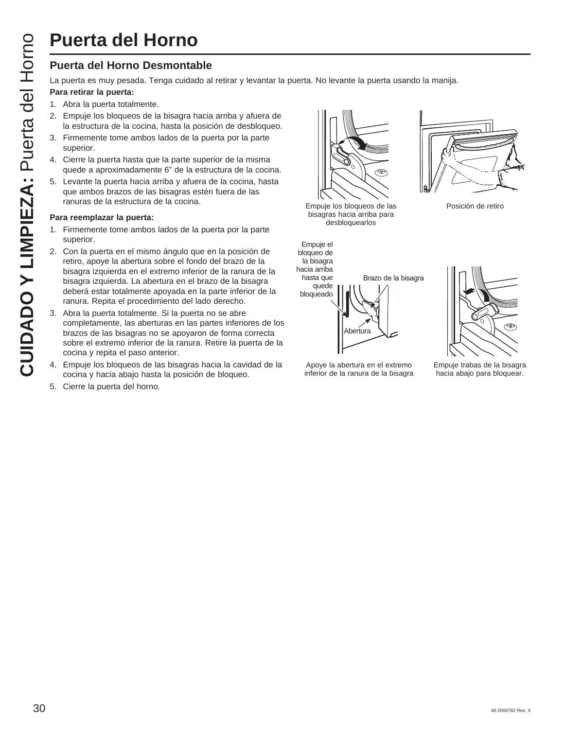# Puerta del Horno

## Puerta del Horno Desmontable

La puerta es muy pesada. Tenga cuidado al retirar y levantar la puerta. No levante la puerta usando la manija.

**Para retirar la puerta:**

1. Abra la puerta totalmente.
2. Empuje los bloqueos de la bisagra hacia arriba y afuera de la estructura de la cocina, hasta la posición de desbloqueo.
3. Firmemente tome ambos lados de la puerta por la parte superior.
4. Cierre la puerta hasta que la parte superior de la misma quede a aproximadamente 6" de la estructura de la cocina.
5. Levante la puerta hacia arriba y afuera de la cocina, hasta que ambos brazos de las bisagras estén fuera de las ranuras de la estructura de la cocina.

**Para reemplazar la puerta:**

1. Firmemente tome ambos lados de la puerta por la parte superior.
2. Con la puerta en el mismo ángulo que en la posición de retiro, apoye la abertura sobre el fondo del brazo de la bisagra izquierda en el extremo inferior de la ranura de la bisagra izquierda. La abertura en el brazo de la bisagra deberá estar totalmente apoyada en la parte inferior de la ranura. Repita el procedimiento del lado derecho.
3. Abra la puerta totalmente. Si la puerta no se abre completamente, las aberturas en las partes inferiores de los brazos de las bisagras no se apoyaron de forma correcta sobre el extremo inferior de la ranura. Retire la puerta de la cocina y repita el paso anterior.
4. Empuje los bloqueos de las bisagras hacia la cavidad de la cocina y hacia abajo hasta la posición de bloqueo.
5. Cierre la puerta del horno.

Empuje los bloqueos de las bisagras hacia arriba para desbloquearlos

Posición de retiro

Empuje el bloqueo de la bisagra hacia arriba hasta que quede bloqueado

Brazo de la bisagra

Abertura

Apoye la abertura en el extremo inferior de la ranura de la bisagra

Empuje trabas de la bisagra hacia abajo para bloquear.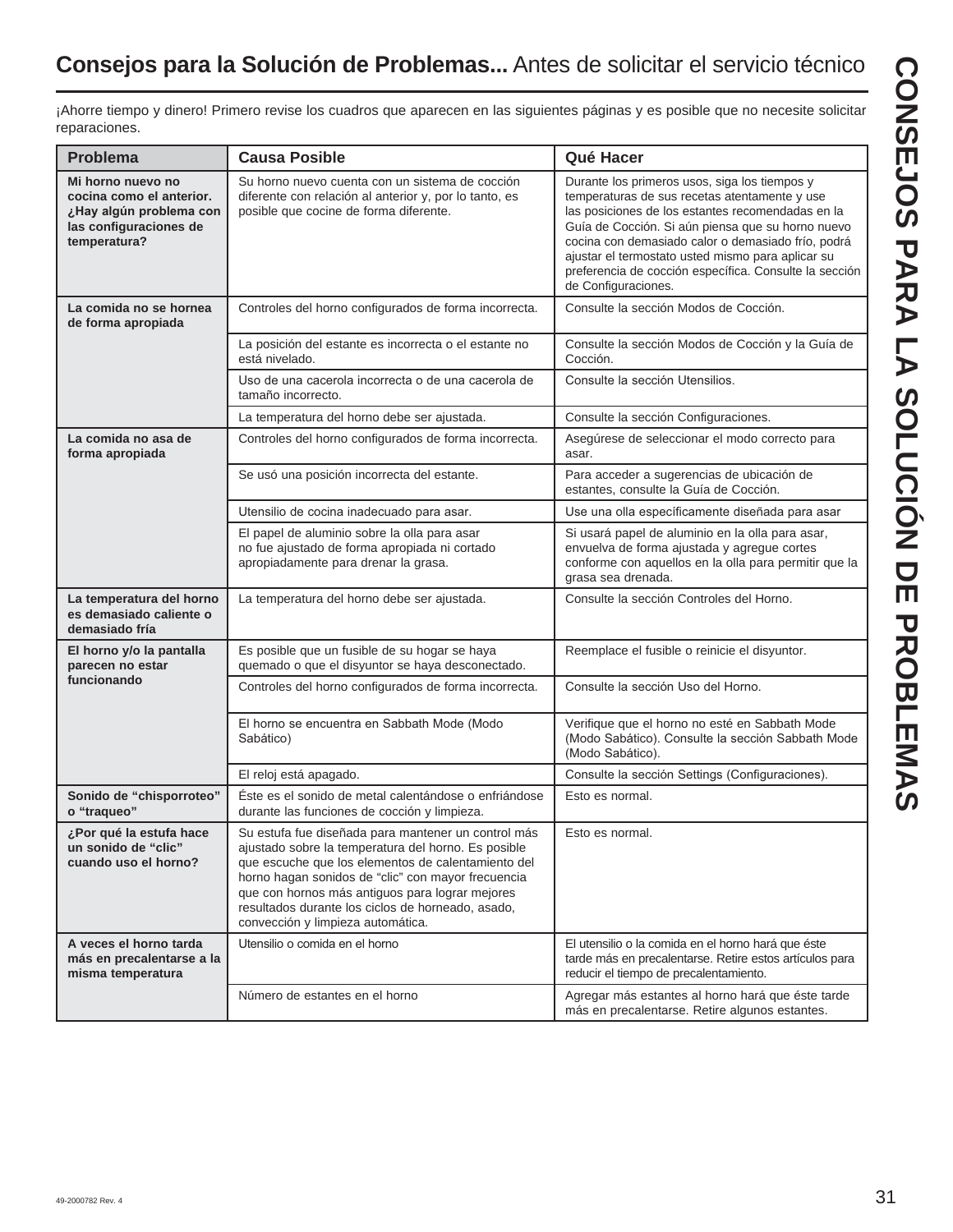## **Consejos para la Solución de Problemas...** Antes de solicitar el servicio técnico

¡Ahorre tiempo y dinero! Primero revise los cuadros que aparecen en las siguientes páginas y es posible que no necesite solicitar reparaciones.

| Problema | Causa Posible | Qué Hacer |
|---|---|---|
| **Mi horno nuevo no cocina como el anterior. ¿Hay algún problema con las configuraciones de temperatura?** | Su horno nuevo cuenta con un sistema de cocción diferente con relación al anterior y, por lo tanto, es posible que cocine de forma diferente. | Durante los primeros usos, siga los tiempos y temperaturas de sus recetas atentamente y use las posiciones de los estantes recomendadas en la Guía de Cocción. Si aún piensa que su horno nuevo cocina con demasiado calor o demasiado frío, podrá ajustar el termostato usted mismo para aplicar su preferencia de cocción específica. Consulte la sección de Configuraciones. |
| **La comida no se hornea de forma apropiada** | Controles del horno configurados de forma incorrecta. | Consulte la sección Modos de Cocción. |
| | La posición del estante es incorrecta o el estante no está nivelado. | Consulte la sección Modos de Cocción y la Guía de Cocción. |
| | Uso de una cacerola incorrecta o de una cacerola de tamaño incorrecto. | Consulte la sección Utensilios. |
| | La temperatura del horno debe ser ajustada. | Consulte la sección Configuraciones. |
| **La comida no asa de forma apropiada** | Controles del horno configurados de forma incorrecta. | Asegúrese de seleccionar el modo correcto para asar. |
| | Se usó una posición incorrecta del estante. | Para acceder a sugerencias de ubicación de estantes, consulte la Guía de Cocción. |
| | Utensilio de cocina inadecuado para asar. | Use una olla específicamente diseñada para asar |
| | El papel de aluminio sobre la olla para asar no fue ajustado de forma apropiada ni cortado apropiadamente para drenar la grasa. | Si usará papel de aluminio en la olla para asar, envuelva de forma ajustada y agregue cortes conforme con aquellos en la olla para permitir que la grasa sea drenada. |
| **La temperatura del horno es demasiado caliente o demasiado fría** | La temperatura del horno debe ser ajustada. | Consulte la sección Controles del Horno. |
| **El horno y/o la pantalla parecen no estar funcionando** | Es posible que un fusible de su hogar se haya quemado o que el disyuntor se haya desconectado. | Reemplace el fusible o reinicie el disyuntor. |
| | Controles del horno configurados de forma incorrecta. | Consulte la sección Uso del Horno. |
| | El horno se encuentra en Sabbath Mode (Modo Sabático) | Verifique que el horno no esté en Sabbath Mode (Modo Sabático). Consulte la sección Sabbath Mode (Modo Sabático). |
| | El reloj está apagado. | Consulte la sección Settings (Configuraciones). |
| **Sonido de “chisporroteo” o “traqueo”** | Éste es el sonido de metal calentándose o enfriándose durante las funciones de cocción y limpieza. | Esto es normal. |
| **¿Por qué la estufa hace un sonido de “clic” cuando uso el horno?** | Su estufa fue diseñada para mantener un control más ajustado sobre la temperatura del horno. Es posible que escuche que los elementos de calentamiento del horno hagan sonidos de “clic” con mayor frecuencia que con hornos más antiguos para lograr mejores resultados durante los ciclos de horneado, asado, convección y limpieza automática. | Esto es normal. |
| **A veces el horno tarda más en precalentarse a la misma temperatura** | Utensilio o comida en el horno | El utensilio o la comida en el horno hará que éste tarde más en precalentarse. Retire estos artículos para reducir el tiempo de precalentamiento. |
| | Número de estantes en el horno | Agregar más estantes al horno hará que éste tarde más en precalentarse. Retire algunos estantes. |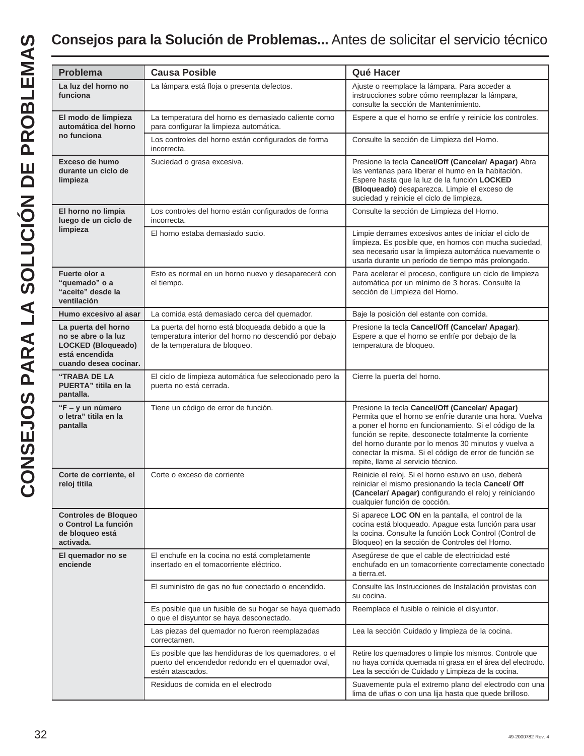# Consejos para la Solución de Problemas... Antes de solicitar el servicio técnico

| Problema | Causa Posible | Qué Hacer |
|---|---|---|
| **La luz del horno no funciona** | La lámpara está floja o presenta defectos. | Ajuste o reemplace la lámpara. Para acceder a instrucciones sobre cómo reemplazar la lámpara, consulte la sección de Mantenimiento. |
| **El modo de limpieza automática del horno no funciona** | La temperatura del horno es demasiado caliente como para configurar la limpieza automática. | Espere a que el horno se enfríe y reinicie los controles. |
| | Los controles del horno están configurados de forma incorrecta. | Consulte la sección de Limpieza del Horno. |
| **Exceso de humo durante un ciclo de limpieza** | Suciedad o grasa excesiva. | Presione la tecla **Cancel/Off (Cancelar/ Apagar)** Abra las ventanas para liberar el humo en la habitación. Espere hasta que la luz de la función **LOCKED (Bloqueado)** desaparezca. Limpie el exceso de suciedad y reinicie el ciclo de limpieza. |
| **El horno no limpia luego de un ciclo de limpieza** | Los controles del horno están configurados de forma incorrecta. | Consulte la sección de Limpieza del Horno. |
| | El horno estaba demasiado sucio. | Limpie derrames excesivos antes de iniciar el ciclo de limpieza. Es posible que, en hornos con mucha suciedad, sea necesario usar la limpieza automática nuevamente o usarla durante un período de tiempo más prolongado. |
| **Fuerte olor a “quemado” o a “aceite” desde la ventilación** | Esto es normal en un horno nuevo y desaparecerá con el tiempo. | Para acelerar el proceso, configure un ciclo de limpieza automática por un mínimo de 3 horas. Consulte la sección de Limpieza del Horno. |
| **Humo excesivo al asar** | La comida está demasiado cerca del quemador. | Baje la posición del estante con comida. |
| **La puerta del horno no se abre o la luz LOCKED (Bloqueado) está encendida cuando desea cocinar.** | La puerta del horno está bloqueada debido a que la temperatura interior del horno no descendió por debajo de la temperatura de bloqueo. | Presione la tecla **Cancel/Off (Cancelar/ Apagar)**. Espere a que el horno se enfríe por debajo de la temperatura de bloqueo. |
| **“TRABA DE LA PUERTA” titila en la pantalla.** | El ciclo de limpieza automática fue seleccionado pero la puerta no está cerrada. | Cierre la puerta del horno. |
| **“F – y un número o letra” titila en la pantalla** | Tiene un código de error de función. | Presione la tecla **Cancel/Off (Cancelar/ Apagar)** Permita que el horno se enfríe durante una hora. Vuelva a poner el horno en funcionamiento. Si el código de la función se repite, desconecte totalmente la corriente del horno durante por lo menos 30 minutos y vuelva a conectar la misma. Si el código de error de función se repite, llame al servicio técnico. |
| **Corte de corriente, el reloj titila** | Corte o exceso de corriente | Reinicie el reloj. Si el horno estuvo en uso, deberá reiniciar el mismo presionando la tecla **Cancel/ Off (Cancelar/ Apagar)** configurando el reloj y reiniciando cualquier función de cocción. |
| **Controles de Bloqueo o Control La función de bloqueo está activada.** | | Si aparece **LOC ON** en la pantalla, el control de la cocina está bloqueado. Apague esta función para usar la cocina. Consulte la función Lock Control (Control de Bloqueo) en la sección de Controles del Horno. |
| **El quemador no se enciende** | El enchufe en la cocina no está completamente insertado en el tomacorriente eléctrico. | Asegúrese de que el cable de electricidad esté enchufado en un tomacorriente correctamente conectado a tierra.et. |
| | El suministro de gas no fue conectado o encendido. | Consulte las Instrucciones de Instalación provistas con su cocina. |
| | Es posible que un fusible de su hogar se haya quemado o que el disyuntor se haya desconectado. | Reemplace el fusible o reinicie el disyuntor. |
| | Las piezas del quemador no fueron reemplazadas correctamen. | Lea la sección Cuidado y limpieza de la cocina. |
| | Es posible que las hendiduras de los quemadores, o el puerto del encendedor redondo en el quemador oval, estén atascados. | Retire los quemadores o limpie los mismos. Controle que no haya comida quemada ni grasa en el área del electrodo. Lea la sección de Cuidado y Limpieza de la cocina. |
| | Residuos de comida en el electrodo | Suavemente pula el extremo plano del electrodo con una lima de uñas o con una lija hasta que quede brilloso. |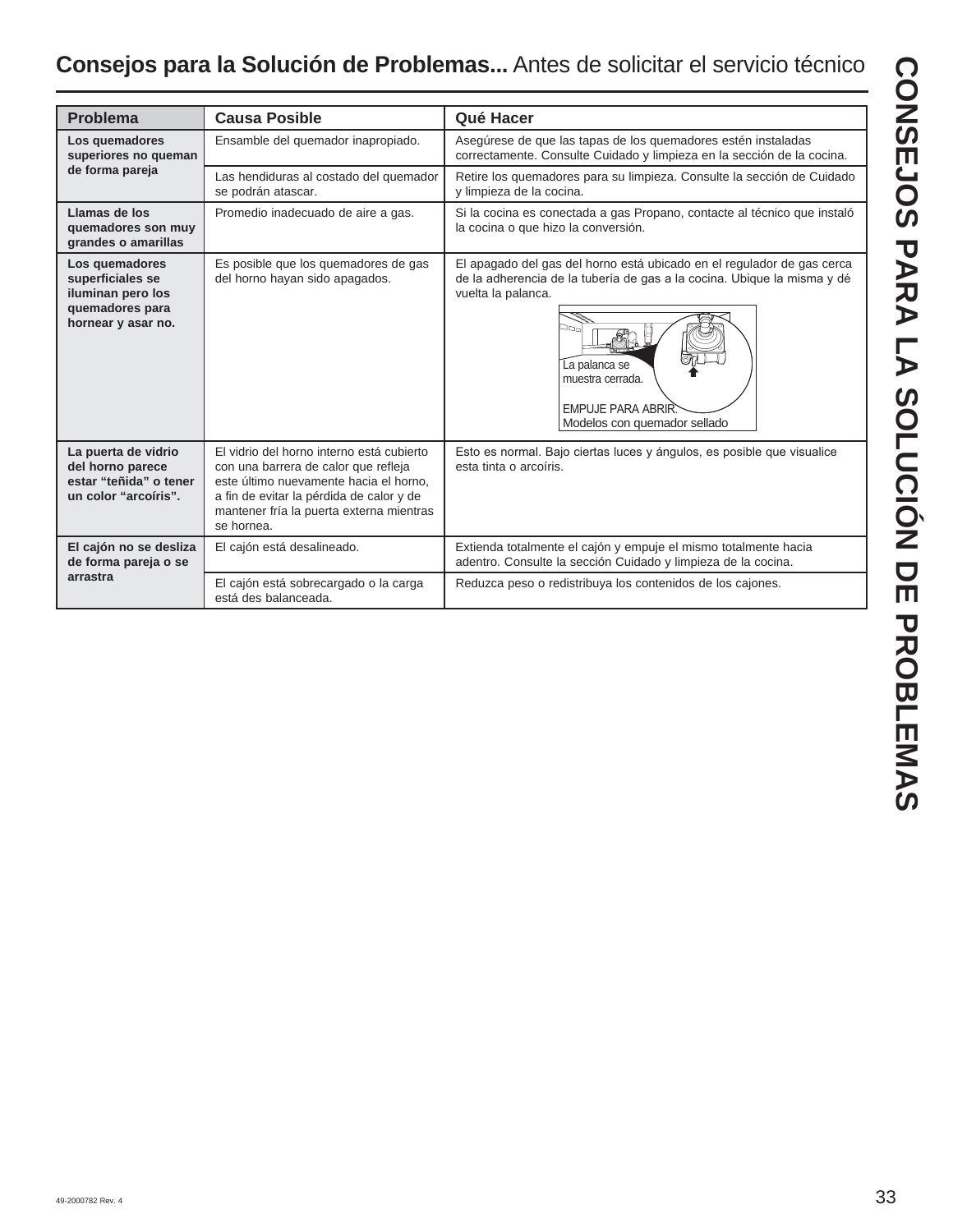## **Consejos para la Solución de Problemas...** Antes de solicitar el servicio técnico

| Problema | Causa Posible | Qué Hacer |
|---|---|---|
| **Los quemadores superiores no queman de forma pareja** | Ensamble del quemador inapropiado. | Asegúrese de que las tapas de los quemadores estén instaladas correctamente. Consulte Cuidado y limpieza en la sección de la cocina. |
| | Las hendiduras al costado del quemador se podrán atascar. | Retire los quemadores para su limpieza. Consulte la sección de Cuidado y limpieza de la cocina. |
| **Llamas de los quemadores son muy grandes o amarillas** | Promedio inadecuado de aire a gas. | Si la cocina es conectada a gas Propano, contacte al técnico que instaló la cocina o que hizo la conversión. |
| **Los quemadores superficiales se iluminan pero los quemadores para hornear y asar no.** | Es posible que los quemadores de gas del horno hayan sido apagados. | El apagado del gas del horno está ubicado en el regulador de gas cerca de la adherencia de la tubería de gas a la cocina. Ubique la misma y dé vuelta la palanca. La palanca se muestra cerrada. EMPUJE PARA ABRIR. Modelos con quemador sellado |
| **La puerta de vidrio del horno parece estar "teñida" o tener un color "arcoíris".** | El vidrio del horno interno está cubierto con una barrera de calor que refleja este último nuevamente hacia el horno, a fin de evitar la pérdida de calor y de mantener fría la puerta externa mientras se hornea. | Esto es normal. Bajo ciertas luces y ángulos, es posible que visualice esta tinta o arcoíris. |
| **El cajón no se desliza de forma pareja o se arrastra** | El cajón está desalineado. | Extienda totalmente el cajón y empuje el mismo totalmente hacia adentro. Consulte la sección Cuidado y limpieza de la cocina. |
| | El cajón está sobrecargado o la carga está des balanceada. | Reduzca peso o redistribuya los contenidos de los cajones. |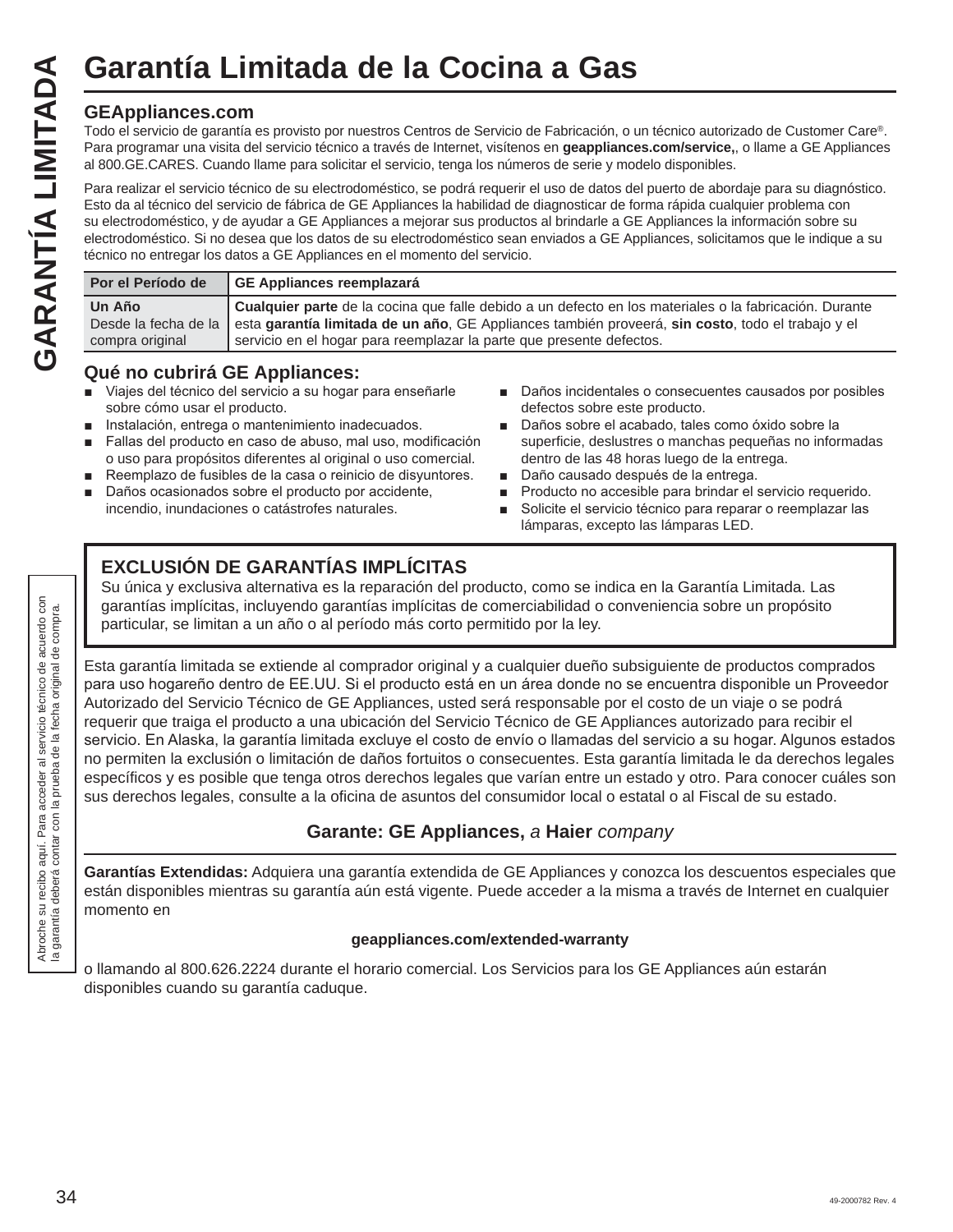# Garantía Limitada de la Cocina a Gas

## GEAppliances.com

Todo el servicio de garantía es provisto por nuestros Centros de Servicio de Fabricación, o un técnico autorizado de Customer Care®. Para programar una visita del servicio técnico a través de Internet, visítenos en **geappliances.com/service,**, o llame a GE Appliances al 800.GE.CARES. Cuando llame para solicitar el servicio, tenga los números de serie y modelo disponibles.

Para realizar el servicio técnico de su electrodoméstico, se podrá requerir el uso de datos del puerto de abordaje para su diagnóstico. Esto da al técnico del servicio de fábrica de GE Appliances la habilidad de diagnosticar de forma rápida cualquier problema con su electrodoméstico, y de ayudar a GE Appliances a mejorar sus productos al brindarle a GE Appliances la información sobre su electrodoméstico. Si no desea que los datos de su electrodoméstico sean enviados a GE Appliances, solicitamos que le indique a su técnico no entregar los datos a GE Appliances en el momento del servicio.

| Por el Período de | GE Appliances reemplazará |
|---|---|
| **Un Año** Desde la fecha de la compra original | **Cualquier parte** de la cocina que falle debido a un defecto en los materiales o la fabricación. Durante esta **garantía limitada de un año**, GE Appliances también proveerá, **sin costo**, todo el trabajo y el servicio en el hogar para reemplazar la parte que presente defectos. |

## Qué no cubrirá GE Appliances:

- Viajes del técnico del servicio a su hogar para enseñarle sobre cómo usar el producto.
- Instalación, entrega o mantenimiento inadecuados.
- Fallas del producto en caso de abuso, mal uso, modificación o uso para propósitos diferentes al original o uso comercial.
- Reemplazo de fusibles de la casa o reinicio de disyuntores.
- Daños ocasionados sobre el producto por accidente, incendio, inundaciones o catástrofes naturales.
- Daños incidentales o consecuentes causados por posibles defectos sobre este producto.
- Daños sobre el acabado, tales como óxido sobre la superficie, deslustres o manchas pequeñas no informadas dentro de las 48 horas luego de la entrega.
- Daño causado después de la entrega.
- Producto no accesible para brindar el servicio requerido.
- Solicite el servicio técnico para reparar o reemplazar las lámparas, excepto las lámparas LED.

### EXCLUSIÓN DE GARANTÍAS IMPLÍCITAS

Su única y exclusiva alternativa es la reparación del producto, como se indica en la Garantía Limitada. Las garantías implícitas, incluyendo garantías implícitas de comerciabilidad o conveniencia sobre un propósito particular, se limitan a un año o al período más corto permitido por la ley.

Esta garantía limitada se extiende al comprador original y a cualquier dueño subsiguiente de productos comprados para uso hogareño dentro de EE.UU. Si el producto está en un área donde no se encuentra disponible un Proveedor Autorizado del Servicio Técnico de GE Appliances, usted será responsable por el costo de un viaje o se podrá requerir que traiga el producto a una ubicación del Servicio Técnico de GE Appliances autorizado para recibir el servicio. En Alaska, la garantía limitada excluye el costo de envío o llamadas del servicio a su hogar. Algunos estados no permiten la exclusión o limitación de daños fortuitos o consecuentes. Esta garantía limitada le da derechos legales específicos y es posible que tenga otros derechos legales que varían entre un estado y otro. Para conocer cuáles son sus derechos legales, consulte a la oficina de asuntos del consumidor local o estatal o al Fiscal de su estado.

**Garante: GE Appliances,** *a* **Haier** *company*

**Garantías Extendidas:** Adquiera una garantía extendida de GE Appliances y conozca los descuentos especiales que están disponibles mientras su garantía aún está vigente. Puede acceder a la misma a través de Internet en cualquier momento en

**geappliances.com/extended-warranty**

o llamando al 800.626.2224 durante el horario comercial. Los Servicios para los GE Appliances aún estarán disponibles cuando su garantía caduque.

Abroche su recibo aquí. Para acceder al servicio técnico de acuerdo con la garantía deberá contar con la prueba de la fecha original de compra.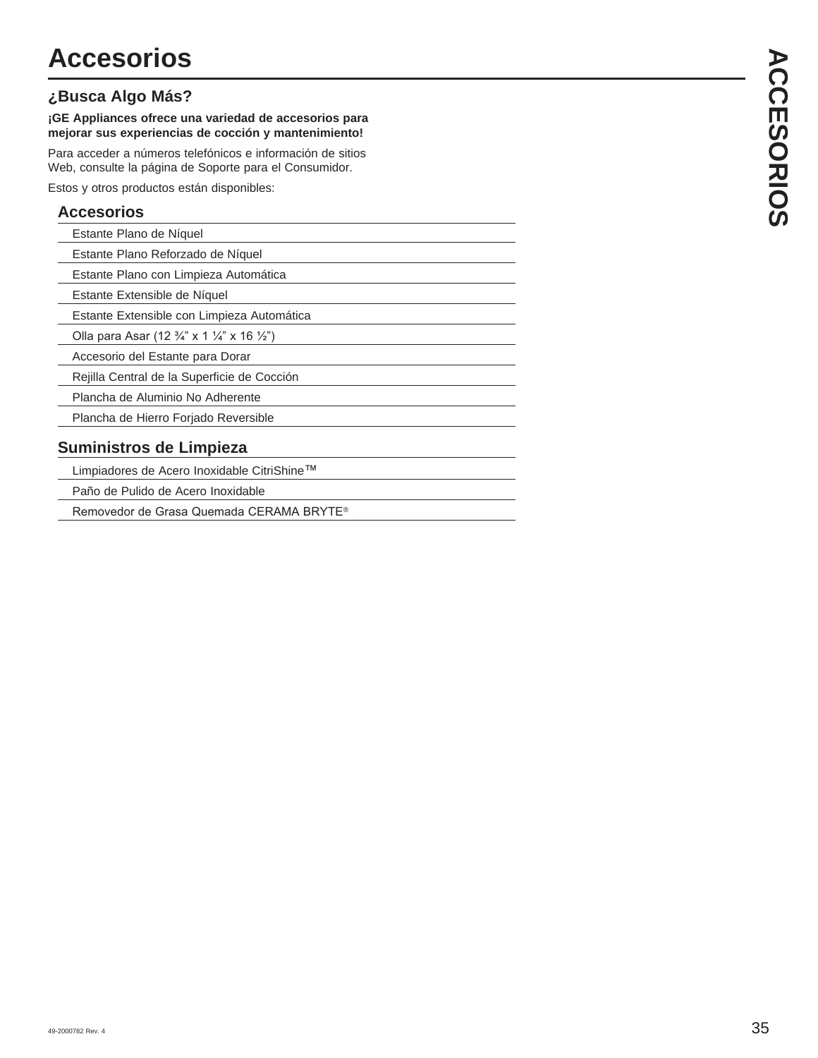# Accesorios

## ¿Busca Algo Más?

**¡GE Appliances ofrece una variedad de accesorios para mejorar sus experiencias de cocción y mantenimiento!**

Para acceder a números telefónicos e información de sitios Web, consulte la página de Soporte para el Consumidor.

Estos y otros productos están disponibles:

### Accesorios

- Estante Plano de Níquel
- Estante Plano Reforzado de Níquel
- Estante Plano con Limpieza Automática
- Estante Extensible de Níquel
- Estante Extensible con Limpieza Automática
- Olla para Asar (12 ¾" x 1 ¼" x 16 ½")
- Accesorio del Estante para Dorar
- Rejilla Central de la Superficie de Cocción
- Plancha de Aluminio No Adherente
- Plancha de Hierro Forjado Reversible

### Suministros de Limpieza

- Limpiadores de Acero Inoxidable CitriShine™
- Paño de Pulido de Acero Inoxidable
- Removedor de Grasa Quemada CERAMA BRYTE®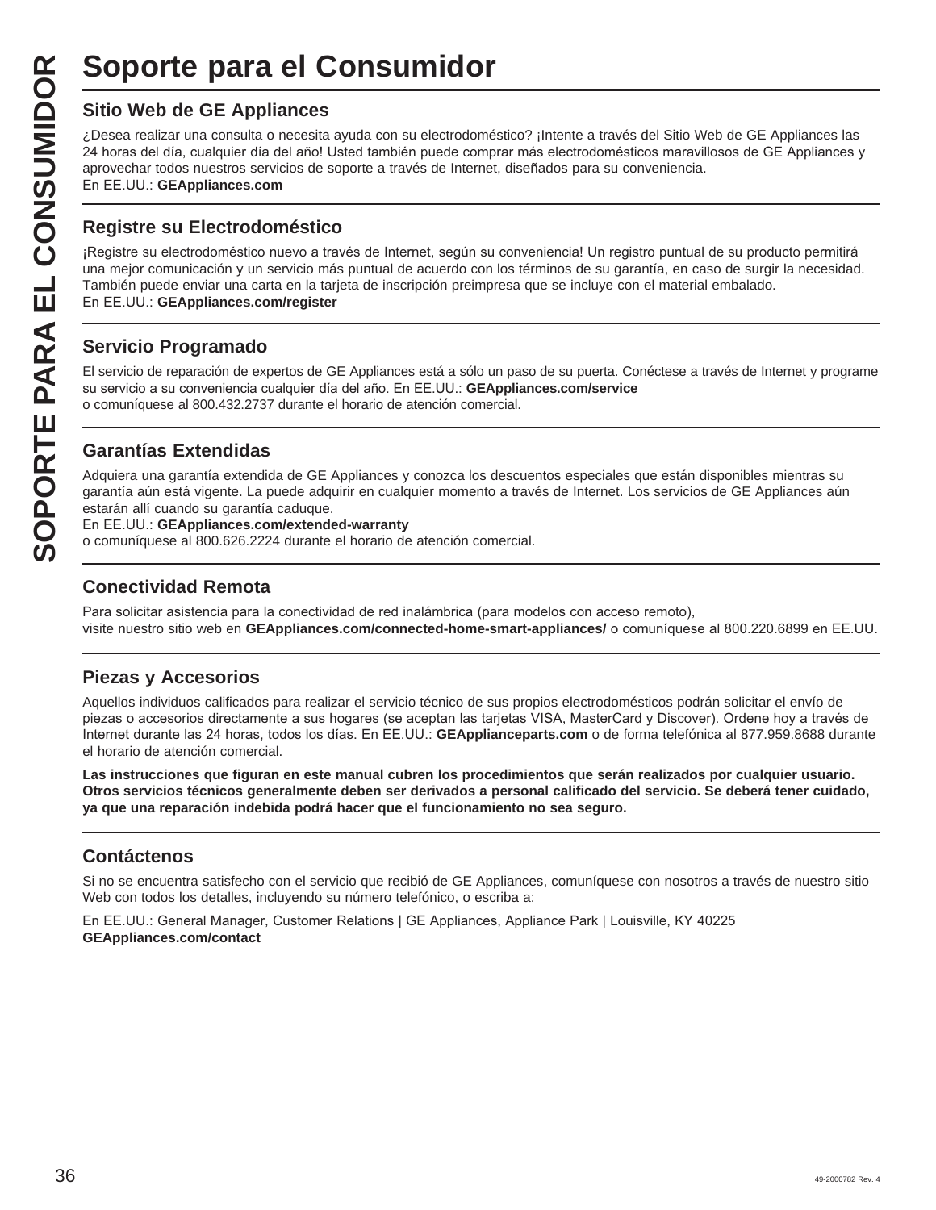# Soporte para el Consumidor

## Sitio Web de GE Appliances

¿Desea realizar una consulta o necesita ayuda con su electrodoméstico? ¡Intente a través del Sitio Web de GE Appliances las 24 horas del día, cualquier día del año! Usted también puede comprar más electrodomésticos maravillosos de GE Appliances y aprovechar todos nuestros servicios de soporte a través de Internet, diseñados para su conveniencia.
En EE.UU.: **GEAppliances.com**

## Registre su Electrodoméstico

¡Registre su electrodoméstico nuevo a través de Internet, según su conveniencia! Un registro puntual de su producto permitirá una mejor comunicación y un servicio más puntual de acuerdo con los términos de su garantía, en caso de surgir la necesidad. También puede enviar una carta en la tarjeta de inscripción preimpresa que se incluye con el material embalado.
En EE.UU.: **GEAppliances.com/register**

## Servicio Programado

El servicio de reparación de expertos de GE Appliances está a sólo un paso de su puerta. Conéctese a través de Internet y programe su servicio a su conveniencia cualquier día del año. En EE.UU.: **GEAppliances.com/service**
o comuníquese al 800.432.2737 durante el horario de atención comercial.

## Garantías Extendidas

Adquiera una garantía extendida de GE Appliances y conozca los descuentos especiales que están disponibles mientras su garantía aún está vigente. La puede adquirir en cualquier momento a través de Internet. Los servicios de GE Appliances aún estarán allí cuando su garantía caduque.
En EE.UU.: **GEAppliances.com/extended-warranty**
o comuníquese al 800.626.2224 durante el horario de atención comercial.

## Conectividad Remota

Para solicitar asistencia para la conectividad de red inalámbrica (para modelos con acceso remoto),
visite nuestro sitio web en **GEAppliances.com/connected-home-smart-appliances/** o comuníquese al 800.220.6899 en EE.UU.

## Piezas y Accesorios

Aquellos individuos calificados para realizar el servicio técnico de sus propios electrodomésticos podrán solicitar el envío de piezas o accesorios directamente a sus hogares (se aceptan las tarjetas VISA, MasterCard y Discover). Ordene hoy a través de Internet durante las 24 horas, todos los días. En EE.UU.: **GEApplianceparts.com** o de forma telefónica al 877.959.8688 durante el horario de atención comercial.

**Las instrucciones que figuran en este manual cubren los procedimientos que serán realizados por cualquier usuario. Otros servicios técnicos generalmente deben ser derivados a personal calificado del servicio. Se deberá tener cuidado, ya que una reparación indebida podrá hacer que el funcionamiento no sea seguro.**

## Contáctenos

Si no se encuentra satisfecho con el servicio que recibió de GE Appliances, comuníquese con nosotros a través de nuestro sitio Web con todos los detalles, incluyendo su número telefónico, o escriba a:

En EE.UU.: General Manager, Customer Relations | GE Appliances, Appliance Park | Louisville, KY 40225
**GEAppliances.com/contact**